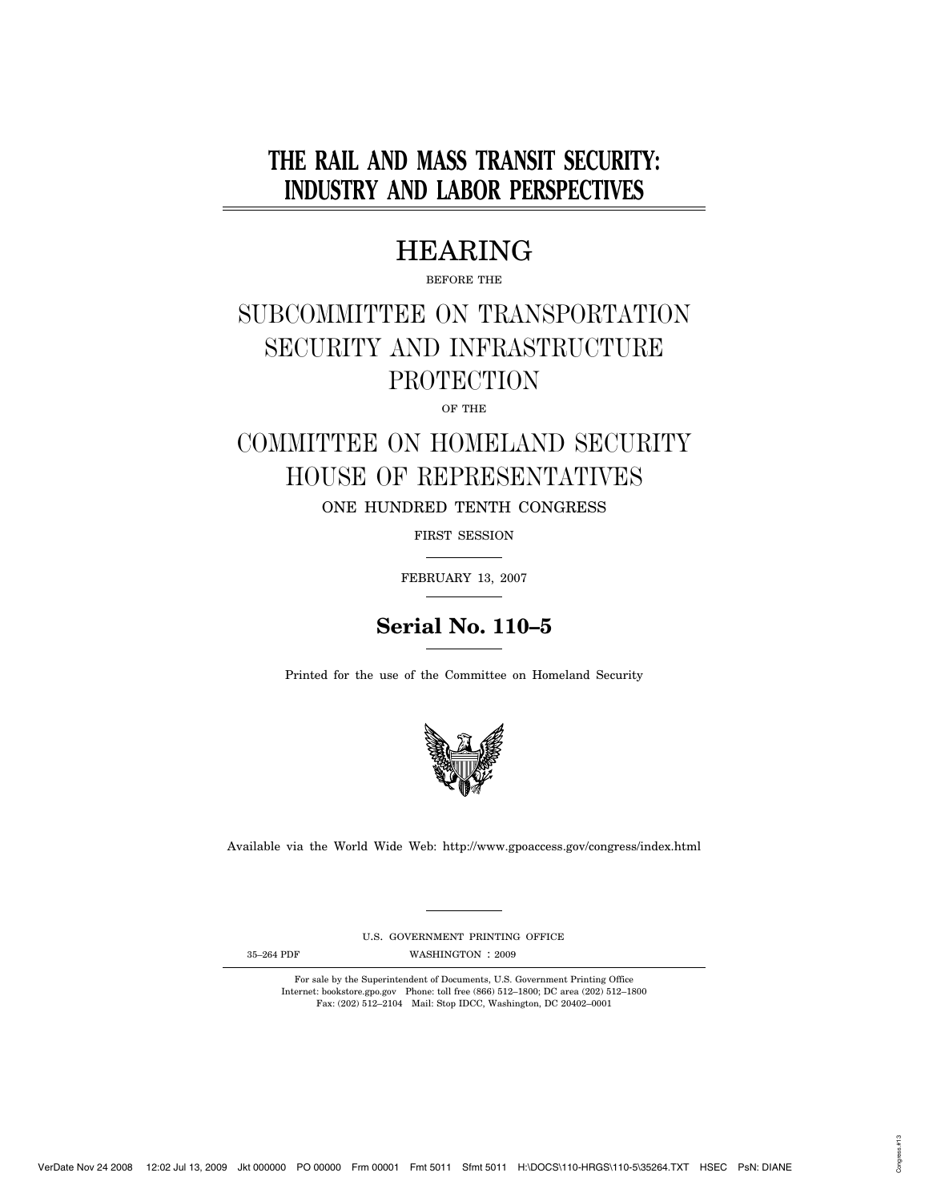# THE RAIL AND MASS TRANSIT SECURITY: INDUSTRY AND LABOR PERSPECTIVES

## HEARING

BEFORE THE

## SUBCOMMITTEE ON TRANSPORTATION SECURITY AND INFRASTRUCTURE PROTECTION

OF THE

## COMMITTEE ON HOMELAND SECURITY HOUSE OF REPRESENTATIVES

ONE HUNDRED TENTH CONGRESS

FIRST SESSION

FEBRUARY 13, 2007

**Serial No. 110–5**

Printed for the use of the Committee on Homeland Security

Available via the World Wide Web: http://www.gpoaccess.gov/congress/index.html

U.S. GOVERNMENT PRINTING OFFICE

35–264 PDF WASHINGTON : 2009

For sale by the Superintendent of Documents, U.S. Government Printing Office
Internet: bookstore.gpo.gov Phone: toll free (866) 512–1800; DC area (202) 512–1800
Fax: (202) 512–2104 Mail: Stop IDCC, Washington, DC 20402–0001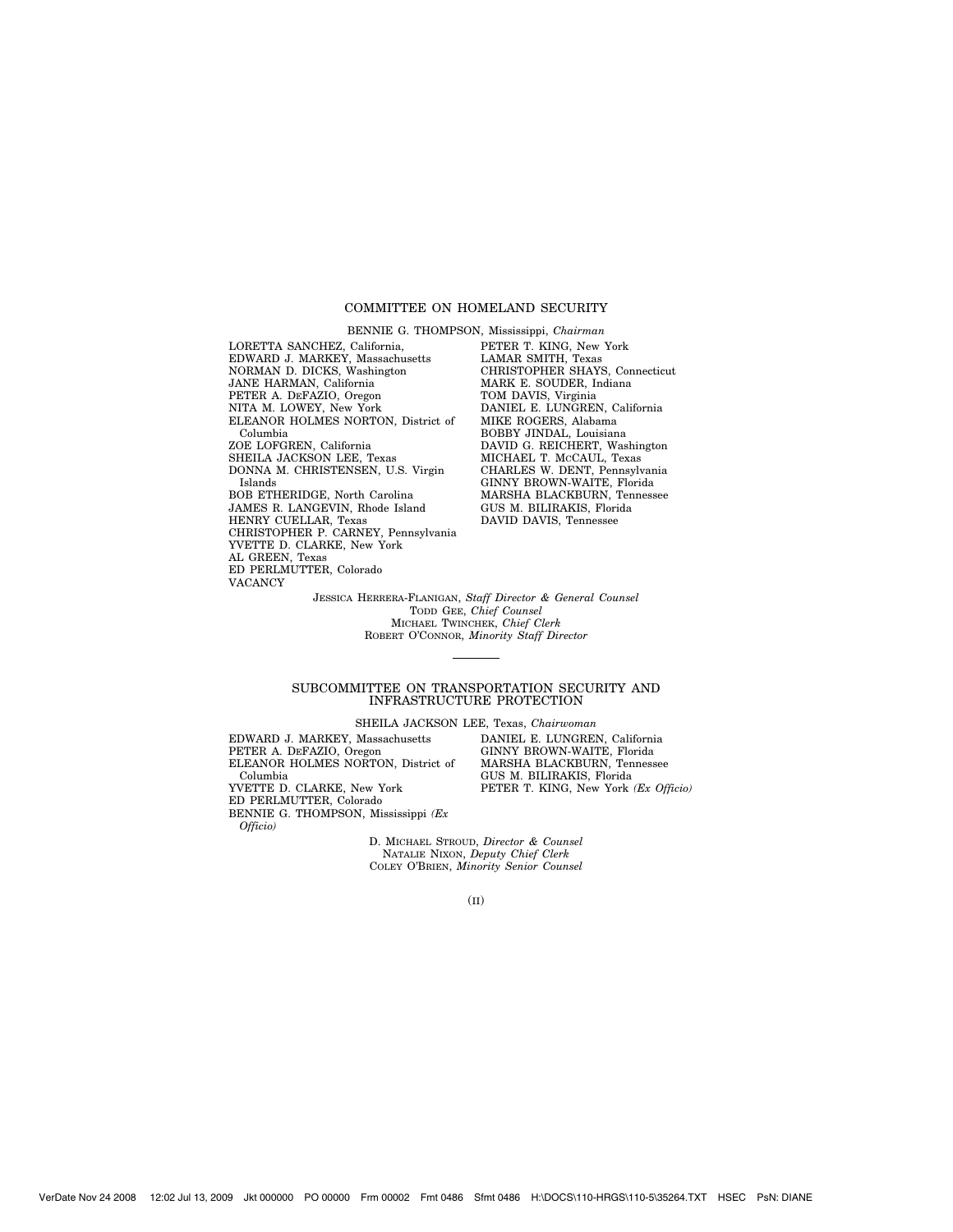## COMMITTEE ON HOMELAND SECURITY

BENNIE G. THOMPSON, Mississippi, *Chairman*

LORETTA SANCHEZ, California,
EDWARD J. MARKEY, Massachusetts
NORMAN D. DICKS, Washington
JANE HARMAN, California
PETER A. DEFAZIO, Oregon
NITA M. LOWEY, New York
ELEANOR HOLMES NORTON, District of Columbia
ZOE LOFGREN, California
SHEILA JACKSON LEE, Texas
DONNA M. CHRISTENSEN, U.S. Virgin Islands
BOB ETHERIDGE, North Carolina
JAMES R. LANGEVIN, Rhode Island
HENRY CUELLAR, Texas
CHRISTOPHER P. CARNEY, Pennsylvania
YVETTE D. CLARKE, New York
AL GREEN, Texas
ED PERLMUTTER, Colorado
VACANCY

PETER T. KING, New York
LAMAR SMITH, Texas
CHRISTOPHER SHAYS, Connecticut
MARK E. SOUDER, Indiana
TOM DAVIS, Virginia
DANIEL E. LUNGREN, California
MIKE ROGERS, Alabama
BOBBY JINDAL, Louisiana
DAVID G. REICHERT, Washington
MICHAEL T. MCCAUL, Texas
CHARLES W. DENT, Pennsylvania
GINNY BROWN-WAITE, Florida
MARSHA BLACKBURN, Tennessee
GUS M. BILIRAKIS, Florida
DAVID DAVIS, Tennessee

JESSICA HERRERA-FLANIGAN, *Staff Director & General Counsel*
TODD GEE, *Chief Counsel*
MICHAEL TWINCHEK, *Chief Clerk*
ROBERT O'CONNOR, *Minority Staff Director*

---

## SUBCOMMITTEE ON TRANSPORTATION SECURITY AND INFRASTRUCTURE PROTECTION

SHEILA JACKSON LEE, Texas, *Chairwoman*

EDWARD J. MARKEY, Massachusetts
PETER A. DEFAZIO, Oregon
ELEANOR HOLMES NORTON, District of Columbia
YVETTE D. CLARKE, New York
ED PERLMUTTER, Colorado
BENNIE G. THOMPSON, Mississippi *(Ex Officio)*

DANIEL E. LUNGREN, California
GINNY BROWN-WAITE, Florida
MARSHA BLACKBURN, Tennessee
GUS M. BILIRAKIS, Florida
PETER T. KING, New York *(Ex Officio)*

D. MICHAEL STROUD, *Director & Counsel*
NATALIE NIXON, *Deputy Chief Clerk*
COLEY O'BRIEN, *Minority Senior Counsel*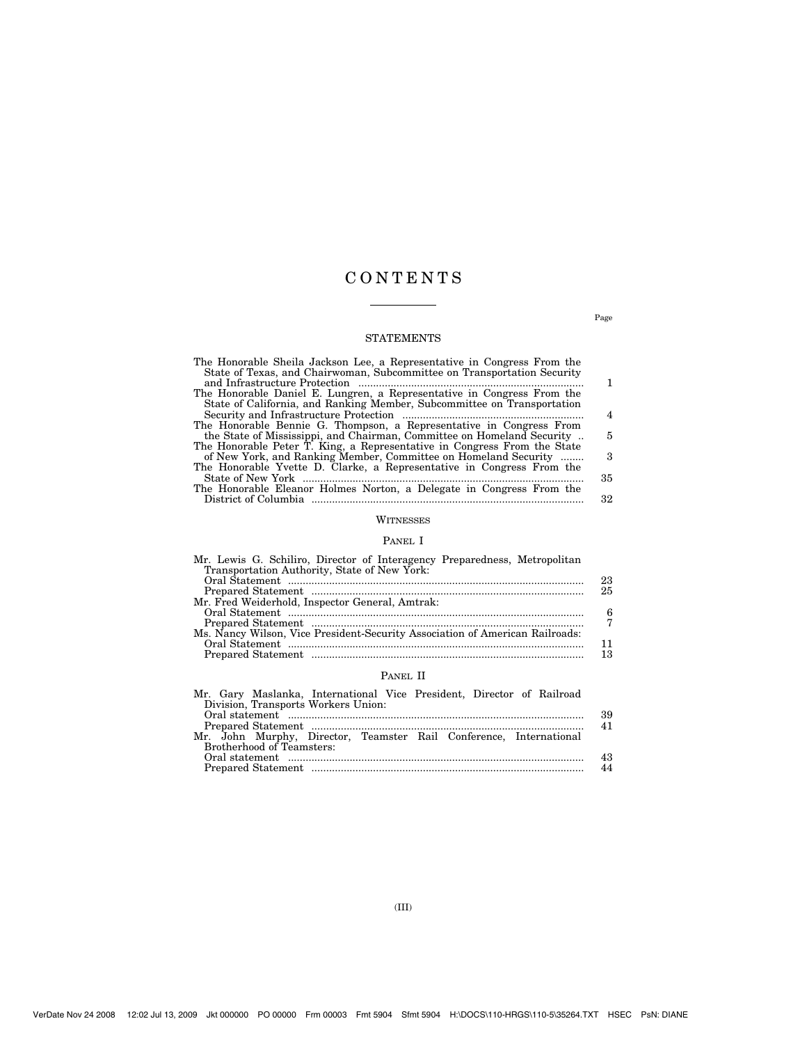# CONTENTS

Page

## STATEMENTS

The Honorable Sheila Jackson Lee, a Representative in Congress From the State of Texas, and Chairwoman, Subcommittee on Transportation Security and Infrastructure Protection ..... 1

The Honorable Daniel E. Lungren, a Representative in Congress From the State of California, and Ranking Member, Subcommittee on Transportation Security and Infrastructure Protection ..... 4

The Honorable Bennie G. Thompson, a Representative in Congress From the State of Mississippi, and Chairman, Committee on Homeland Security .. 5

The Honorable Peter T. King, a Representative in Congress From the State of New York, and Ranking Member, Committee on Homeland Security ..... 3

The Honorable Yvette D. Clarke, a Representative in Congress From the State of New York ..... 35

The Honorable Eleanor Holmes Norton, a Delegate in Congress From the District of Columbia ..... 32

## WITNESSES

### PANEL I

Mr. Lewis G. Schiliro, Director of Interagency Preparedness, Metropolitan Transportation Authority, State of New York:
- Oral Statement ..... 23
- Prepared Statement ..... 25

Mr. Fred Weiderhold, Inspector General, Amtrak:
- Oral Statement ..... 6
- Prepared Statement ..... 7

Ms. Nancy Wilson, Vice President-Security Association of American Railroads:
- Oral Statement ..... 11
- Prepared Statement ..... 13

### PANEL II

Mr. Gary Maslanka, International Vice President, Director of Railroad Division, Transports Workers Union:
- Oral statement ..... 39
- Prepared Statement ..... 41

Mr. John Murphy, Director, Teamster Rail Conference, International Brotherhood of Teamsters:
- Oral statement ..... 43
- Prepared Statement ..... 44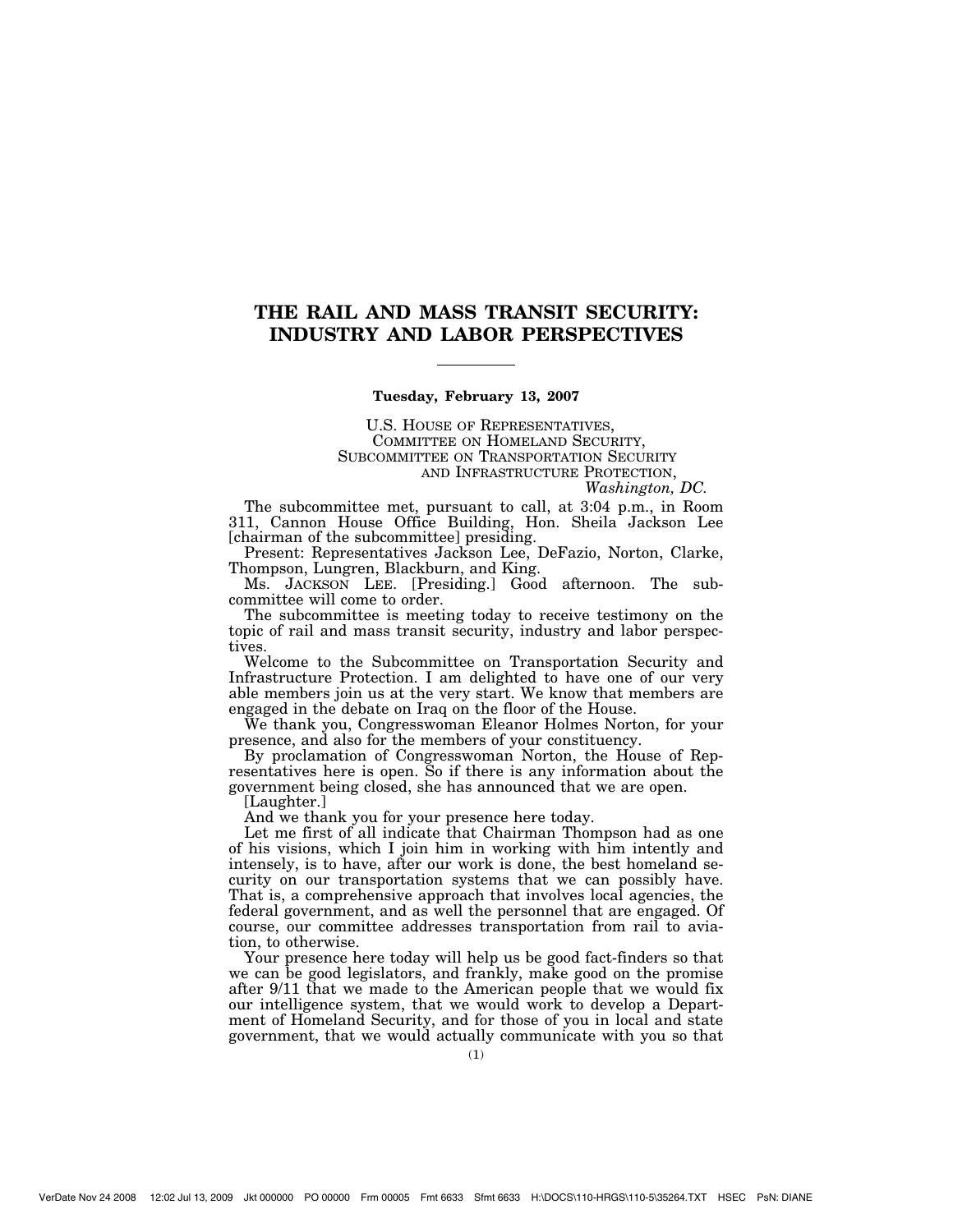# THE RAIL AND MASS TRANSIT SECURITY: INDUSTRY AND LABOR PERSPECTIVES

**Tuesday, February 13, 2007**

U.S. HOUSE OF REPRESENTATIVES,
COMMITTEE ON HOMELAND SECURITY,
SUBCOMMITTEE ON TRANSPORTATION SECURITY
AND INFRASTRUCTURE PROTECTION,
*Washington, DC.*

The subcommittee met, pursuant to call, at 3:04 p.m., in Room 311, Cannon House Office Building, Hon. Sheila Jackson Lee [chairman of the subcommittee] presiding.

Present: Representatives Jackson Lee, DeFazio, Norton, Clarke, Thompson, Lungren, Blackburn, and King.

Ms. JACKSON LEE. [Presiding.] Good afternoon. The subcommittee will come to order.

The subcommittee is meeting today to receive testimony on the topic of rail and mass transit security, industry and labor perspectives.

Welcome to the Subcommittee on Transportation Security and Infrastructure Protection. I am delighted to have one of our very able members join us at the very start. We know that members are engaged in the debate on Iraq on the floor of the House.

We thank you, Congresswoman Eleanor Holmes Norton, for your presence, and also for the members of your constituency.

By proclamation of Congresswoman Norton, the House of Representatives here is open. So if there is any information about the government being closed, she has announced that we are open.

[Laughter.]

And we thank you for your presence here today.

Let me first of all indicate that Chairman Thompson had as one of his visions, which I join him in working with him intently and intensely, is to have, after our work is done, the best homeland security on our transportation systems that we can possibly have. That is, a comprehensive approach that involves local agencies, the federal government, and as well the personnel that are engaged. Of course, our committee addresses transportation from rail to aviation, to otherwise.

Your presence here today will help us be good fact-finders so that we can be good legislators, and frankly, make good on the promise after 9/11 that we made to the American people that we would fix our intelligence system, that we would work to develop a Department of Homeland Security, and for those of you in local and state government, that we would actually communicate with you so that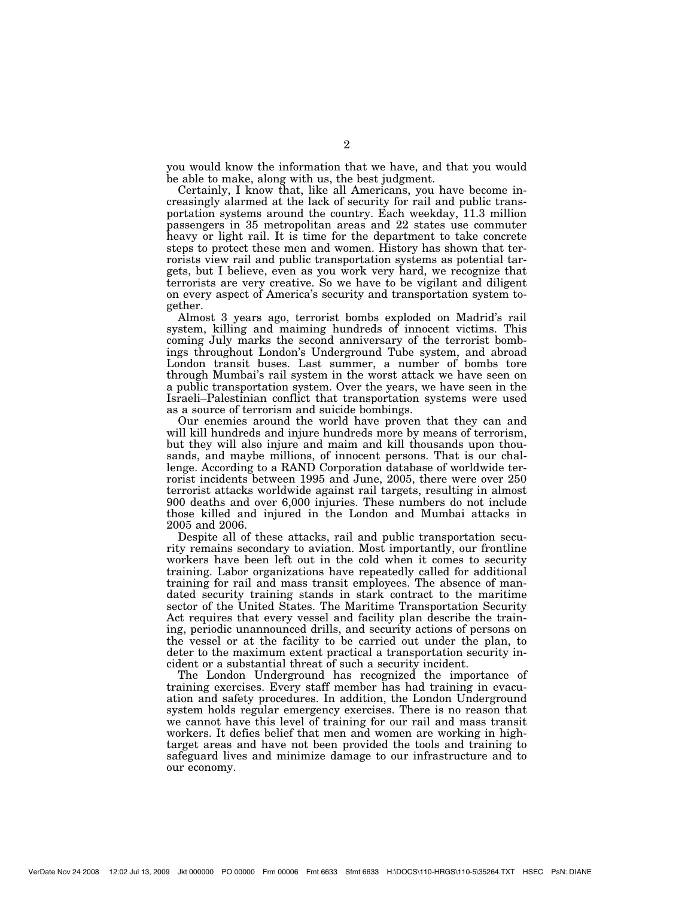you would know the information that we have, and that you would be able to make, along with us, the best judgment.

Certainly, I know that, like all Americans, you have become increasingly alarmed at the lack of security for rail and public transportation systems around the country. Each weekday, 11.3 million passengers in 35 metropolitan areas and 22 states use commuter heavy or light rail. It is time for the department to take concrete steps to protect these men and women. History has shown that terrorists view rail and public transportation systems as potential targets, but I believe, even as you work very hard, we recognize that terrorists are very creative. So we have to be vigilant and diligent on every aspect of America's security and transportation system together.

Almost 3 years ago, terrorist bombs exploded on Madrid's rail system, killing and maiming hundreds of innocent victims. This coming July marks the second anniversary of the terrorist bombings throughout London's Underground Tube system, and abroad London transit buses. Last summer, a number of bombs tore through Mumbai's rail system in the worst attack we have seen on a public transportation system. Over the years, we have seen in the Israeli–Palestinian conflict that transportation systems were used as a source of terrorism and suicide bombings.

Our enemies around the world have proven that they can and will kill hundreds and injure hundreds more by means of terrorism, but they will also injure and maim and kill thousands upon thousands, and maybe millions, of innocent persons. That is our challenge. According to a RAND Corporation database of worldwide terrorist incidents between 1995 and June, 2005, there were over 250 terrorist attacks worldwide against rail targets, resulting in almost 900 deaths and over 6,000 injuries. These numbers do not include those killed and injured in the London and Mumbai attacks in 2005 and 2006.

Despite all of these attacks, rail and public transportation security remains secondary to aviation. Most importantly, our frontline workers have been left out in the cold when it comes to security training. Labor organizations have repeatedly called for additional training for rail and mass transit employees. The absence of mandated security training stands in stark contract to the maritime sector of the United States. The Maritime Transportation Security Act requires that every vessel and facility plan describe the training, periodic unannounced drills, and security actions of persons on the vessel or at the facility to be carried out under the plan, to deter to the maximum extent practical a transportation security incident or a substantial threat of such a security incident.

The London Underground has recognized the importance of training exercises. Every staff member has had training in evacuation and safety procedures. In addition, the London Underground system holds regular emergency exercises. There is no reason that we cannot have this level of training for our rail and mass transit workers. It defies belief that men and women are working in high-target areas and have not been provided the tools and training to safeguard lives and minimize damage to our infrastructure and to our economy.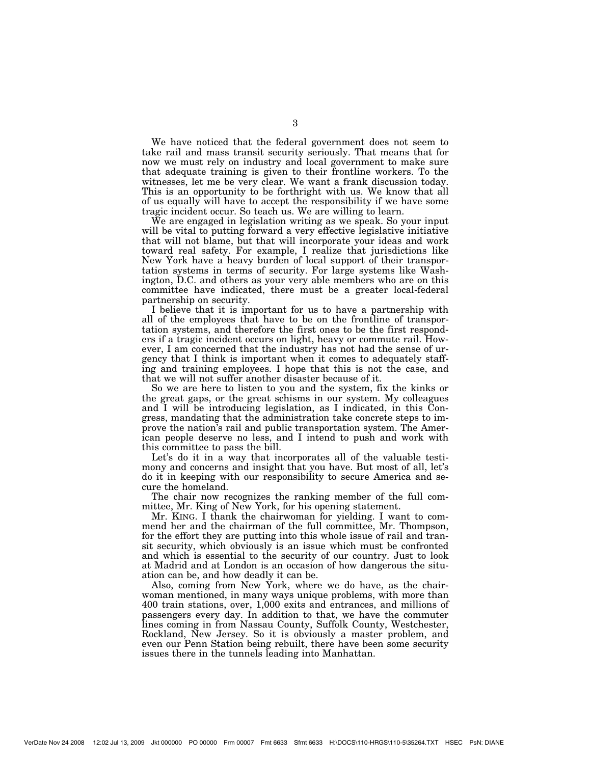We have noticed that the federal government does not seem to take rail and mass transit security seriously. That means that for now we must rely on industry and local government to make sure that adequate training is given to their frontline workers. To the witnesses, let me be very clear. We want a frank discussion today. This is an opportunity to be forthright with us. We know that all of us equally will have to accept the responsibility if we have some tragic incident occur. So teach us. We are willing to learn.

We are engaged in legislation writing as we speak. So your input will be vital to putting forward a very effective legislative initiative that will not blame, but that will incorporate your ideas and work toward real safety. For example, I realize that jurisdictions like New York have a heavy burden of local support of their transportation systems in terms of security. For large systems like Washington, D.C. and others as your very able members who are on this committee have indicated, there must be a greater local-federal partnership on security.

I believe that it is important for us to have a partnership with all of the employees that have to be on the frontline of transportation systems, and therefore the first ones to be the first responders if a tragic incident occurs on light, heavy or commute rail. However, I am concerned that the industry has not had the sense of urgency that I think is important when it comes to adequately staffing and training employees. I hope that this is not the case, and that we will not suffer another disaster because of it.

So we are here to listen to you and the system, fix the kinks or the great gaps, or the great schisms in our system. My colleagues and I will be introducing legislation, as I indicated, in this Congress, mandating that the administration take concrete steps to improve the nation's rail and public transportation system. The American people deserve no less, and I intend to push and work with this committee to pass the bill.

Let's do it in a way that incorporates all of the valuable testimony and concerns and insight that you have. But most of all, let's do it in keeping with our responsibility to secure America and secure the homeland.

The chair now recognizes the ranking member of the full committee, Mr. King of New York, for his opening statement.

Mr. KING. I thank the chairwoman for yielding. I want to commend her and the chairman of the full committee, Mr. Thompson, for the effort they are putting into this whole issue of rail and transit security, which obviously is an issue which must be confronted and which is essential to the security of our country. Just to look at Madrid and at London is an occasion of how dangerous the situation can be, and how deadly it can be.

Also, coming from New York, where we do have, as the chairwoman mentioned, in many ways unique problems, with more than 400 train stations, over, 1,000 exits and entrances, and millions of passengers every day. In addition to that, we have the commuter lines coming in from Nassau County, Suffolk County, Westchester, Rockland, New Jersey. So it is obviously a master problem, and even our Penn Station being rebuilt, there have been some security issues there in the tunnels leading into Manhattan.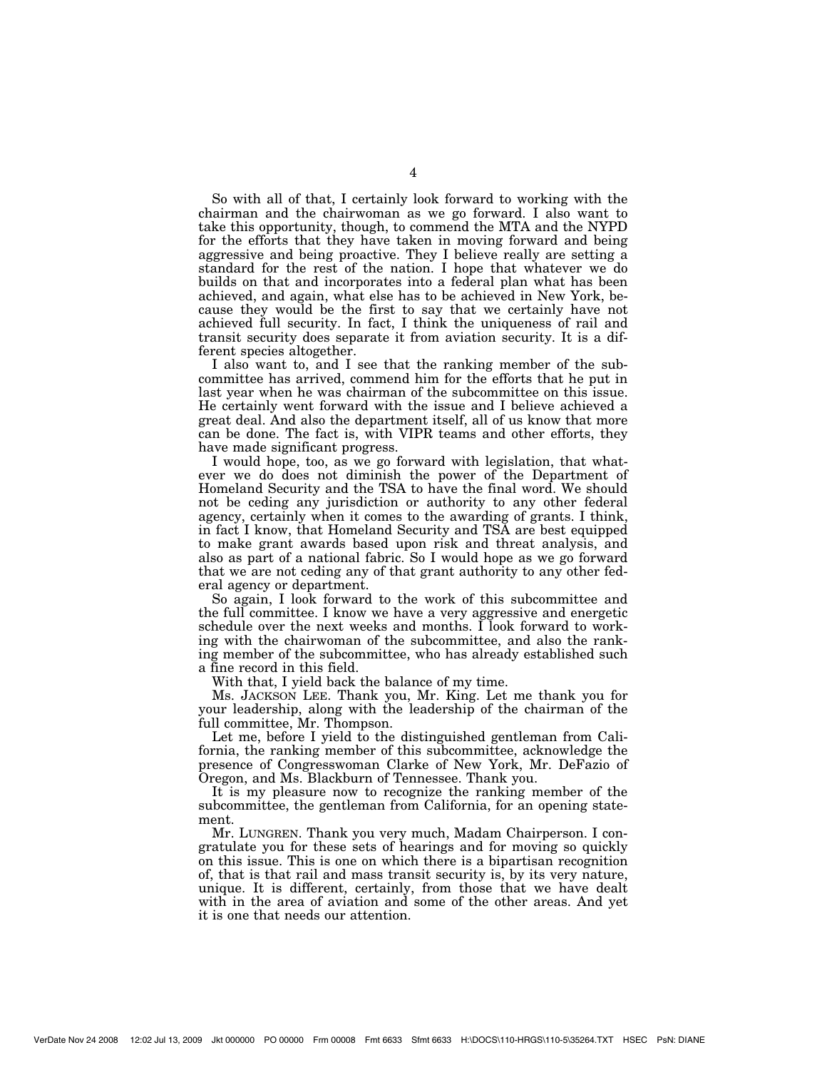So with all of that, I certainly look forward to working with the chairman and the chairwoman as we go forward. I also want to take this opportunity, though, to commend the MTA and the NYPD for the efforts that they have taken in moving forward and being aggressive and being proactive. They I believe really are setting a standard for the rest of the nation. I hope that whatever we do builds on that and incorporates into a federal plan what has been achieved, and again, what else has to be achieved in New York, because they would be the first to say that we certainly have not achieved full security. In fact, I think the uniqueness of rail and transit security does separate it from aviation security. It is a different species altogether.

I also want to, and I see that the ranking member of the subcommittee has arrived, commend him for the efforts that he put in last year when he was chairman of the subcommittee on this issue. He certainly went forward with the issue and I believe achieved a great deal. And also the department itself, all of us know that more can be done. The fact is, with VIPR teams and other efforts, they have made significant progress.

I would hope, too, as we go forward with legislation, that whatever we do does not diminish the power of the Department of Homeland Security and the TSA to have the final word. We should not be ceding any jurisdiction or authority to any other federal agency, certainly when it comes to the awarding of grants. I think, in fact I know, that Homeland Security and TSA are best equipped to make grant awards based upon risk and threat analysis, and also as part of a national fabric. So I would hope as we go forward that we are not ceding any of that grant authority to any other federal agency or department.

So again, I look forward to the work of this subcommittee and the full committee. I know we have a very aggressive and energetic schedule over the next weeks and months. I look forward to working with the chairwoman of the subcommittee, and also the ranking member of the subcommittee, who has already established such a fine record in this field.

With that, I yield back the balance of my time.

Ms. JACKSON LEE. Thank you, Mr. King. Let me thank you for your leadership, along with the leadership of the chairman of the full committee, Mr. Thompson.

Let me, before I yield to the distinguished gentleman from California, the ranking member of this subcommittee, acknowledge the presence of Congresswoman Clarke of New York, Mr. DeFazio of Oregon, and Ms. Blackburn of Tennessee. Thank you.

It is my pleasure now to recognize the ranking member of the subcommittee, the gentleman from California, for an opening statement.

Mr. LUNGREN. Thank you very much, Madam Chairperson. I congratulate you for these sets of hearings and for moving so quickly on this issue. This is one on which there is a bipartisan recognition of, that is that rail and mass transit security is, by its very nature, unique. It is different, certainly, from those that we have dealt with in the area of aviation and some of the other areas. And yet it is one that needs our attention.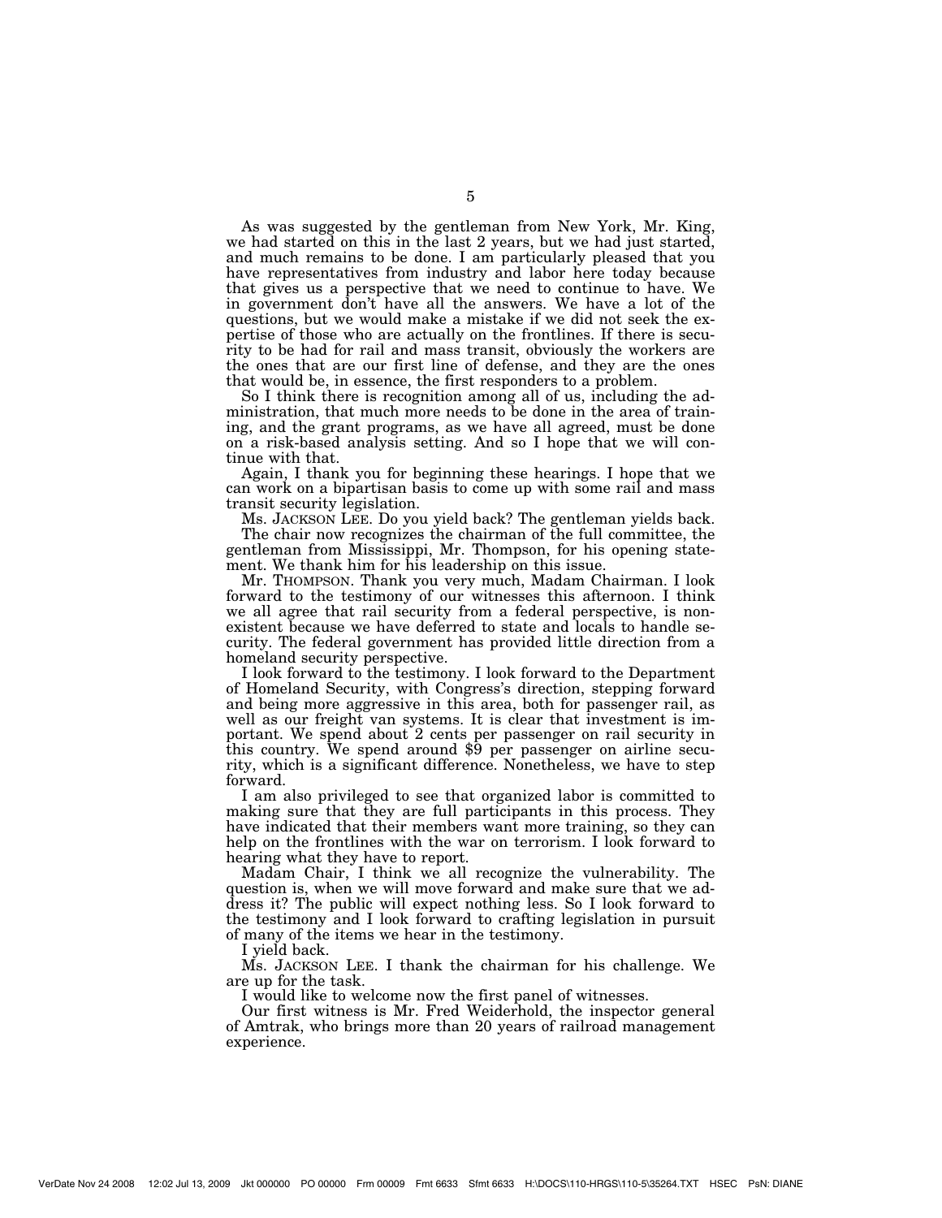As was suggested by the gentleman from New York, Mr. King, we had started on this in the last 2 years, but we had just started, and much remains to be done. I am particularly pleased that you have representatives from industry and labor here today because that gives us a perspective that we need to continue to have. We in government don't have all the answers. We have a lot of the questions, but we would make a mistake if we did not seek the expertise of those who are actually on the frontlines. If there is security to be had for rail and mass transit, obviously the workers are the ones that are our first line of defense, and they are the ones that would be, in essence, the first responders to a problem.

So I think there is recognition among all of us, including the administration, that much more needs to be done in the area of training, and the grant programs, as we have all agreed, must be done on a risk-based analysis setting. And so I hope that we will continue with that.

Again, I thank you for beginning these hearings. I hope that we can work on a bipartisan basis to come up with some rail and mass transit security legislation.

Ms. JACKSON LEE. Do you yield back? The gentleman yields back.

The chair now recognizes the chairman of the full committee, the gentleman from Mississippi, Mr. Thompson, for his opening statement. We thank him for his leadership on this issue.

Mr. THOMPSON. Thank you very much, Madam Chairman. I look forward to the testimony of our witnesses this afternoon. I think we all agree that rail security from a federal perspective, is nonexistent because we have deferred to state and locals to handle security. The federal government has provided little direction from a homeland security perspective.

I look forward to the testimony. I look forward to the Department of Homeland Security, with Congress's direction, stepping forward and being more aggressive in this area, both for passenger rail, as well as our freight van systems. It is clear that investment is important. We spend about 2 cents per passenger on rail security in this country. We spend around $9 per passenger on airline security, which is a significant difference. Nonetheless, we have to step forward.

I am also privileged to see that organized labor is committed to making sure that they are full participants in this process. They have indicated that their members want more training, so they can help on the frontlines with the war on terrorism. I look forward to hearing what they have to report.

Madam Chair, I think we all recognize the vulnerability. The question is, when we will move forward and make sure that we address it? The public will expect nothing less. So I look forward to the testimony and I look forward to crafting legislation in pursuit of many of the items we hear in the testimony.

I yield back.

Ms. JACKSON LEE. I thank the chairman for his challenge. We are up for the task.

I would like to welcome now the first panel of witnesses.

Our first witness is Mr. Fred Weiderhold, the inspector general of Amtrak, who brings more than 20 years of railroad management experience.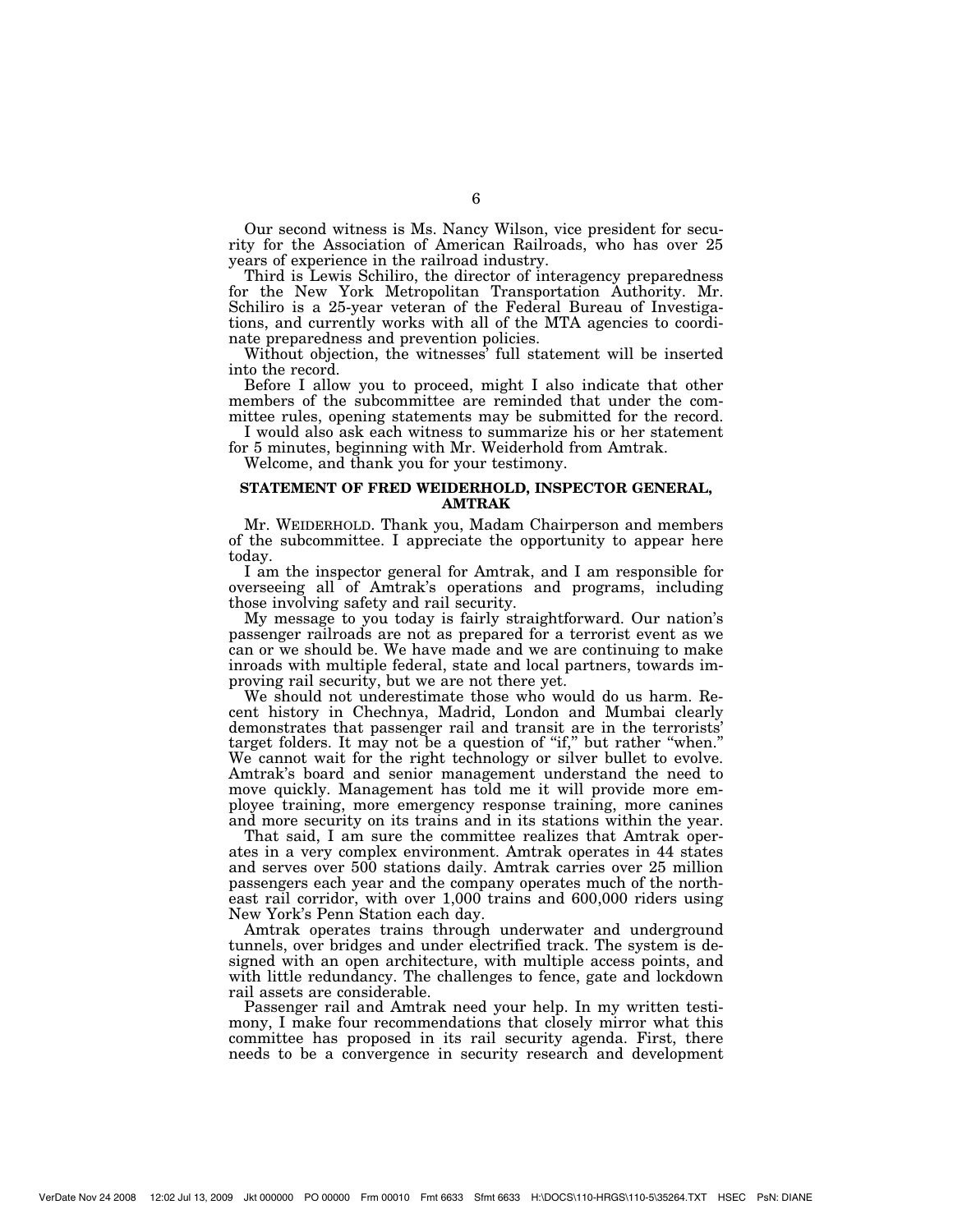Our second witness is Ms. Nancy Wilson, vice president for security for the Association of American Railroads, who has over 25 years of experience in the railroad industry.

Third is Lewis Schiliro, the director of interagency preparedness for the New York Metropolitan Transportation Authority. Mr. Schiliro is a 25-year veteran of the Federal Bureau of Investigations, and currently works with all of the MTA agencies to coordinate preparedness and prevention policies.

Without objection, the witnesses' full statement will be inserted into the record.

Before I allow you to proceed, might I also indicate that other members of the subcommittee are reminded that under the committee rules, opening statements may be submitted for the record.

I would also ask each witness to summarize his or her statement for 5 minutes, beginning with Mr. Weiderhold from Amtrak.

Welcome, and thank you for your testimony.

## STATEMENT OF FRED WEIDERHOLD, INSPECTOR GENERAL, AMTRAK

Mr. WEIDERHOLD. Thank you, Madam Chairperson and members of the subcommittee. I appreciate the opportunity to appear here today.

I am the inspector general for Amtrak, and I am responsible for overseeing all of Amtrak's operations and programs, including those involving safety and rail security.

My message to you today is fairly straightforward. Our nation's passenger railroads are not as prepared for a terrorist event as we can or we should be. We have made and we are continuing to make inroads with multiple federal, state and local partners, towards improving rail security, but we are not there yet.

We should not underestimate those who would do us harm. Recent history in Chechnya, Madrid, London and Mumbai clearly demonstrates that passenger rail and transit are in the terrorists' target folders. It may not be a question of "if," but rather "when." We cannot wait for the right technology or silver bullet to evolve. Amtrak's board and senior management understand the need to move quickly. Management has told me it will provide more employee training, more emergency response training, more canines and more security on its trains and in its stations within the year.

That said, I am sure the committee realizes that Amtrak operates in a very complex environment. Amtrak operates in 44 states and serves over 500 stations daily. Amtrak carries over 25 million passengers each year and the company operates much of the northeast rail corridor, with over 1,000 trains and 600,000 riders using New York's Penn Station each day.

Amtrak operates trains through underwater and underground tunnels, over bridges and under electrified track. The system is designed with an open architecture, with multiple access points, and with little redundancy. The challenges to fence, gate and lockdown rail assets are considerable.

Passenger rail and Amtrak need your help. In my written testimony, I make four recommendations that closely mirror what this committee has proposed in its rail security agenda. First, there needs to be a convergence in security research and development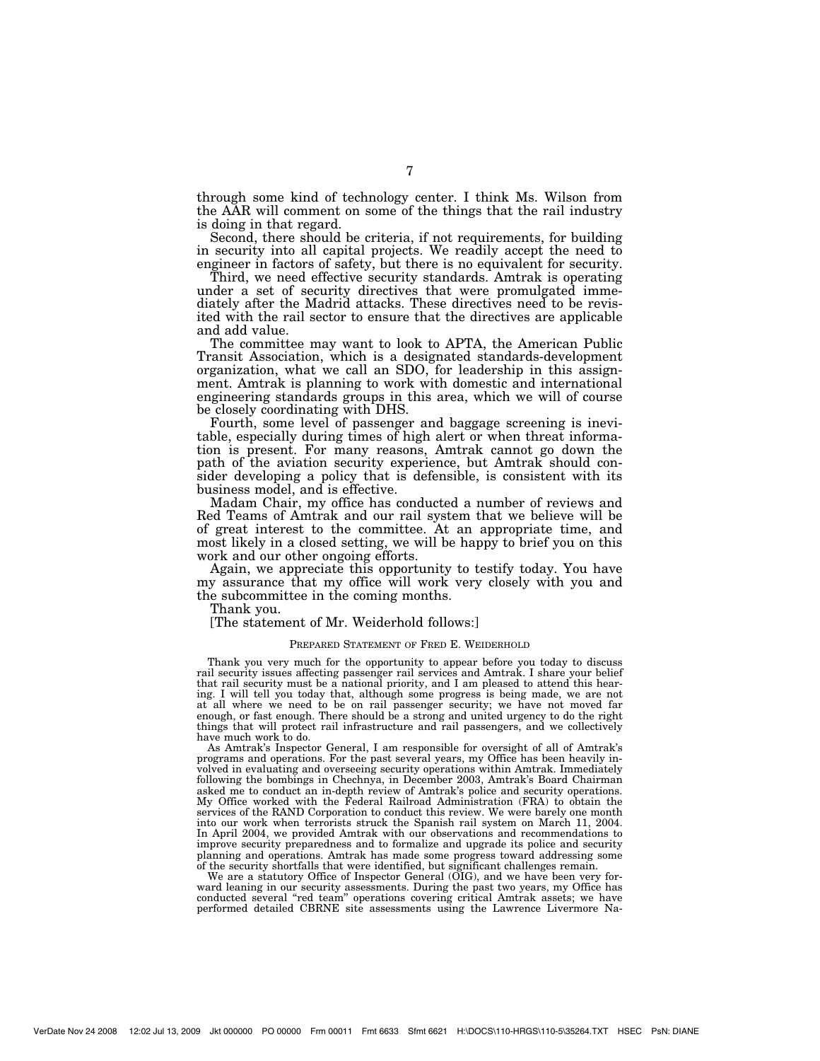through some kind of technology center. I think Ms. Wilson from the AAR will comment on some of the things that the rail industry is doing in that regard.

Second, there should be criteria, if not requirements, for building in security into all capital projects. We readily accept the need to engineer in factors of safety, but there is no equivalent for security.

Third, we need effective security standards. Amtrak is operating under a set of security directives that were promulgated immediately after the Madrid attacks. These directives need to be revisited with the rail sector to ensure that the directives are applicable and add value.

The committee may want to look to APTA, the American Public Transit Association, which is a designated standards-development organization, what we call an SDO, for leadership in this assignment. Amtrak is planning to work with domestic and international engineering standards groups in this area, which we will of course be closely coordinating with DHS.

Fourth, some level of passenger and baggage screening is inevitable, especially during times of high alert or when threat information is present. For many reasons, Amtrak cannot go down the path of the aviation security experience, but Amtrak should consider developing a policy that is defensible, is consistent with its business model, and is effective.

Madam Chair, my office has conducted a number of reviews and Red Teams of Amtrak and our rail system that we believe will be of great interest to the committee. At an appropriate time, and most likely in a closed setting, we will be happy to brief you on this work and our other ongoing efforts.

Again, we appreciate this opportunity to testify today. You have my assurance that my office will work very closely with you and the subcommittee in the coming months.

Thank you.

[The statement of Mr. Weiderhold follows:]

PREPARED STATEMENT OF FRED E. WEIDERHOLD

Thank you very much for the opportunity to appear before you today to discuss rail security issues affecting passenger rail services and Amtrak. I share your belief that rail security must be a national priority, and I am pleased to attend this hearing. I will tell you today that, although some progress is being made, we are not at all where we need to be on rail passenger security; we have not moved far enough, or fast enough. There should be a strong and united urgency to do the right things that will protect rail infrastructure and rail passengers, and we collectively have much work to do.

As Amtrak's Inspector General, I am responsible for oversight of all of Amtrak's programs and operations. For the past several years, my Office has been heavily involved in evaluating and overseeing security operations within Amtrak. Immediately following the bombings in Chechnya, in December 2003, Amtrak's Board Chairman asked me to conduct an in-depth review of Amtrak's police and security operations. My Office worked with the Federal Railroad Administration (FRA) to obtain the services of the RAND Corporation to conduct this review. We were barely one month into our work when terrorists struck the Spanish rail system on March 11, 2004. In April 2004, we provided Amtrak with our observations and recommendations to improve security preparedness and to formalize and upgrade its police and security planning and operations. Amtrak has made some progress toward addressing some of the security shortfalls that were identified, but significant challenges remain.

We are a statutory Office of Inspector General (OIG), and we have been very forward leaning in our security assessments. During the past two years, my Office has conducted several "red team" operations covering critical Amtrak assets; we have performed detailed CBRNE site assessments using the Lawrence Livermore Na-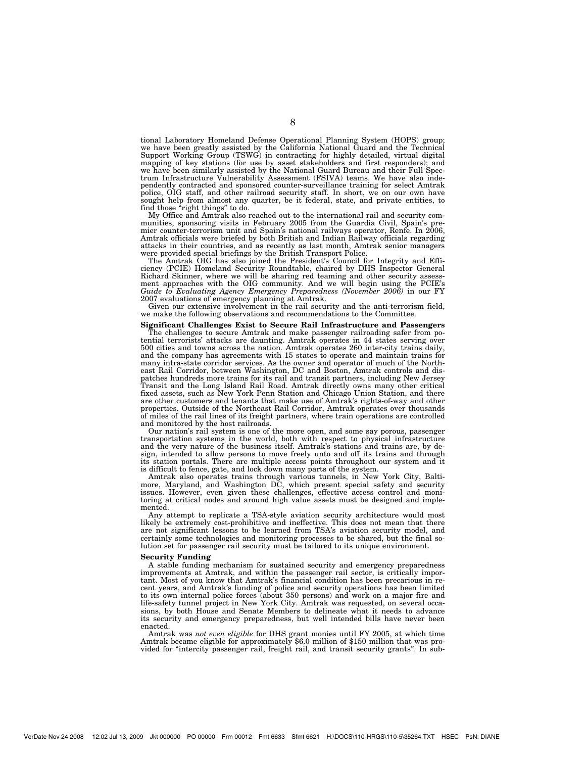tional Laboratory Homeland Defense Operational Planning System (HOPS) group; we have been greatly assisted by the California National Guard and the Technical Support Working Group (TSWG) in contracting for highly detailed, virtual digital mapping of key stations (for use by asset stakeholders and first responders); and we have been similarly assisted by the National Guard Bureau and their Full Spectrum Infrastructure Vulnerability Assessment (FSIVA) teams. We have also independently contracted and sponsored counter-surveillance training for select Amtrak police, OIG staff, and other railroad security staff. In short, we on our own have sought help from almost any quarter, be it federal, state, and private entities, to find those "right things" to do.

My Office and Amtrak also reached out to the international rail and security communities, sponsoring visits in February 2005 from the Guardia Civil, Spain's premier counter-terrorism unit and Spain's national railways operator, Renfe. In 2006, Amtrak officials were briefed by both British and Indian Railway officials regarding attacks in their countries, and as recently as last month, Amtrak senior managers were provided special briefings by the British Transport Police.

The Amtrak OIG has also joined the President's Council for Integrity and Efficiency (PCIE) Homeland Security Roundtable, chaired by DHS Inspector General Richard Skinner, where we will be sharing red teaming and other security assessment approaches with the OIG community. And we will begin using the PCIE's *Guide to Evaluating Agency Emergency Preparedness (November 2006)* in our FY 2007 evaluations of emergency planning at Amtrak.

Given our extensive involvement in the rail security and the anti-terrorism field, we make the following observations and recommendations to the Committee.

**Significant Challenges Exist to Secure Rail Infrastructure and Passengers**

The challenges to secure Amtrak and make passenger railroading safer from potential terrorists' attacks are daunting. Amtrak operates in 44 states serving over 500 cities and towns across the nation. Amtrak operates 260 inter-city trains daily, and the company has agreements with 15 states to operate and maintain trains for many intra-state corridor services. As the owner and operator of much of the Northeast Rail Corridor, between Washington, DC and Boston, Amtrak controls and dispatches hundreds more trains for its rail and transit partners, including New Jersey Transit and the Long Island Rail Road. Amtrak directly owns many other critical fixed assets, such as New York Penn Station and Chicago Union Station, and there are other customers and tenants that make use of Amtrak's rights-of-way and other properties. Outside of the Northeast Rail Corridor, Amtrak operates over thousands of miles of the rail lines of its freight partners, where train operations are controlled and monitored by the host railroads.

Our nation's rail system is one of the more open, and some say porous, passenger transportation systems in the world, both with respect to physical infrastructure and the very nature of the business itself. Amtrak's stations and trains are, by design, intended to allow persons to move freely unto and off its trains and through its station portals. There are multiple access points throughout our system and it is difficult to fence, gate, and lock down many parts of the system.

Amtrak also operates trains through various tunnels, in New York City, Baltimore, Maryland, and Washington DC, which present special safety and security issues. However, even given these challenges, effective access control and monitoring at critical nodes and around high value assets must be designed and implemented.

Any attempt to replicate a TSA-style aviation security architecture would most likely be extremely cost-prohibitive and ineffective. This does not mean that there are not significant lessons to be learned from TSA's aviation security model, and certainly some technologies and monitoring processes to be shared, but the final solution set for passenger rail security must be tailored to its unique environment.

**Security Funding**

A stable funding mechanism for sustained security and emergency preparedness improvements at Amtrak, and within the passenger rail sector, is critically important. Most of you know that Amtrak's financial condition has been precarious in recent years, and Amtrak's funding of police and security operations has been limited to its own internal police forces (about 350 persons) and work on a major fire and life-safety tunnel project in New York City. Amtrak was requested, on several occasions, by both House and Senate Members to delineate what it needs to advance its security and emergency preparedness, but well intended bills have never been enacted.

Amtrak was *not even eligible* for DHS grant monies until FY 2005, at which time Amtrak became eligible for approximately $6.0 million of $150 million that was provided for "intercity passenger rail, freight rail, and transit security grants". In sub-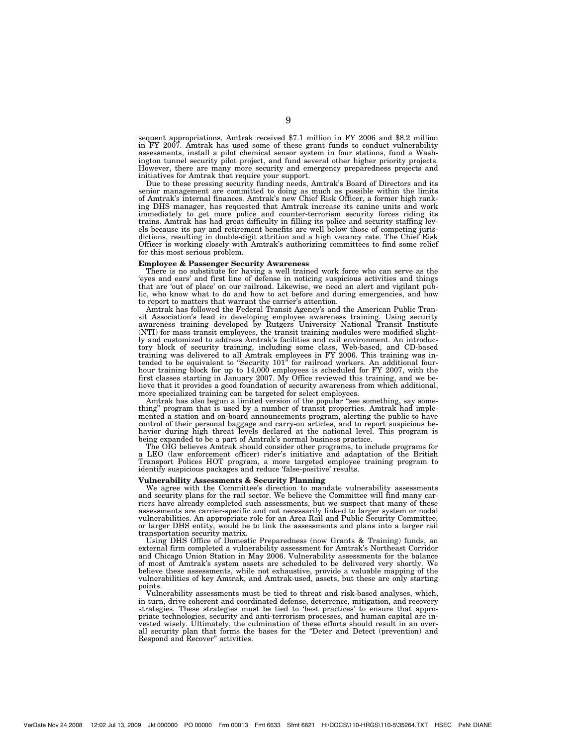sequent appropriations, Amtrak received $7.1 million in FY 2006 and $8.2 million in FY 2007. Amtrak has used some of these grant funds to conduct vulnerability assessments, install a pilot chemical sensor system in four stations, fund a Washington tunnel security pilot project, and fund several other higher priority projects. However, there are many more security and emergency preparedness projects and initiatives for Amtrak that require your support.

Due to these pressing security funding needs, Amtrak's Board of Directors and its senior management are committed to doing as much as possible within the limits of Amtrak's internal finances. Amtrak's new Chief Risk Officer, a former high ranking DHS manager, has requested that Amtrak increase its canine units and work immediately to get more police and counter-terrorism security forces riding its trains. Amtrak has had great difficulty in filling its police and security staffing levels because its pay and retirement benefits are well below those of competing jurisdictions, resulting in double-digit attrition and a high vacancy rate. The Chief Risk Officer is working closely with Amtrak's authorizing committees to find some relief for this most serious problem.

**Employee & Passenger Security Awareness**

There is no substitute for having a well trained work force who can serve as the 'eyes and ears' and first line of defense in noticing suspicious activities and things that are 'out of place' on our railroad. Likewise, we need an alert and vigilant public, who know what to do and how to act before and during emergencies, and how to report to matters that warrant the carrier's attention.

Amtrak has followed the Federal Transit Agency's and the American Public Transit Association's lead in developing employee awareness training. Using security awareness training developed by Rutgers University National Transit Institute (NTI) for mass transit employees, the transit training modules were modified slightly and customized to address Amtrak's facilities and rail environment. An introductory block of security training, including some class, Web-based, and CD-based training was delivered to all Amtrak employees in FY 2006. This training was intended to be equivalent to "Security 101" for railroad workers. An additional four-hour training block for up to 14,000 employees is scheduled for FY 2007, with the first classes starting in January 2007. My Office reviewed this training, and we believe that it provides a good foundation of security awareness from which additional, more specialized training can be targeted for select employees.

Amtrak has also begun a limited version of the popular "see something, say something" program that is used by a number of transit properties. Amtrak had implemented a station and on-board announcements program, alerting the public to have control of their personal baggage and carry-on articles, and to report suspicious behavior during high threat levels declared at the national level. This program is being expanded to be a part of Amtrak's normal business practice.

The OIG believes Amtrak should consider other programs, to include programs for a LEO (law enforcement officer) rider's initiative and adaptation of the British Transport Polices HOT program, a more targeted employee training program to identify suspicious packages and reduce 'false-positive' results.

**Vulnerability Assessments & Security Planning**

We agree with the Committee's direction to mandate vulnerability assessments and security plans for the rail sector. We believe the Committee will find many carriers have already completed such assessments, but we suspect that many of these assessments are carrier-specific and not necessarily linked to larger system or nodal vulnerabilities. An appropriate role for an Area Rail and Public Security Committee, or larger DHS entity, would be to link the assessments and plans into a larger rail transportation security matrix.

Using DHS Office of Domestic Preparedness (now Grants & Training) funds, an external firm completed a vulnerability assessment for Amtrak's Northeast Corridor and Chicago Union Station in May 2006. Vulnerability assessments for the balance of most of Amtrak's system assets are scheduled to be delivered very shortly. We believe these assessments, while not exhaustive, provide a valuable mapping of the vulnerabilities of key Amtrak, and Amtrak-used, assets, but these are only starting points.

Vulnerability assessments must be tied to threat and risk-based analyses, which, in turn, drive coherent and coordinated defense, deterrence, mitigation, and recovery strategies. These strategies must be tied to 'best practices' to ensure that appropriate technologies, security and anti-terrorism processes, and human capital are invested wisely. Ultimately, the culmination of these efforts should result in an overall security plan that forms the bases for the "Deter and Detect (prevention) and Respond and Recover" activities.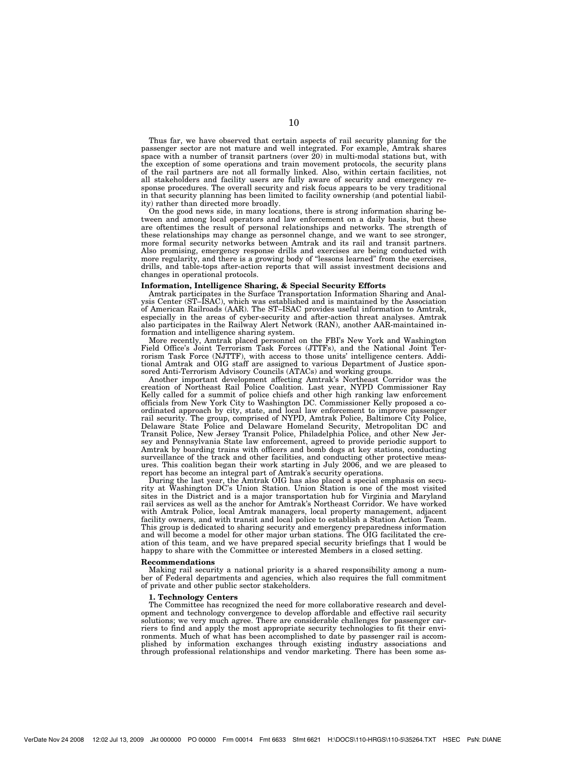Thus far, we have observed that certain aspects of rail security planning for the passenger sector are not mature and well integrated. For example, Amtrak shares space with a number of transit partners (over 20) in multi-modal stations but, with the exception of some operations and train movement protocols, the security plans of the rail partners are not all formally linked. Also, within certain facilities, not all stakeholders and facility users are fully aware of security and emergency response procedures. The overall security and risk focus appears to be very traditional in that security planning has been limited to facility ownership (and potential liability) rather than directed more broadly.

On the good news side, in many locations, there is strong information sharing between and among local operators and law enforcement on a daily basis, but these are oftentimes the result of personal relationships and networks. The strength of these relationships may change as personnel change, and we want to see stronger, more formal security networks between Amtrak and its rail and transit partners. Also promising, emergency response drills and exercises are being conducted with more regularity, and there is a growing body of "lessons learned" from the exercises, drills, and table-tops after-action reports that will assist investment decisions and changes in operational protocols.

**Information, Intelligence Sharing, & Special Security Efforts**

Amtrak participates in the Surface Transportation Information Sharing and Analysis Center (ST–ISAC), which was established and is maintained by the Association of American Railroads (AAR). The ST–ISAC provides useful information to Amtrak, especially in the areas of cyber-security and after-action threat analyses. Amtrak also participates in the Railway Alert Network (RAN), another AAR-maintained information and intelligence sharing system.

More recently, Amtrak placed personnel on the FBI's New York and Washington Field Office's Joint Terrorism Task Forces (JTTFs), and the National Joint Terrorism Task Force (NJTTF), with access to those units' intelligence centers. Additional Amtrak and OIG staff are assigned to various Department of Justice sponsored Anti-Terrorism Advisory Councils (ATACs) and working groups.

Another important development affecting Amtrak's Northeast Corridor was the creation of Northeast Rail Police Coalition. Last year, NYPD Commissioner Ray Kelly called for a summit of police chiefs and other high ranking law enforcement officials from New York City to Washington DC. Commissioner Kelly proposed a coordinated approach by city, state, and local law enforcement to improve passenger rail security. The group, comprised of NYPD, Amtrak Police, Baltimore City Police, Delaware State Police and Delaware Homeland Security, Metropolitan DC and Transit Police, New Jersey Transit Police, Philadelphia Police, and other New Jersey and Pennsylvania State law enforcement, agreed to provide periodic support to Amtrak by boarding trains with officers and bomb dogs at key stations, conducting surveillance of the track and other facilities, and conducting other protective measures. This coalition began their work starting in July 2006, and we are pleased to report has become an integral part of Amtrak's security operations.

During the last year, the Amtrak OIG has also placed a special emphasis on security at Washington DC's Union Station. Union Station is one of the most visited sites in the District and is a major transportation hub for Virginia and Maryland rail services as well as the anchor for Amtrak's Northeast Corridor. We have worked with Amtrak Police, local Amtrak managers, local property management, adjacent facility owners, and with transit and local police to establish a Station Action Team. This group is dedicated to sharing security and emergency preparedness information and will become a model for other major urban stations. The OIG facilitated the creation of this team, and we have prepared special security briefings that I would be happy to share with the Committee or interested Members in a closed setting.

**Recommendations**

Making rail security a national priority is a shared responsibility among a number of Federal departments and agencies, which also requires the full commitment of private and other public sector stakeholders.

**1. Technology Centers**

The Committee has recognized the need for more collaborative research and development and technology convergence to develop affordable and effective rail security solutions; we very much agree. There are considerable challenges for passenger carriers to find and apply the most appropriate security technologies to fit their environments. Much of what has been accomplished to date by passenger rail is accomplished by information exchanges through existing industry associations and through professional relationships and vendor marketing. There has been some as-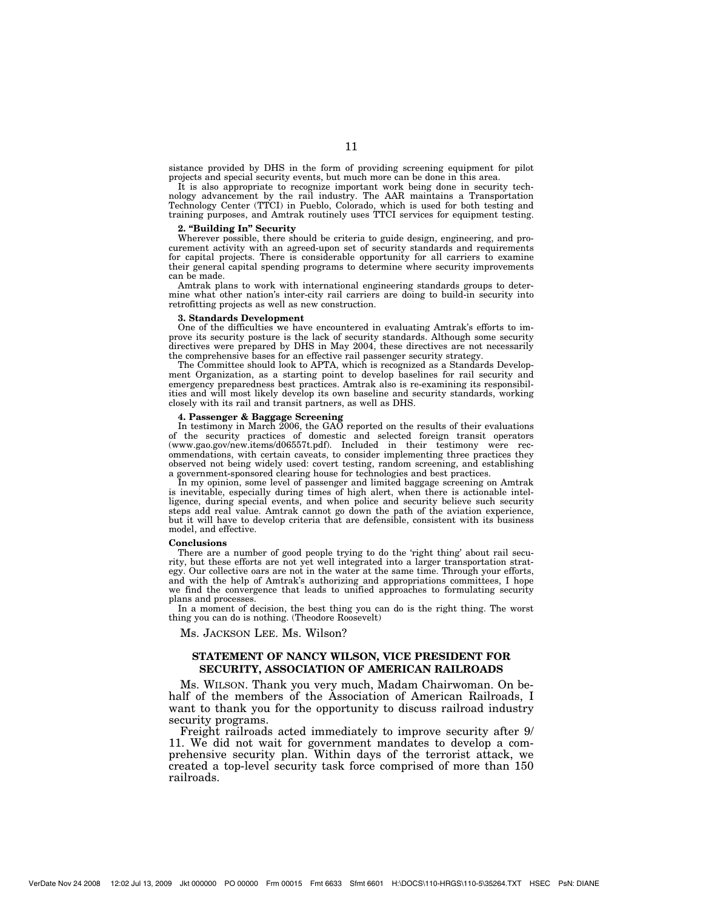sistance provided by DHS in the form of providing screening equipment for pilot projects and special security events, but much more can be done in this area.

It is also appropriate to recognize important work being done in security technology advancement by the rail industry. The AAR maintains a Transportation Technology Center (TTCI) in Pueblo, Colorado, which is used for both testing and training purposes, and Amtrak routinely uses TTCI services for equipment testing.

**2. "Building In" Security**

Wherever possible, there should be criteria to guide design, engineering, and procurement activity with an agreed-upon set of security standards and requirements for capital projects. There is considerable opportunity for all carriers to examine their general capital spending programs to determine where security improvements can be made.

Amtrak plans to work with international engineering standards groups to determine what other nation's inter-city rail carriers are doing to build-in security into retrofitting projects as well as new construction.

**3. Standards Development**

One of the difficulties we have encountered in evaluating Amtrak's efforts to improve its security posture is the lack of security standards. Although some security directives were prepared by DHS in May 2004, these directives are not necessarily the comprehensive bases for an effective rail passenger security strategy.

The Committee should look to APTA, which is recognized as a Standards Development Organization, as a starting point to develop baselines for rail security and emergency preparedness best practices. Amtrak also is re-examining its responsibilities and will most likely develop its own baseline and security standards, working closely with its rail and transit partners, as well as DHS.

**4. Passenger & Baggage Screening**

In testimony in March 2006, the GAO reported on the results of their evaluations of the security practices of domestic and selected foreign transit operators (www.gao.gov/new.items/d06557t.pdf). Included in their testimony were recommendations, with certain caveats, to consider implementing three practices they observed not being widely used: covert testing, random screening, and establishing a government-sponsored clearing house for technologies and best practices.

In my opinion, some level of passenger and limited baggage screening on Amtrak is inevitable, especially during times of high alert, when there is actionable intelligence, during special events, and when police and security believe such security steps add real value. Amtrak cannot go down the path of the aviation experience, but it will have to develop criteria that are defensible, consistent with its business model, and effective.

**Conclusions**

There are a number of good people trying to do the 'right thing' about rail security, but these efforts are not yet well integrated into a larger transportation strategy. Our collective oars are not in the water at the same time. Through your efforts, and with the help of Amtrak's authorizing and appropriations committees, I hope we find the convergence that leads to unified approaches to formulating security plans and processes.

In a moment of decision, the best thing you can do is the right thing. The worst thing you can do is nothing. (Theodore Roosevelt)

Ms. JACKSON LEE. Ms. Wilson?

## STATEMENT OF NANCY WILSON, VICE PRESIDENT FOR SECURITY, ASSOCIATION OF AMERICAN RAILROADS

Ms. WILSON. Thank you very much, Madam Chairwoman. On behalf of the members of the Association of American Railroads, I want to thank you for the opportunity to discuss railroad industry security programs.

Freight railroads acted immediately to improve security after 9/11. We did not wait for government mandates to develop a comprehensive security plan. Within days of the terrorist attack, we created a top-level security task force comprised of more than 150 railroads.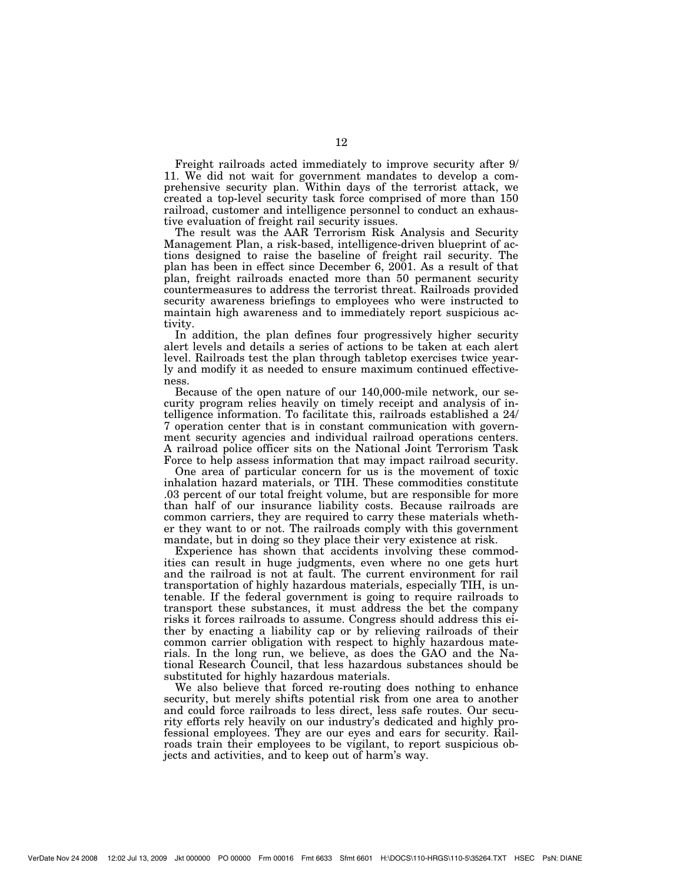Freight railroads acted immediately to improve security after 9/11. We did not wait for government mandates to develop a comprehensive security plan. Within days of the terrorist attack, we created a top-level security task force comprised of more than 150 railroad, customer and intelligence personnel to conduct an exhaustive evaluation of freight rail security issues.

The result was the AAR Terrorism Risk Analysis and Security Management Plan, a risk-based, intelligence-driven blueprint of actions designed to raise the baseline of freight rail security. The plan has been in effect since December 6, 2001. As a result of that plan, freight railroads enacted more than 50 permanent security countermeasures to address the terrorist threat. Railroads provided security awareness briefings to employees who were instructed to maintain high awareness and to immediately report suspicious activity.

In addition, the plan defines four progressively higher security alert levels and details a series of actions to be taken at each alert level. Railroads test the plan through tabletop exercises twice yearly and modify it as needed to ensure maximum continued effectiveness.

Because of the open nature of our 140,000-mile network, our security program relies heavily on timely receipt and analysis of intelligence information. To facilitate this, railroads established a 24/7 operation center that is in constant communication with government security agencies and individual railroad operations centers. A railroad police officer sits on the National Joint Terrorism Task Force to help assess information that may impact railroad security.

One area of particular concern for us is the movement of toxic inhalation hazard materials, or TIH. These commodities constitute .03 percent of our total freight volume, but are responsible for more than half of our insurance liability costs. Because railroads are common carriers, they are required to carry these materials whether they want to or not. The railroads comply with this government mandate, but in doing so they place their very existence at risk.

Experience has shown that accidents involving these commodities can result in huge judgments, even where no one gets hurt and the railroad is not at fault. The current environment for rail transportation of highly hazardous materials, especially TIH, is untenable. If the federal government is going to require railroads to transport these substances, it must address the bet the company risks it forces railroads to assume. Congress should address this either by enacting a liability cap or by relieving railroads of their common carrier obligation with respect to highly hazardous materials. In the long run, we believe, as does the GAO and the National Research Council, that less hazardous substances should be substituted for highly hazardous materials.

We also believe that forced re-routing does nothing to enhance security, but merely shifts potential risk from one area to another and could force railroads to less direct, less safe routes. Our security efforts rely heavily on our industry's dedicated and highly professional employees. They are our eyes and ears for security. Railroads train their employees to be vigilant, to report suspicious objects and activities, and to keep out of harm's way.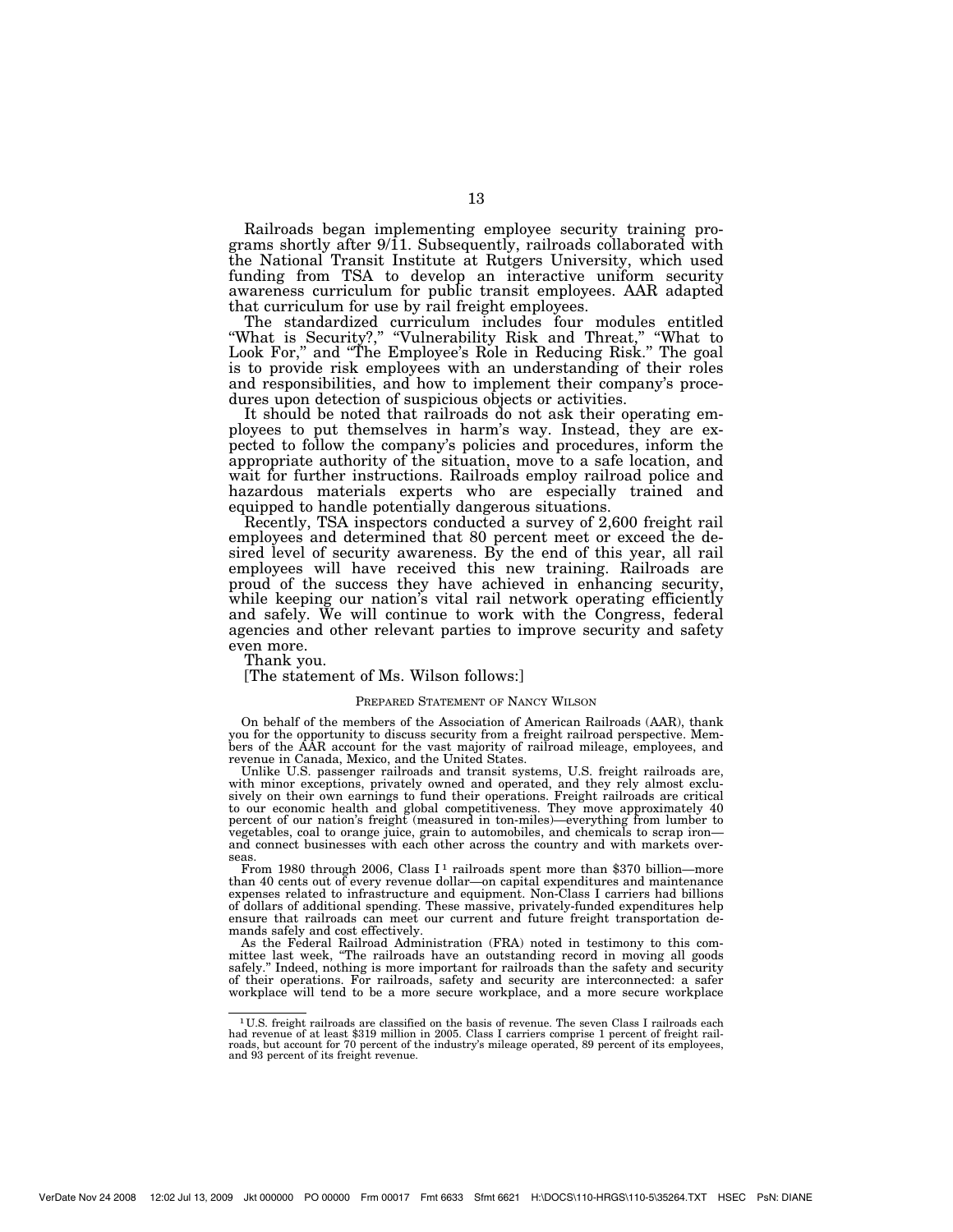Railroads began implementing employee security training programs shortly after 9/11. Subsequently, railroads collaborated with the National Transit Institute at Rutgers University, which used funding from TSA to develop an interactive uniform security awareness curriculum for public transit employees. AAR adapted that curriculum for use by rail freight employees.

The standardized curriculum includes four modules entitled "What is Security?," "Vulnerability Risk and Threat," "What to Look For," and "The Employee's Role in Reducing Risk." The goal is to provide risk employees with an understanding of their roles and responsibilities, and how to implement their company's procedures upon detection of suspicious objects or activities.

It should be noted that railroads do not ask their operating employees to put themselves in harm's way. Instead, they are expected to follow the company's policies and procedures, inform the appropriate authority of the situation, move to a safe location, and wait for further instructions. Railroads employ railroad police and hazardous materials experts who are especially trained and equipped to handle potentially dangerous situations.

Recently, TSA inspectors conducted a survey of 2,600 freight rail employees and determined that 80 percent meet or exceed the desired level of security awareness. By the end of this year, all rail employees will have received this new training. Railroads are proud of the success they have achieved in enhancing security, while keeping our nation's vital rail network operating efficiently and safely. We will continue to work with the Congress, federal agencies and other relevant parties to improve security and safety even more.

Thank you.

[The statement of Ms. Wilson follows:]

PREPARED STATEMENT OF NANCY WILSON

On behalf of the members of the Association of American Railroads (AAR), thank you for the opportunity to discuss security from a freight railroad perspective. Members of the AAR account for the vast majority of railroad mileage, employees, and revenue in Canada, Mexico, and the United States.

Unlike U.S. passenger railroads and transit systems, U.S. freight railroads are, with minor exceptions, privately owned and operated, and they rely almost exclusively on their own earnings to fund their operations. Freight railroads are critical to our economic health and global competitiveness. They move approximately 40 percent of our nation's freight (measured in ton-miles)—everything from lumber to vegetables, coal to orange juice, grain to automobiles, and chemicals to scrap iron—and connect businesses with each other across the country and with markets overseas.

From 1980 through 2006, Class I[1] railroads spent more than $370 billion—more than 40 cents out of every revenue dollar—on capital expenditures and maintenance expenses related to infrastructure and equipment. Non-Class I carriers had billions of dollars of additional spending. These massive, privately-funded expenditures help ensure that railroads can meet our current and future freight transportation demands safely and cost effectively.

As the Federal Railroad Administration (FRA) noted in testimony to this committee last week, "The railroads have an outstanding record in moving all goods safely." Indeed, nothing is more important for railroads than the safety and security of their operations. For railroads, safety and security are interconnected: a safer workplace will tend to be a more secure workplace, and a more secure workplace

---

[1] U.S. freight railroads are classified on the basis of revenue. The seven Class I railroads each had revenue of at least $319 million in 2005. Class I carriers comprise 1 percent of freight railroads, but account for 70 percent of the industry's mileage operated, 89 percent of its employees, and 93 percent of its freight revenue.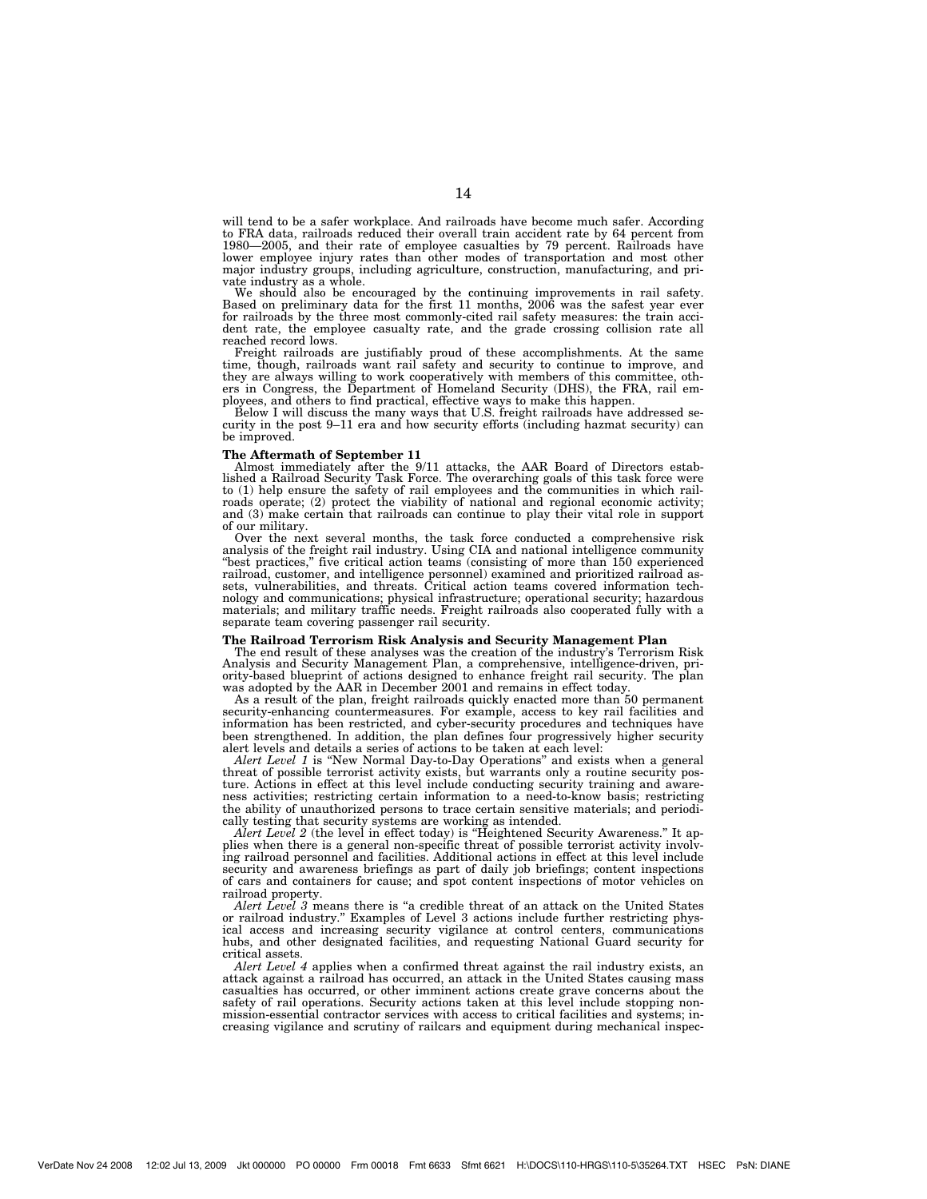will tend to be a safer workplace. And railroads have become much safer. According to FRA data, railroads reduced their overall train accident rate by 64 percent from 1980—2005, and their rate of employee casualties by 79 percent. Railroads have lower employee injury rates than other modes of transportation and most other major industry groups, including agriculture, construction, manufacturing, and private industry as a whole.

We should also be encouraged by the continuing improvements in rail safety. Based on preliminary data for the first 11 months, 2006 was the safest year ever for railroads by the three most commonly-cited rail safety measures: the train accident rate, the employee casualty rate, and the grade crossing collision rate all reached record lows.

Freight railroads are justifiably proud of these accomplishments. At the same time, though, railroads want rail safety and security to continue to improve, and they are always willing to work cooperatively with members of this committee, others in Congress, the Department of Homeland Security (DHS), the FRA, rail employees, and others to find practical, effective ways to make this happen.

Below I will discuss the many ways that U.S. freight railroads have addressed security in the post 9–11 era and how security efforts (including hazmat security) can be improved.

**The Aftermath of September 11**

Almost immediately after the 9/11 attacks, the AAR Board of Directors established a Railroad Security Task Force. The overarching goals of this task force were to (1) help ensure the safety of rail employees and the communities in which railroads operate; (2) protect the viability of national and regional economic activity; and (3) make certain that railroads can continue to play their vital role in support of our military.

Over the next several months, the task force conducted a comprehensive risk analysis of the freight rail industry. Using CIA and national intelligence community "best practices," five critical action teams (consisting of more than 150 experienced railroad, customer, and intelligence personnel) examined and prioritized railroad assets, vulnerabilities, and threats. Critical action teams covered information technology and communications; physical infrastructure; operational security; hazardous materials; and military traffic needs. Freight railroads also cooperated fully with a separate team covering passenger rail security.

**The Railroad Terrorism Risk Analysis and Security Management Plan**

The end result of these analyses was the creation of the industry's Terrorism Risk Analysis and Security Management Plan, a comprehensive, intelligence-driven, priority-based blueprint of actions designed to enhance freight rail security. The plan was adopted by the AAR in December 2001 and remains in effect today.

As a result of the plan, freight railroads quickly enacted more than 50 permanent security-enhancing countermeasures. For example, access to key rail facilities and information has been restricted, and cyber-security procedures and techniques have been strengthened. In addition, the plan defines four progressively higher security alert levels and details a series of actions to be taken at each level:

*Alert Level 1* is "New Normal Day-to-Day Operations" and exists when a general threat of possible terrorist activity exists, but warrants only a routine security posture. Actions in effect at this level include conducting security training and awareness activities; restricting certain information to a need-to-know basis; restricting the ability of unauthorized persons to trace certain sensitive materials; and periodically testing that security systems are working as intended.

*Alert Level 2* (the level in effect today) is "Heightened Security Awareness." It applies when there is a general non-specific threat of possible terrorist activity involving railroad personnel and facilities. Additional actions in effect at this level include security and awareness briefings as part of daily job briefings; content inspections of cars and containers for cause; and spot content inspections of motor vehicles on railroad property.

*Alert Level 3* means there is "a credible threat of an attack on the United States or railroad industry." Examples of Level 3 actions include further restricting physical access and increasing security vigilance at control centers, communications hubs, and other designated facilities, and requesting National Guard security for critical assets.

*Alert Level 4* applies when a confirmed threat against the rail industry exists, an attack against a railroad has occurred, an attack in the United States causing mass casualties has occurred, or other imminent actions create grave concerns about the safety of rail operations. Security actions taken at this level include stopping non-mission-essential contractor services with access to critical facilities and systems; increasing vigilance and scrutiny of railcars and equipment during mechanical inspec-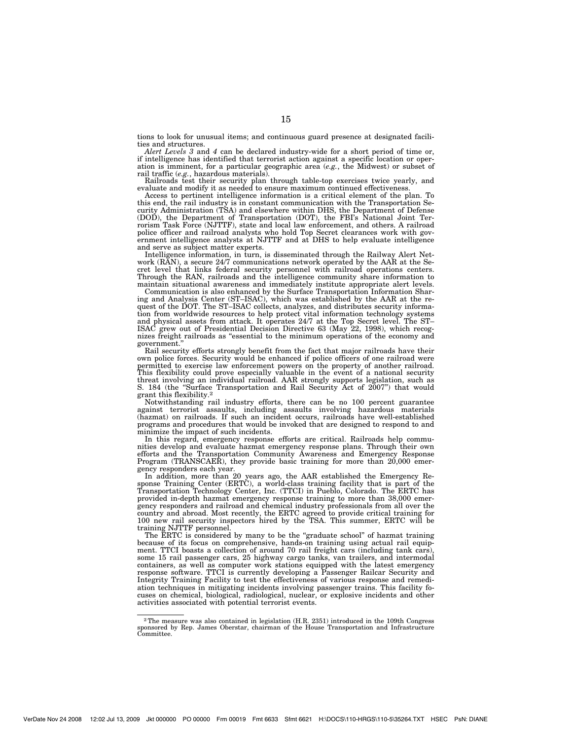tions to look for unusual items; and continuous guard presence at designated facilities and structures.

*Alert Levels 3* and *4* can be declared industry-wide for a short period of time or, if intelligence has identified that terrorist action against a specific location or operation is imminent, for a particular geographic area (*e.g.*, the Midwest) or subset of rail traffic (*e.g.*, hazardous materials).

Railroads test their security plan through table-top exercises twice yearly, and evaluate and modify it as needed to ensure maximum continued effectiveness.

Access to pertinent intelligence information is a critical element of the plan. To this end, the rail industry is in constant communication with the Transportation Security Administration (TSA) and elsewhere within DHS, the Department of Defense (DOD), the Department of Transportation (DOT), the FBI's National Joint Terrorism Task Force (NJTTF), state and local law enforcement, and others. A railroad police officer and railroad analysts who hold Top Secret clearances work with government intelligence analysts at NJTTF and at DHS to help evaluate intelligence and serve as subject matter experts.

Intelligence information, in turn, is disseminated through the Railway Alert Network (RAN), a secure 24/7 communications network operated by the AAR at the Secret level that links federal security personnel with railroad operations centers. Through the RAN, railroads and the intelligence community share information to maintain situational awareness and immediately institute appropriate alert levels.

Communication is also enhanced by the Surface Transportation Information Sharing and Analysis Center (ST–ISAC), which was established by the AAR at the request of the DOT. The ST–ISAC collects, analyzes, and distributes security information from worldwide resources to help protect vital information technology systems and physical assets from attack. It operates 24/7 at the Top Secret level. The ST–ISAC grew out of Presidential Decision Directive 63 (May 22, 1998), which recognizes freight railroads as "essential to the minimum operations of the economy and government."

Rail security efforts strongly benefit from the fact that major railroads have their own police forces. Security would be enhanced if police officers of one railroad were permitted to exercise law enforcement powers on the property of another railroad. This flexibility could prove especially valuable in the event of a national security threat involving an individual railroad. AAR strongly supports legislation, such as S. 184 (the "Surface Transportation and Rail Security Act of 2007") that would grant this flexibility.[2]

Notwithstanding rail industry efforts, there can be no 100 percent guarantee against terrorist assaults, including assaults involving hazardous materials (hazmat) on railroads. If such an incident occurs, railroads have well-established programs and procedures that would be invoked that are designed to respond to and minimize the impact of such incidents.

In this regard, emergency response efforts are critical. Railroads help communities develop and evaluate hazmat emergency response plans. Through their own efforts and the Transportation Community Awareness and Emergency Response Program (TRANSCAER), they provide basic training for more than 20,000 emergency responders each year.

In addition, more than 20 years ago, the AAR established the Emergency Response Training Center (ERTC), a world-class training facility that is part of the Transportation Technology Center, Inc. (TTCI) in Pueblo, Colorado. The ERTC has provided in-depth hazmat emergency response training to more than 38,000 emergency responders and railroad and chemical industry professionals from all over the country and abroad. Most recently, the ERTC agreed to provide critical training for 100 new rail security inspectors hired by the TSA. This summer, ERTC will be training NJTTF personnel.

The ERTC is considered by many to be the "graduate school" of hazmat training because of its focus on comprehensive, hands-on training using actual rail equipment. TTCI boasts a collection of around 70 rail freight cars (including tank cars), some 15 rail passenger cars, 25 highway cargo tanks, van trailers, and intermodal containers, as well as computer work stations equipped with the latest emergency response software. TTCI is currently developing a Passenger Railcar Security and Integrity Training Facility to test the effectiveness of various response and remediation techniques in mitigating incidents involving passenger trains. This facility focuses on chemical, biological, radiological, nuclear, or explosive incidents and other activities associated with potential terrorist events.

---

[2] The measure was also contained in legislation (H.R. 2351) introduced in the 109th Congress sponsored by Rep. James Oberstar, chairman of the House Transportation and Infrastructure Committee.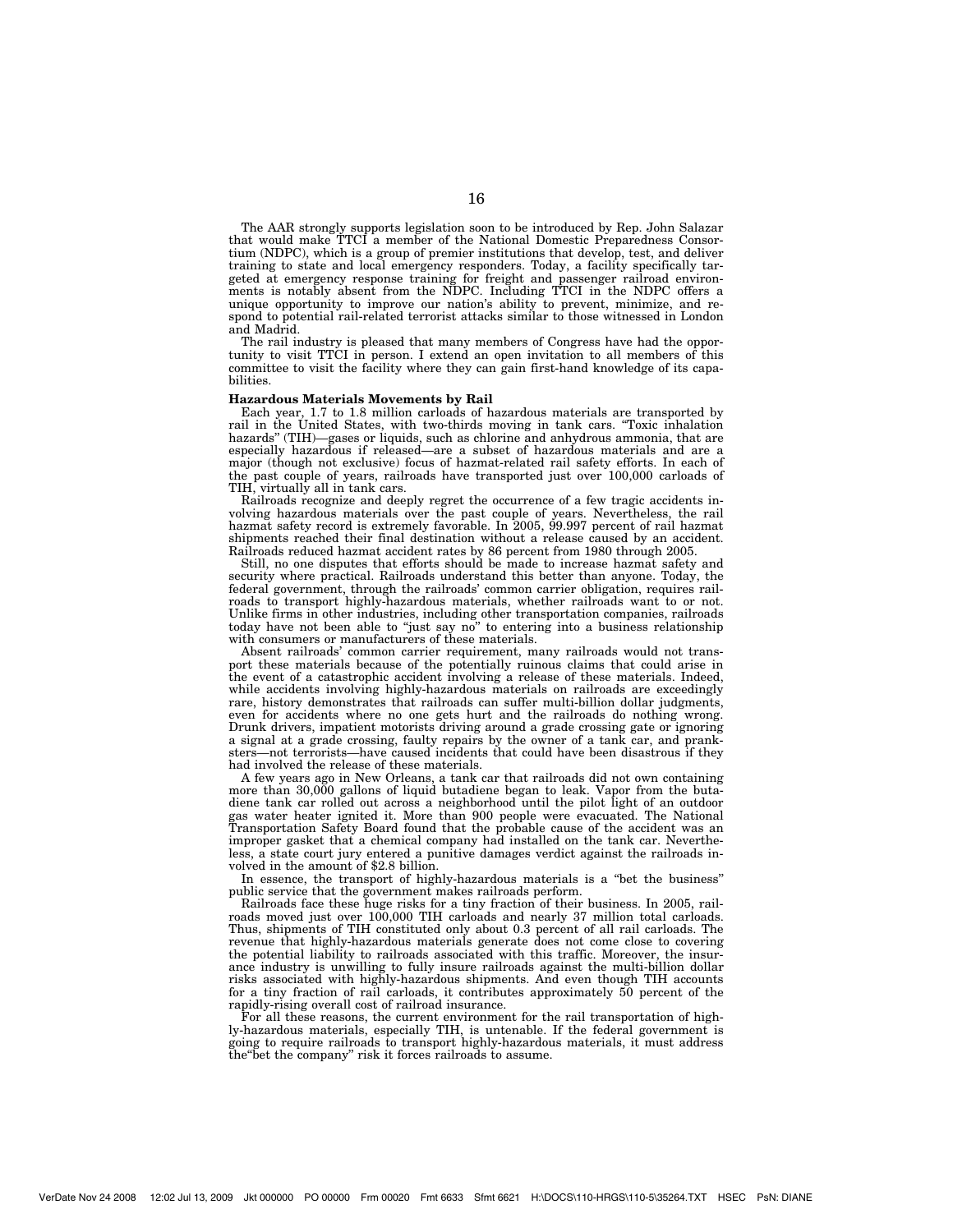The AAR strongly supports legislation soon to be introduced by Rep. John Salazar that would make TTCI a member of the National Domestic Preparedness Consortium (NDPC), which is a group of premier institutions that develop, test, and deliver training to state and local emergency responders. Today, a facility specifically targeted at emergency response training for freight and passenger railroad environments is notably absent from the NDPC. Including TTCI in the NDPC offers a unique opportunity to improve our nation's ability to prevent, minimize, and respond to potential rail-related terrorist attacks similar to those witnessed in London and Madrid.

The rail industry is pleased that many members of Congress have had the opportunity to visit TTCI in person. I extend an open invitation to all members of this committee to visit the facility where they can gain first-hand knowledge of its capabilities.

**Hazardous Materials Movements by Rail**

Each year, 1.7 to 1.8 million carloads of hazardous materials are transported by rail in the United States, with two-thirds moving in tank cars. "Toxic inhalation hazards" (TIH)—gases or liquids, such as chlorine and anhydrous ammonia, that are especially hazardous if released—are a subset of hazardous materials and are a major (though not exclusive) focus of hazmat-related rail safety efforts. In each of the past couple of years, railroads have transported just over 100,000 carloads of TIH, virtually all in tank cars.

Railroads recognize and deeply regret the occurrence of a few tragic accidents involving hazardous materials over the past couple of years. Nevertheless, the rail hazmat safety record is extremely favorable. In 2005, 99.997 percent of rail hazmat shipments reached their final destination without a release caused by an accident. Railroads reduced hazmat accident rates by 86 percent from 1980 through 2005.

Still, no one disputes that efforts should be made to increase hazmat safety and security where practical. Railroads understand this better than anyone. Today, the federal government, through the railroads' common carrier obligation, requires railroads to transport highly-hazardous materials, whether railroads want to or not. Unlike firms in other industries, including other transportation companies, railroads today have not been able to "just say no" to entering into a business relationship with consumers or manufacturers of these materials.

Absent railroads' common carrier requirement, many railroads would not transport these materials because of the potentially ruinous claims that could arise in the event of a catastrophic accident involving a release of these materials. Indeed, while accidents involving highly-hazardous materials on railroads are exceedingly rare, history demonstrates that railroads can suffer multi-billion dollar judgments, even for accidents where no one gets hurt and the railroads do nothing wrong. Drunk drivers, impatient motorists driving around a grade crossing gate or ignoring a signal at a grade crossing, faulty repairs by the owner of a tank car, and pranksters—not terrorists—have caused incidents that could have been disastrous if they had involved the release of these materials.

A few years ago in New Orleans, a tank car that railroads did not own containing more than 30,000 gallons of liquid butadiene began to leak. Vapor from the butadiene tank car rolled out across a neighborhood until the pilot light of an outdoor gas water heater ignited it. More than 900 people were evacuated. The National Transportation Safety Board found that the probable cause of the accident was an improper gasket that a chemical company had installed on the tank car. Nevertheless, a state court jury entered a punitive damages verdict against the railroads involved in the amount of $2.8 billion.

In essence, the transport of highly-hazardous materials is a "bet the business" public service that the government makes railroads perform.

Railroads face these huge risks for a tiny fraction of their business. In 2005, railroads moved just over 100,000 TIH carloads and nearly 37 million total carloads. Thus, shipments of TIH constituted only about 0.3 percent of all rail carloads. The revenue that highly-hazardous materials generate does not come close to covering the potential liability to railroads associated with this traffic. Moreover, the insurance industry is unwilling to fully insure railroads against the multi-billion dollar risks associated with highly-hazardous shipments. And even though TIH accounts for a tiny fraction of rail carloads, it contributes approximately 50 percent of the rapidly-rising overall cost of railroad insurance.

For all these reasons, the current environment for the rail transportation of highly-hazardous materials, especially TIH, is untenable. If the federal government is going to require railroads to transport highly-hazardous materials, it must address the"bet the company" risk it forces railroads to assume.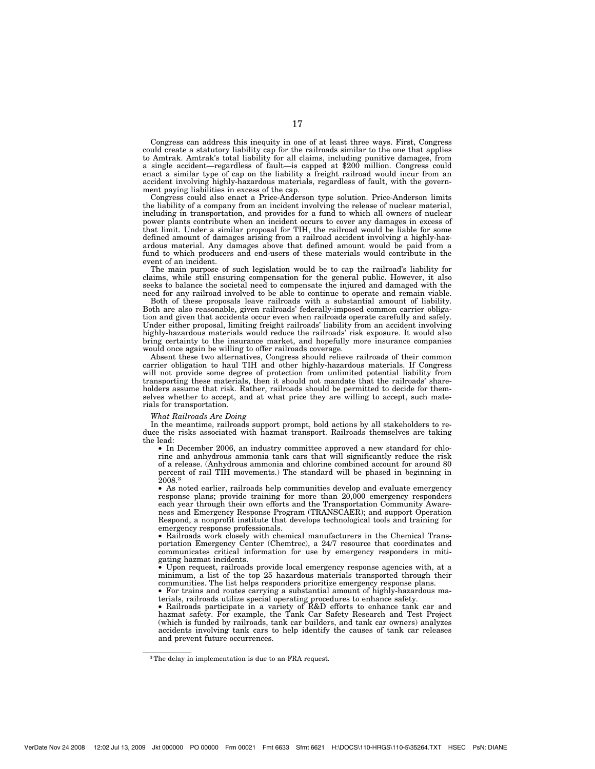Congress can address this inequity in one of at least three ways. First, Congress could create a statutory liability cap for the railroads similar to the one that applies to Amtrak. Amtrak's total liability for all claims, including punitive damages, from a single accident—regardless of fault—is capped at $200 million. Congress could enact a similar type of cap on the liability a freight railroad would incur from an accident involving highly-hazardous materials, regardless of fault, with the government paying liabilities in excess of the cap.

Congress could also enact a Price-Anderson type solution. Price-Anderson limits the liability of a company from an incident involving the release of nuclear material, including in transportation, and provides for a fund to which all owners of nuclear power plants contribute when an incident occurs to cover any damages in excess of that limit. Under a similar proposal for TIH, the railroad would be liable for some defined amount of damages arising from a railroad accident involving a highly-hazardous material. Any damages above that defined amount would be paid from a fund to which producers and end-users of these materials would contribute in the event of an incident.

The main purpose of such legislation would be to cap the railroad's liability for claims, while still ensuring compensation for the general public. However, it also seeks to balance the societal need to compensate the injured and damaged with the need for any railroad involved to be able to continue to operate and remain viable.

Both of these proposals leave railroads with a substantial amount of liability. Both are also reasonable, given railroads' federally-imposed common carrier obligation and given that accidents occur even when railroads operate carefully and safely. Under either proposal, limiting freight railroads' liability from an accident involving highly-hazardous materials would reduce the railroads' risk exposure. It would also bring certainty to the insurance market, and hopefully more insurance companies would once again be willing to offer railroads coverage.

Absent these two alternatives, Congress should relieve railroads of their common carrier obligation to haul TIH and other highly-hazardous materials. If Congress will not provide some degree of protection from unlimited potential liability from transporting these materials, then it should not mandate that the railroads' shareholders assume that risk. Rather, railroads should be permitted to decide for themselves whether to accept, and at what price they are willing to accept, such materials for transportation.

*What Railroads Are Doing*

In the meantime, railroads support prompt, bold actions by all stakeholders to reduce the risks associated with hazmat transport. Railroads themselves are taking the lead:

- In December 2006, an industry committee approved a new standard for chlorine and anhydrous ammonia tank cars that will significantly reduce the risk of a release. (Anhydrous ammonia and chlorine combined account for around 80 percent of rail TIH movements.) The standard will be phased in beginning in 2008.[3]
- As noted earlier, railroads help communities develop and evaluate emergency response plans; provide training for more than 20,000 emergency responders each year through their own efforts and the Transportation Community Awareness and Emergency Response Program (TRANSCAER); and support Operation Respond, a nonprofit institute that develops technological tools and training for emergency response professionals.
- Railroads work closely with chemical manufacturers in the Chemical Transportation Emergency Center (Chemtrec), a 24/7 resource that coordinates and communicates critical information for use by emergency responders in mitigating hazmat incidents.
- Upon request, railroads provide local emergency response agencies with, at a minimum, a list of the top 25 hazardous materials transported through their communities. The list helps responders prioritize emergency response plans.
- For trains and routes carrying a substantial amount of highly-hazardous materials, railroads utilize special operating procedures to enhance safety.
- Railroads participate in a variety of R&D efforts to enhance tank car and hazmat safety. For example, the Tank Car Safety Research and Test Project (which is funded by railroads, tank car builders, and tank car owners) analyzes accidents involving tank cars to help identify the causes of tank car releases and prevent future occurrences.

[3] The delay in implementation is due to an FRA request.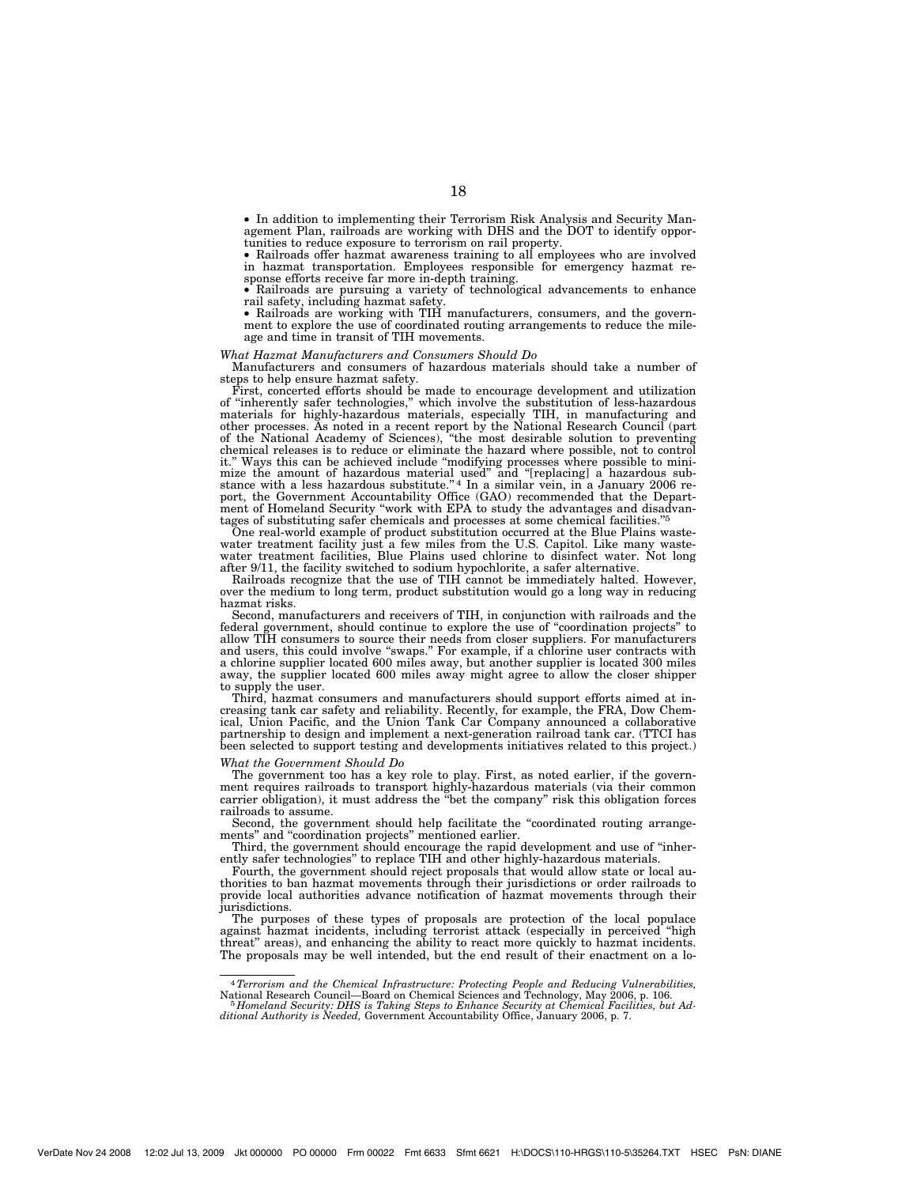- In addition to implementing their Terrorism Risk Analysis and Security Management Plan, railroads are working with DHS and the DOT to identify opportunities to reduce exposure to terrorism on rail property.
- Railroads offer hazmat awareness training to all employees who are involved in hazmat transportation. Employees responsible for emergency hazmat response efforts receive far more in-depth training.
- Railroads are pursuing a variety of technological advancements to enhance rail safety, including hazmat safety.
- Railroads are working with TIH manufacturers, consumers, and the government to explore the use of coordinated routing arrangements to reduce the mileage and time in transit of TIH movements.

*What Hazmat Manufacturers and Consumers Should Do*

Manufacturers and consumers of hazardous materials should take a number of steps to help ensure hazmat safety.

First, concerted efforts should be made to encourage development and utilization of "inherently safer technologies," which involve the substitution of less-hazardous materials for highly-hazardous materials, especially TIH, in manufacturing and other processes. As noted in a recent report by the National Research Council (part of the National Academy of Sciences), "the most desirable solution to preventing chemical releases is to reduce or eliminate the hazard where possible, not to control it." Ways this can be achieved include "modifying processes where possible to minimize the amount of hazardous material used" and "[replacing] a hazardous substance with a less hazardous substitute."[4] In a similar vein, in a January 2006 report, the Government Accountability Office (GAO) recommended that the Department of Homeland Security "work with EPA to study the advantages and disadvantages of substituting safer chemicals and processes at some chemical facilities."[5]

One real-world example of product substitution occurred at the Blue Plains wastewater treatment facility just a few miles from the U.S. Capitol. Like many wastewater treatment facilities, Blue Plains used chlorine to disinfect water. Not long after 9/11, the facility switched to sodium hypochlorite, a safer alternative.

Railroads recognize that the use of TIH cannot be immediately halted. However, over the medium to long term, product substitution would go a long way in reducing hazmat risks.

Second, manufacturers and receivers of TIH, in conjunction with railroads and the federal government, should continue to explore the use of "coordination projects" to allow TIH consumers to source their needs from closer suppliers. For manufacturers and users, this could involve "swaps." For example, if a chlorine user contracts with a chlorine supplier located 600 miles away, but another supplier is located 300 miles away, the supplier located 600 miles away might agree to allow the closer shipper to supply the user.

Third, hazmat consumers and manufacturers should support efforts aimed at increasing tank car safety and reliability. Recently, for example, the FRA, Dow Chemical, Union Pacific, and the Union Tank Car Company announced a collaborative partnership to design and implement a next-generation railroad tank car. (TTCI has been selected to support testing and developments initiatives related to this project.)

*What the Government Should Do*

The government too has a key role to play. First, as noted earlier, if the government requires railroads to transport highly-hazardous materials (via their common carrier obligation), it must address the "bet the company" risk this obligation forces railroads to assume.

Second, the government should help facilitate the "coordinated routing arrangements" and "coordination projects" mentioned earlier.

Third, the government should encourage the rapid development and use of "inherently safer technologies" to replace TIH and other highly-hazardous materials.

Fourth, the government should reject proposals that would allow state or local authorities to ban hazmat movements through their jurisdictions or order railroads to provide local authorities advance notification of hazmat movements through their jurisdictions.

The purposes of these types of proposals are protection of the local populace against hazmat incidents, including terrorist attack (especially in perceived "high threat" areas), and enhancing the ability to react more quickly to hazmat incidents. The proposals may be well intended, but the end result of their enactment on a lo-

---

[4] *Terrorism and the Chemical Infrastructure: Protecting People and Reducing Vulnerabilities,* National Research Council—Board on Chemical Sciences and Technology, May 2006, p. 106.

[5] *Homeland Security: DHS is Taking Steps to Enhance Security at Chemical Facilities, but Additional Authority is Needed,* Government Accountability Office, January 2006, p. 7.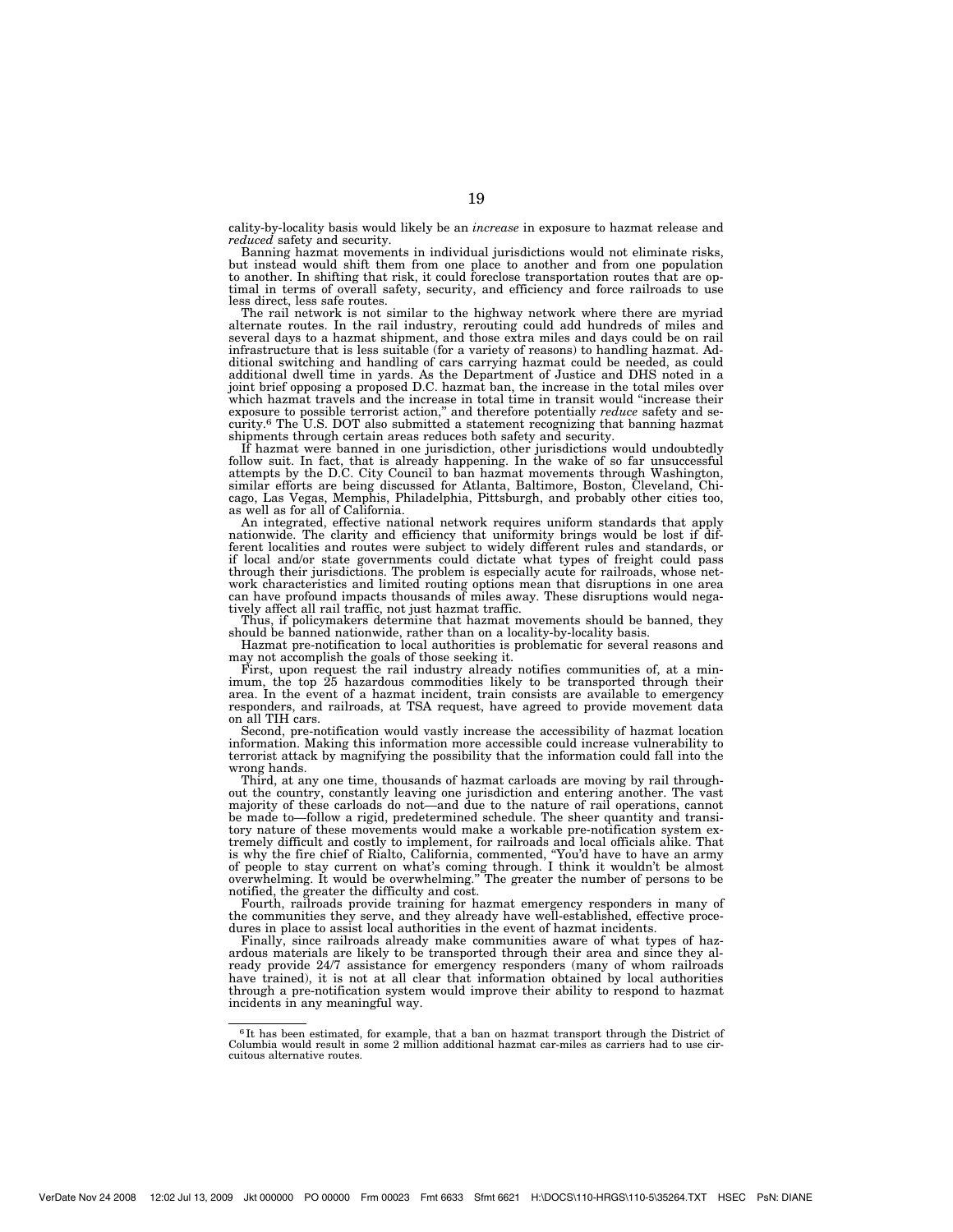cality-by-locality basis would likely be an *increase* in exposure to hazmat release and *reduced* safety and security.

Banning hazmat movements in individual jurisdictions would not eliminate risks, but instead would shift them from one place to another and from one population to another. In shifting that risk, it could foreclose transportation routes that are optimal in terms of overall safety, security, and efficiency and force railroads to use less direct, less safe routes.

The rail network is not similar to the highway network where there are myriad alternate routes. In the rail industry, rerouting could add hundreds of miles and several days to a hazmat shipment, and those extra miles and days could be on rail infrastructure that is less suitable (for a variety of reasons) to handling hazmat. Additional switching and handling of cars carrying hazmat could be needed, as could additional dwell time in yards. As the Department of Justice and DHS noted in a joint brief opposing a proposed D.C. hazmat ban, the increase in the total miles over which hazmat travels and the increase in total time in transit would "increase their exposure to possible terrorist action," and therefore potentially *reduce* safety and security.[6] The U.S. DOT also submitted a statement recognizing that banning hazmat shipments through certain areas reduces both safety and security.

If hazmat were banned in one jurisdiction, other jurisdictions would undoubtedly follow suit. In fact, that is already happening. In the wake of so far unsuccessful attempts by the D.C. City Council to ban hazmat movements through Washington, similar efforts are being discussed for Atlanta, Baltimore, Boston, Cleveland, Chicago, Las Vegas, Memphis, Philadelphia, Pittsburgh, and probably other cities too, as well as for all of California.

An integrated, effective national network requires uniform standards that apply nationwide. The clarity and efficiency that uniformity brings would be lost if different localities and routes were subject to widely different rules and standards, or if local and/or state governments could dictate what types of freight could pass through their jurisdictions. The problem is especially acute for railroads, whose network characteristics and limited routing options mean that disruptions in one area can have profound impacts thousands of miles away. These disruptions would negatively affect all rail traffic, not just hazmat traffic.

Thus, if policymakers determine that hazmat movements should be banned, they should be banned nationwide, rather than on a locality-by-locality basis.

Hazmat pre-notification to local authorities is problematic for several reasons and may not accomplish the goals of those seeking it.

First, upon request the rail industry already notifies communities of, at a minimum, the top 25 hazardous commodities likely to be transported through their area. In the event of a hazmat incident, train consists are available to emergency responders, and railroads, at TSA request, have agreed to provide movement data on all TIH cars.

Second, pre-notification would vastly increase the accessibility of hazmat location information. Making this information more accessible could increase vulnerability to terrorist attack by magnifying the possibility that the information could fall into the wrong hands.

Third, at any one time, thousands of hazmat carloads are moving by rail throughout the country, constantly leaving one jurisdiction and entering another. The vast majority of these carloads do not—and due to the nature of rail operations, cannot be made to—follow a rigid, predetermined schedule. The sheer quantity and transitory nature of these movements would make a workable pre-notification system extremely difficult and costly to implement, for railroads and local officials alike. That is why the fire chief of Rialto, California, commented, "You'd have to have an army of people to stay current on what's coming through. I think it wouldn't be almost overwhelming. It would be overwhelming." The greater the number of persons to be notified, the greater the difficulty and cost.

Fourth, railroads provide training for hazmat emergency responders in many of the communities they serve, and they already have well-established, effective procedures in place to assist local authorities in the event of hazmat incidents.

Finally, since railroads already make communities aware of what types of hazardous materials are likely to be transported through their area and since they already provide 24/7 assistance for emergency responders (many of whom railroads have trained), it is not at all clear that information obtained by local authorities through a pre-notification system would improve their ability to respond to hazmat incidents in any meaningful way.

---

[6] It has been estimated, for example, that a ban on hazmat transport through the District of Columbia would result in some 2 million additional hazmat car-miles as carriers had to use circuitous alternative routes.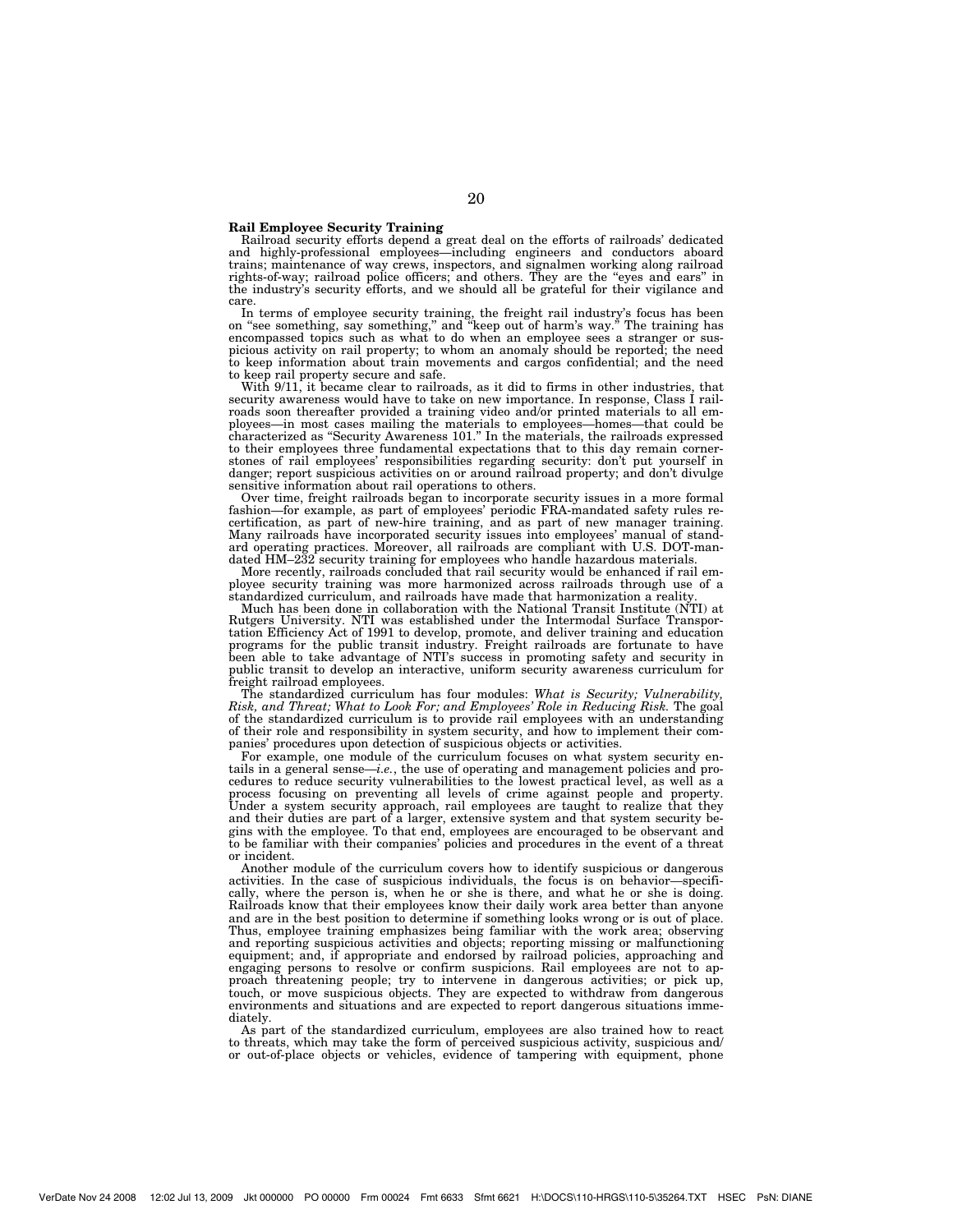**Rail Employee Security Training**

Railroad security efforts depend a great deal on the efforts of railroads' dedicated and highly-professional employees—including engineers and conductors aboard trains; maintenance of way crews, inspectors, and signalmen working along railroad rights-of-way; railroad police officers; and others. They are the "eyes and ears" in the industry's security efforts, and we should all be grateful for their vigilance and care.

In terms of employee security training, the freight rail industry's focus has been on "see something, say something," and "keep out of harm's way." The training has encompassed topics such as what to do when an employee sees a stranger or suspicious activity on rail property; to whom an anomaly should be reported; the need to keep information about train movements and cargos confidential; and the need to keep rail property secure and safe.

With 9/11, it became clear to railroads, as it did to firms in other industries, that security awareness would have to take on new importance. In response, Class I railroads soon thereafter provided a training video and/or printed materials to all employees—in most cases mailing the materials to employees—homes—that could be characterized as "Security Awareness 101." In the materials, the railroads expressed to their employees three fundamental expectations that to this day remain cornerstones of rail employees' responsibilities regarding security: don't put yourself in danger; report suspicious activities on or around railroad property; and don't divulge sensitive information about rail operations to others.

Over time, freight railroads began to incorporate security issues in a more formal fashion—for example, as part of employees' periodic FRA-mandated safety rules recertification, as part of new-hire training, and as part of new manager training. Many railroads have incorporated security issues into employees' manual of standard operating practices. Moreover, all railroads are compliant with U.S. DOT-mandated HM–232 security training for employees who handle hazardous materials.

More recently, railroads concluded that rail security would be enhanced if rail employee security training was more harmonized across railroads through use of a standardized curriculum, and railroads have made that harmonization a reality.

Much has been done in collaboration with the National Transit Institute (NTI) at Rutgers University. NTI was established under the Intermodal Surface Transportation Efficiency Act of 1991 to develop, promote, and deliver training and education programs for the public transit industry. Freight railroads are fortunate to have been able to take advantage of NTI's success in promoting safety and security in public transit to develop an interactive, uniform security awareness curriculum for freight railroad employees.

The standardized curriculum has four modules: *What is Security; Vulnerability, Risk, and Threat; What to Look For; and Employees' Role in Reducing Risk.* The goal of the standardized curriculum is to provide rail employees with an understanding of their role and responsibility in system security, and how to implement their companies' procedures upon detection of suspicious objects or activities.

For example, one module of the curriculum focuses on what system security entails in a general sense—*i.e.*, the use of operating and management policies and procedures to reduce security vulnerabilities to the lowest practical level, as well as a process focusing on preventing all levels of crime against people and property. Under a system security approach, rail employees are taught to realize that they and their duties are part of a larger, extensive system and that system security begins with the employee. To that end, employees are encouraged to be observant and to be familiar with their companies' policies and procedures in the event of a threat or incident.

Another module of the curriculum covers how to identify suspicious or dangerous activities. In the case of suspicious individuals, the focus is on behavior—specifically, where the person is, when he or she is there, and what he or she is doing. Railroads know that their employees know their daily work area better than anyone and are in the best position to determine if something looks wrong or is out of place. Thus, employee training emphasizes being familiar with the work area; observing and reporting suspicious activities and objects; reporting missing or malfunctioning equipment; and, if appropriate and endorsed by railroad policies, approaching and engaging persons to resolve or confirm suspicions. Rail employees are not to approach threatening people; try to intervene in dangerous activities; or pick up, touch, or move suspicious objects. They are expected to withdraw from dangerous environments and situations and are expected to report dangerous situations immediately.

As part of the standardized curriculum, employees are also trained how to react to threats, which may take the form of perceived suspicious activity, suspicious and/or out-of-place objects or vehicles, evidence of tampering with equipment, phone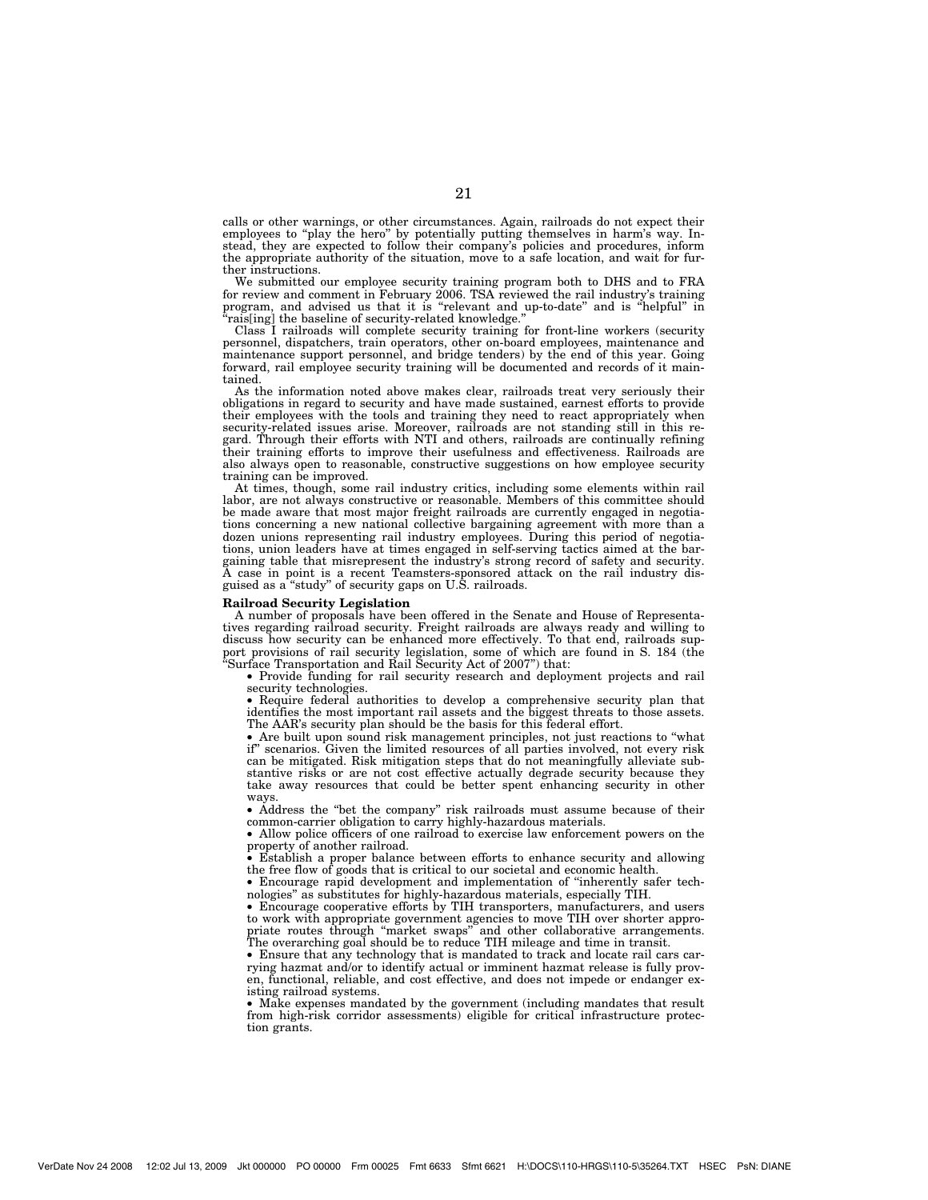calls or other warnings, or other circumstances. Again, railroads do not expect their employees to "play the hero" by potentially putting themselves in harm's way. Instead, they are expected to follow their company's policies and procedures, inform the appropriate authority of the situation, move to a safe location, and wait for further instructions.

We submitted our employee security training program both to DHS and to FRA for review and comment in February 2006. TSA reviewed the rail industry's training program, and advised us that it is "relevant and up-to-date" and is "helpful" in "rais[ing] the baseline of security-related knowledge."

Class I railroads will complete security training for front-line workers (security personnel, dispatchers, train operators, other on-board employees, maintenance and maintenance support personnel, and bridge tenders) by the end of this year. Going forward, rail employee security training will be documented and records of it maintained.

As the information noted above makes clear, railroads treat very seriously their obligations in regard to security and have made sustained, earnest efforts to provide their employees with the tools and training they need to react appropriately when security-related issues arise. Moreover, railroads are not standing still in this regard. Through their efforts with NTI and others, railroads are continually refining their training efforts to improve their usefulness and effectiveness. Railroads are also always open to reasonable, constructive suggestions on how employee security training can be improved.

At times, though, some rail industry critics, including some elements within rail labor, are not always constructive or reasonable. Members of this committee should be made aware that most major freight railroads are currently engaged in negotiations concerning a new national collective bargaining agreement with more than a dozen unions representing rail industry employees. During this period of negotiations, union leaders have at times engaged in self-serving tactics aimed at the bargaining table that misrepresent the industry's strong record of safety and security. A case in point is a recent Teamsters-sponsored attack on the rail industry disguised as a "study" of security gaps on U.S. railroads.

**Railroad Security Legislation**

A number of proposals have been offered in the Senate and House of Representatives regarding railroad security. Freight railroads are always ready and willing to discuss how security can be enhanced more effectively. To that end, railroads support provisions of rail security legislation, some of which are found in S. 184 (the "Surface Transportation and Rail Security Act of 2007") that:

- Provide funding for rail security research and deployment projects and rail security technologies.
- Require federal authorities to develop a comprehensive security plan that identifies the most important rail assets and the biggest threats to those assets. The AAR's security plan should be the basis for this federal effort.
- Are built upon sound risk management principles, not just reactions to "what if" scenarios. Given the limited resources of all parties involved, not every risk can be mitigated. Risk mitigation steps that do not meaningfully alleviate substantive risks or are not cost effective actually degrade security because they take away resources that could be better spent enhancing security in other ways.
- Address the "bet the company" risk railroads must assume because of their common-carrier obligation to carry highly-hazardous materials.
- Allow police officers of one railroad to exercise law enforcement powers on the property of another railroad.
- Establish a proper balance between efforts to enhance security and allowing the free flow of goods that is critical to our societal and economic health.
- Encourage rapid development and implementation of "inherently safer technologies" as substitutes for highly-hazardous materials, especially TIH.
- Encourage cooperative efforts by TIH transporters, manufacturers, and users to work with appropriate government agencies to move TIH over shorter appropriate routes through "market swaps" and other collaborative arrangements. The overarching goal should be to reduce TIH mileage and time in transit.
- Ensure that any technology that is mandated to track and locate rail cars carrying hazmat and/or to identify actual or imminent hazmat release is fully proven, functional, reliable, and cost effective, and does not impede or endanger existing railroad systems.
- Make expenses mandated by the government (including mandates that result from high-risk corridor assessments) eligible for critical infrastructure protection grants.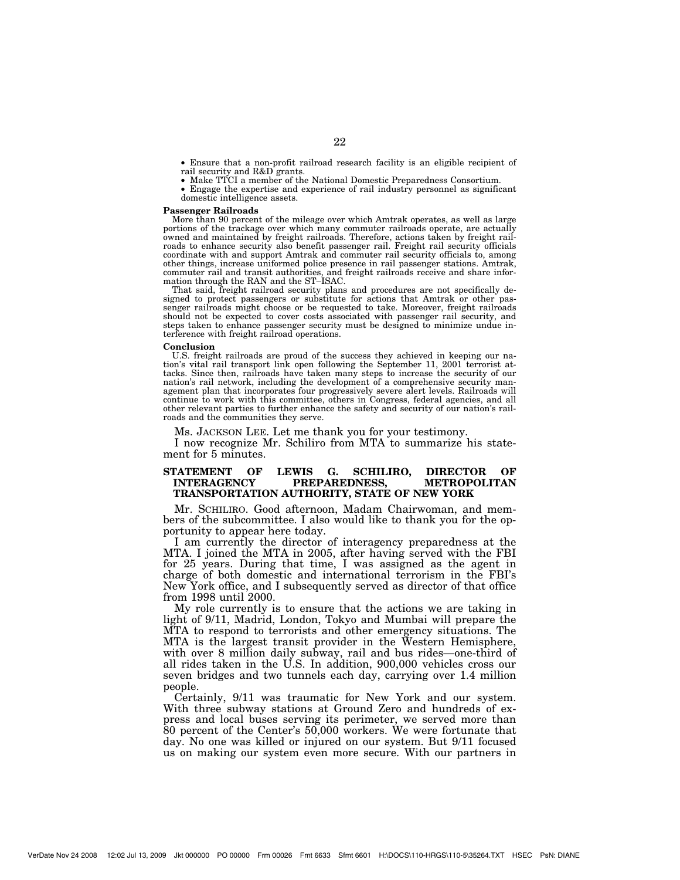- Ensure that a non-profit railroad research facility is an eligible recipient of rail security and R&D grants.
- Make TTCI a member of the National Domestic Preparedness Consortium.
- Engage the expertise and experience of rail industry personnel as significant domestic intelligence assets.

**Passenger Railroads**

More than 90 percent of the mileage over which Amtrak operates, as well as large portions of the trackage over which many commuter railroads operate, are actually owned and maintained by freight railroads. Therefore, actions taken by freight railroads to enhance security also benefit passenger rail. Freight rail security officials coordinate with and support Amtrak and commuter rail security officials to, among other things, increase uniformed police presence in rail passenger stations. Amtrak, commuter rail and transit authorities, and freight railroads receive and share information through the RAN and the ST–ISAC.

That said, freight railroad security plans and procedures are not specifically designed to protect passengers or substitute for actions that Amtrak or other passenger railroads might choose or be requested to take. Moreover, freight railroads should not be expected to cover costs associated with passenger rail security, and steps taken to enhance passenger security must be designed to minimize undue interference with freight railroad operations.

**Conclusion**

U.S. freight railroads are proud of the success they achieved in keeping our nation's vital rail transport link open following the September 11, 2001 terrorist attacks. Since then, railroads have taken many steps to increase the security of our nation's rail network, including the development of a comprehensive security management plan that incorporates four progressively severe alert levels. Railroads will continue to work with this committee, others in Congress, federal agencies, and all other relevant parties to further enhance the safety and security of our nation's railroads and the communities they serve.

Ms. JACKSON LEE. Let me thank you for your testimony.

I now recognize Mr. Schiliro from MTA to summarize his statement for 5 minutes.

## STATEMENT OF LEWIS G. SCHILIRO, DIRECTOR OF INTERAGENCY PREPAREDNESS, METROPOLITAN TRANSPORTATION AUTHORITY, STATE OF NEW YORK

Mr. SCHILIRO. Good afternoon, Madam Chairwoman, and members of the subcommittee. I also would like to thank you for the opportunity to appear here today.

I am currently the director of interagency preparedness at the MTA. I joined the MTA in 2005, after having served with the FBI for 25 years. During that time, I was assigned as the agent in charge of both domestic and international terrorism in the FBI's New York office, and I subsequently served as director of that office from 1998 until 2000.

My role currently is to ensure that the actions we are taking in light of 9/11, Madrid, London, Tokyo and Mumbai will prepare the MTA to respond to terrorists and other emergency situations. The MTA is the largest transit provider in the Western Hemisphere, with over 8 million daily subway, rail and bus rides—one-third of all rides taken in the U.S. In addition, 900,000 vehicles cross our seven bridges and two tunnels each day, carrying over 1.4 million people.

Certainly, 9/11 was traumatic for New York and our system. With three subway stations at Ground Zero and hundreds of express and local buses serving its perimeter, we served more than 80 percent of the Center's 50,000 workers. We were fortunate that day. No one was killed or injured on our system. But 9/11 focused us on making our system even more secure. With our partners in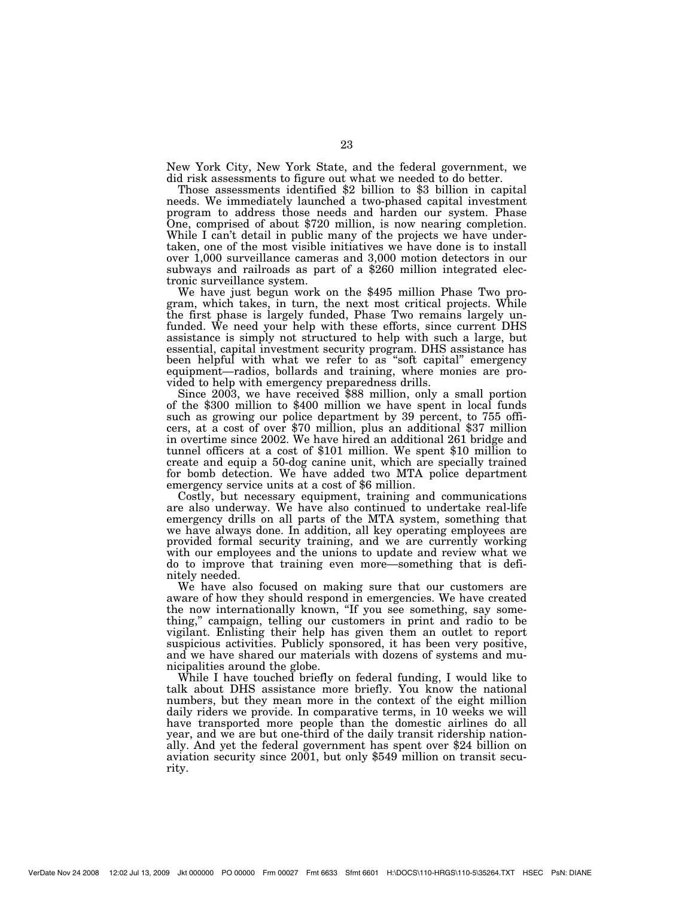New York City, New York State, and the federal government, we did risk assessments to figure out what we needed to do better.

Those assessments identified $2 billion to $3 billion in capital needs. We immediately launched a two-phased capital investment program to address those needs and harden our system. Phase One, comprised of about $720 million, is now nearing completion. While I can't detail in public many of the projects we have undertaken, one of the most visible initiatives we have done is to install over 1,000 surveillance cameras and 3,000 motion detectors in our subways and railroads as part of a $260 million integrated electronic surveillance system.

We have just begun work on the $495 million Phase Two program, which takes, in turn, the next most critical projects. While the first phase is largely funded, Phase Two remains largely unfunded. We need your help with these efforts, since current DHS assistance is simply not structured to help with such a large, but essential, capital investment security program. DHS assistance has been helpful with what we refer to as "soft capital" emergency equipment—radios, bollards and training, where monies are provided to help with emergency preparedness drills.

Since 2003, we have received $88 million, only a small portion of the $300 million to $400 million we have spent in local funds such as growing our police department by 39 percent, to 755 officers, at a cost of over $70 million, plus an additional $37 million in overtime since 2002. We have hired an additional 261 bridge and tunnel officers at a cost of $101 million. We spent $10 million to create and equip a 50-dog canine unit, which are specially trained for bomb detection. We have added two MTA police department emergency service units at a cost of $6 million.

Costly, but necessary equipment, training and communications are also underway. We have also continued to undertake real-life emergency drills on all parts of the MTA system, something that we have always done. In addition, all key operating employees are provided formal security training, and we are currently working with our employees and the unions to update and review what we do to improve that training even more—something that is definitely needed.

We have also focused on making sure that our customers are aware of how they should respond in emergencies. We have created the now internationally known, "If you see something, say something," campaign, telling our customers in print and radio to be vigilant. Enlisting their help has given them an outlet to report suspicious activities. Publicly sponsored, it has been very positive, and we have shared our materials with dozens of systems and municipalities around the globe.

While I have touched briefly on federal funding, I would like to talk about DHS assistance more briefly. You know the national numbers, but they mean more in the context of the eight million daily riders we provide. In comparative terms, in 10 weeks we will have transported more people than the domestic airlines do all year, and we are but one-third of the daily transit ridership nationally. And yet the federal government has spent over $24 billion on aviation security since 2001, but only $549 million on transit security.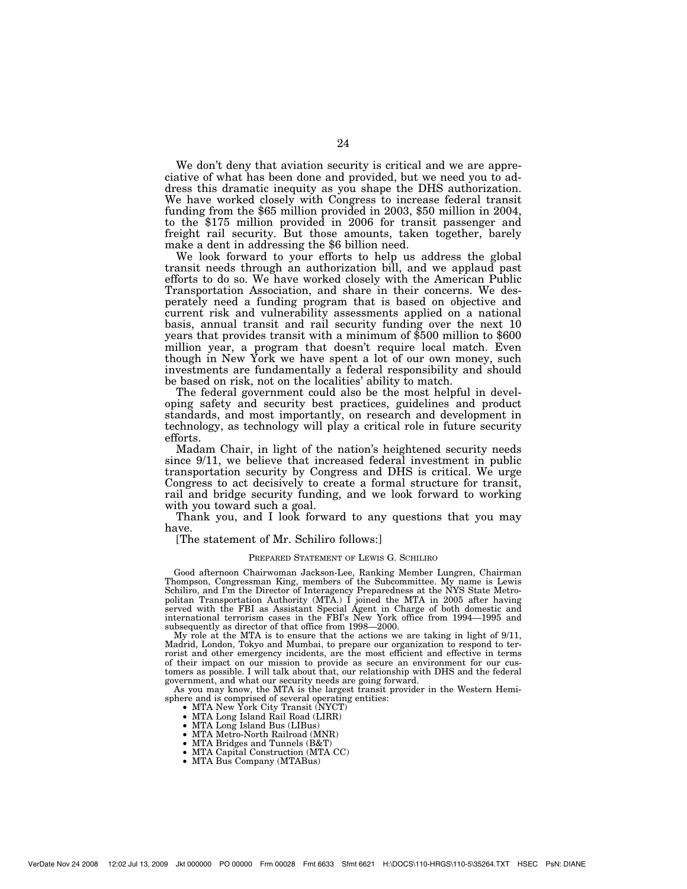We don't deny that aviation security is critical and we are appreciative of what has been done and provided, but we need you to address this dramatic inequity as you shape the DHS authorization. We have worked closely with Congress to increase federal transit funding from the $65 million provided in 2003, $50 million in 2004, to the $175 million provided in 2006 for transit passenger and freight rail security. But those amounts, taken together, barely make a dent in addressing the $6 billion need.

We look forward to your efforts to help us address the global transit needs through an authorization bill, and we applaud past efforts to do so. We have worked closely with the American Public Transportation Association, and share in their concerns. We desperately need a funding program that is based on objective and current risk and vulnerability assessments applied on a national basis, annual transit and rail security funding over the next 10 years that provides transit with a minimum of $500 million to $600 million year, a program that doesn't require local match. Even though in New York we have spent a lot of our own money, such investments are fundamentally a federal responsibility and should be based on risk, not on the localities' ability to match.

The federal government could also be the most helpful in developing safety and security best practices, guidelines and product standards, and most importantly, on research and development in technology, as technology will play a critical role in future security efforts.

Madam Chair, in light of the nation's heightened security needs since 9/11, we believe that increased federal investment in public transportation security by Congress and DHS is critical. We urge Congress to act decisively to create a formal structure for transit, rail and bridge security funding, and we look forward to working with you toward such a goal.

Thank you, and I look forward to any questions that you may have.

[The statement of Mr. Schiliro follows:]

PREPARED STATEMENT OF LEWIS G. SCHILIRO

Good afternoon Chairwoman Jackson-Lee, Ranking Member Lungren, Chairman Thompson, Congressman King, members of the Subcommittee. My name is Lewis Schiliro, and I'm the Director of Interagency Preparedness at the NYS State Metropolitan Transportation Authority (MTA.) I joined the MTA in 2005 after having served with the FBI as Assistant Special Agent in Charge of both domestic and international terrorism cases in the FBI's New York office from 1994—1995 and subsequently as director of that office from 1998—2000.

My role at the MTA is to ensure that the actions we are taking in light of 9/11, Madrid, London, Tokyo and Mumbai, to prepare our organization to respond to terrorist and other emergency incidents, are the most efficient and effective in terms of their impact on our mission to provide as secure an environment for our customers as possible. I will talk about that, our relationship with DHS and the federal government, and what our security needs are going forward.

As you may know, the MTA is the largest transit provider in the Western Hemisphere and is comprised of several operating entities:

- MTA New York City Transit (NYCT)
- MTA Long Island Rail Road (LIRR)
- MTA Long Island Bus (LIBus)
- MTA Metro-North Railroad (MNR)
- MTA Bridges and Tunnels (B&T)
- MTA Capital Construction (MTA CC)
- MTA Bus Company (MTABus)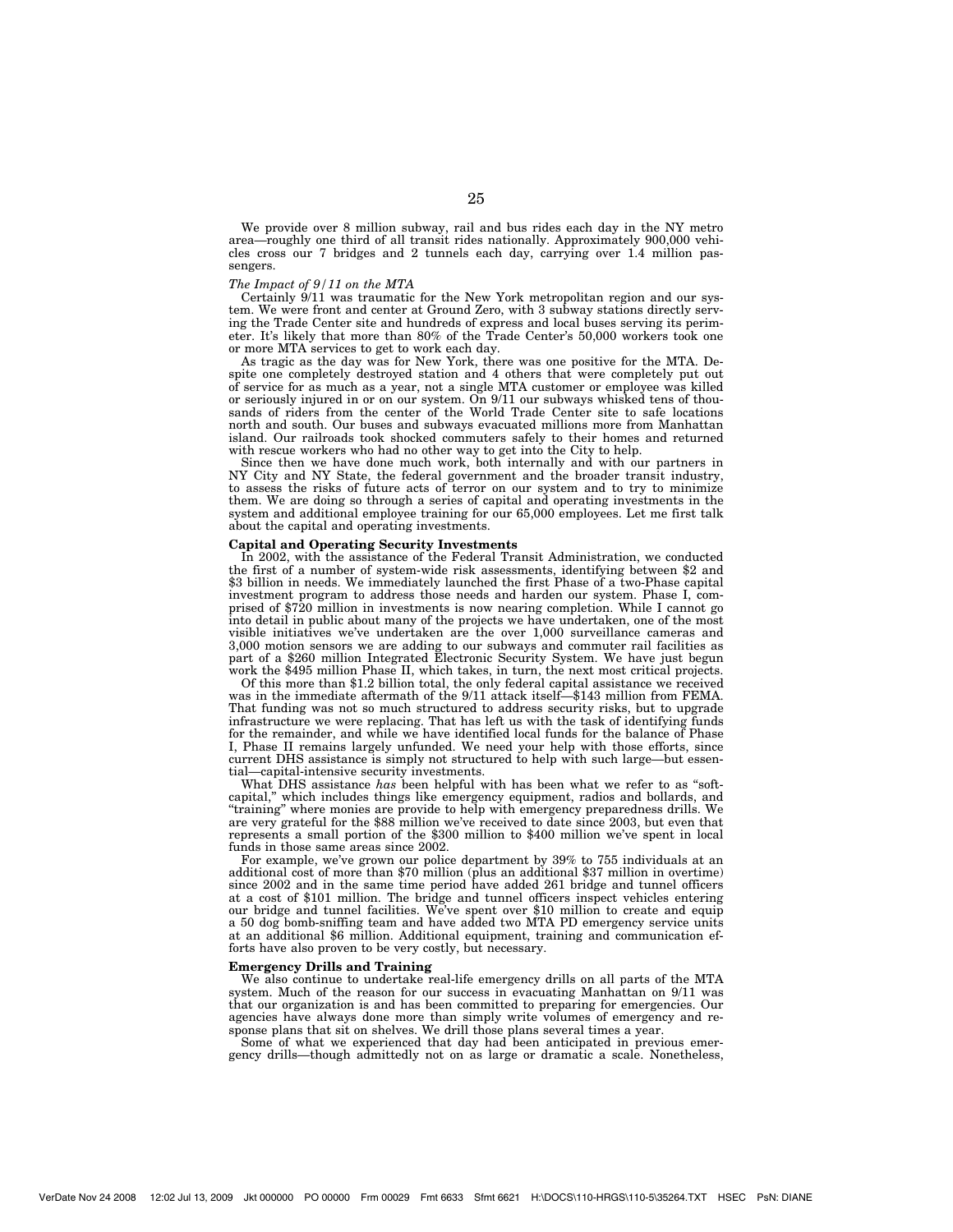We provide over 8 million subway, rail and bus rides each day in the NY metro area—roughly one third of all transit rides nationally. Approximately 900,000 vehicles cross our 7 bridges and 2 tunnels each day, carrying over 1.4 million passengers.

*The Impact of 9/11 on the MTA*

Certainly 9/11 was traumatic for the New York metropolitan region and our system. We were front and center at Ground Zero, with 3 subway stations directly serving the Trade Center site and hundreds of express and local buses serving its perimeter. It's likely that more than 80% of the Trade Center's 50,000 workers took one or more MTA services to get to work each day.

As tragic as the day was for New York, there was one positive for the MTA. Despite one completely destroyed station and 4 others that were completely put out of service for as much as a year, not a single MTA customer or employee was killed or seriously injured in or on our system. On 9/11 our subways whisked tens of thousands of riders from the center of the World Trade Center site to safe locations north and south. Our buses and subways evacuated millions more from Manhattan island. Our railroads took shocked commuters safely to their homes and returned with rescue workers who had no other way to get into the City to help.

Since then we have done much work, both internally and with our partners in NY City and NY State, the federal government and the broader transit industry, to assess the risks of future acts of terror on our system and to try to minimize them. We are doing so through a series of capital and operating investments in the system and additional employee training for our 65,000 employees. Let me first talk about the capital and operating investments.

**Capital and Operating Security Investments**

In 2002, with the assistance of the Federal Transit Administration, we conducted the first of a number of system-wide risk assessments, identifying between $2 and $3 billion in needs. We immediately launched the first Phase of a two-Phase capital investment program to address those needs and harden our system. Phase I, comprised of $720 million in investments is now nearing completion. While I cannot go into detail in public about many of the projects we have undertaken, one of the most visible initiatives we've undertaken are the over 1,000 surveillance cameras and 3,000 motion sensors we are adding to our subways and commuter rail facilities as part of a $260 million Integrated Electronic Security System. We have just begun work the $495 million Phase II, which takes, in turn, the next most critical projects.

Of this more than $1.2 billion total, the only federal capital assistance we received was in the immediate aftermath of the 9/11 attack itself—$143 million from FEMA. That funding was not so much structured to address security risks, but to upgrade infrastructure we were replacing. That has left us with the task of identifying funds for the remainder, and while we have identified local funds for the balance of Phase I, Phase II remains largely unfunded. We need your help with those efforts, since current DHS assistance is simply not structured to help with such large—but essential—capital-intensive security investments.

What DHS assistance *has* been helpful with has been what we refer to as "soft-capital," which includes things like emergency equipment, radios and bollards, and "training" where monies are provide to help with emergency preparedness drills. We are very grateful for the $88 million we've received to date since 2003, but even that represents a small portion of the $300 million to $400 million we've spent in local funds in those same areas since 2002.

For example, we've grown our police department by 39% to 755 individuals at an additional cost of more than $70 million (plus an additional $37 million in overtime) since 2002 and in the same time period have added 261 bridge and tunnel officers at a cost of $101 million. The bridge and tunnel officers inspect vehicles entering our bridge and tunnel facilities. We've spent over $10 million to create and equip a 50 dog bomb-sniffing team and have added two MTA PD emergency service units at an additional $6 million. Additional equipment, training and communication efforts have also proven to be very costly, but necessary.

**Emergency Drills and Training**

We also continue to undertake real-life emergency drills on all parts of the MTA system. Much of the reason for our success in evacuating Manhattan on 9/11 was that our organization is and has been committed to preparing for emergencies. Our agencies have always done more than simply write volumes of emergency and response plans that sit on shelves. We drill those plans several times a year.

Some of what we experienced that day had been anticipated in previous emergency drills—though admittedly not on as large or dramatic a scale. Nonetheless,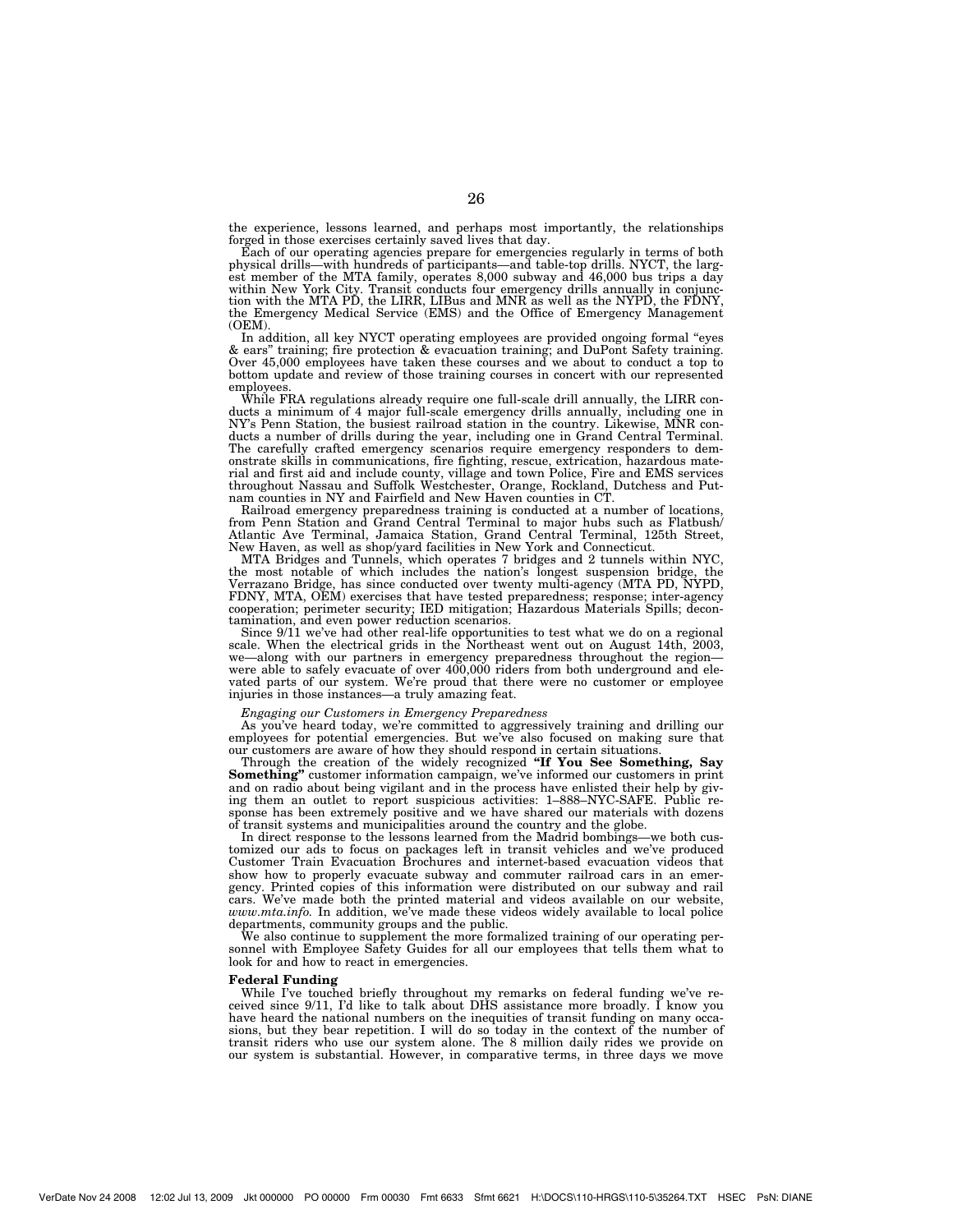the experience, lessons learned, and perhaps most importantly, the relationships forged in those exercises certainly saved lives that day.

Each of our operating agencies prepare for emergencies regularly in terms of both physical drills—with hundreds of participants—and table-top drills. NYCT, the largest member of the MTA family, operates 8,000 subway and 46,000 bus trips a day within New York City. Transit conducts four emergency drills annually in conjunction with the MTA PD, the LIRR, LIBus and MNR as well as the NYPD, the FDNY, the Emergency Medical Service (EMS) and the Office of Emergency Management (OEM).

In addition, all key NYCT operating employees are provided ongoing formal "eyes & ears" training; fire protection & evacuation training; and DuPont Safety training. Over 45,000 employees have taken these courses and we about to conduct a top to bottom update and review of those training courses in concert with our represented employees.

While FRA regulations already require one full-scale drill annually, the LIRR conducts a minimum of 4 major full-scale emergency drills annually, including one in NY's Penn Station, the busiest railroad station in the country. Likewise, MNR conducts a number of drills during the year, including one in Grand Central Terminal. The carefully crafted emergency scenarios require emergency responders to demonstrate skills in communications, fire fighting, rescue, extrication, hazardous material and first aid and include county, village and town Police, Fire and EMS services throughout Nassau and Suffolk Westchester, Orange, Rockland, Dutchess and Putnam counties in NY and Fairfield and New Haven counties in CT.

Railroad emergency preparedness training is conducted at a number of locations, from Penn Station and Grand Central Terminal to major hubs such as Flatbush/Atlantic Ave Terminal, Jamaica Station, Grand Central Terminal, 125th Street, New Haven, as well as shop/yard facilities in New York and Connecticut.

MTA Bridges and Tunnels, which operates 7 bridges and 2 tunnels within NYC, the most notable of which includes the nation's longest suspension bridge, the Verrazano Bridge, has since conducted over twenty multi-agency (MTA PD, NYPD, FDNY, MTA, OEM) exercises that have tested preparedness; response; inter-agency cooperation; perimeter security; IED mitigation; Hazardous Materials Spills; decontamination, and even power reduction scenarios.

Since 9/11 we've had other real-life opportunities to test what we do on a regional scale. When the electrical grids in the Northeast went out on August 14th, 2003, we—along with our partners in emergency preparedness throughout the region—were able to safely evacuate of over 400,000 riders from both underground and elevated parts of our system. We're proud that there were no customer or employee injuries in those instances—a truly amazing feat.

*Engaging our Customers in Emergency Preparedness*

As you've heard today, we're committed to aggressively training and drilling our employees for potential emergencies. But we've also focused on making sure that our customers are aware of how they should respond in certain situations.

Through the creation of the widely recognized **"If You See Something, Say Something"** customer information campaign, we've informed our customers in print and on radio about being vigilant and in the process have enlisted their help by giving them an outlet to report suspicious activities: 1–888–NYC-SAFE. Public response has been extremely positive and we have shared our materials with dozens of transit systems and municipalities around the country and the globe.

In direct response to the lessons learned from the Madrid bombings—we both customized our ads to focus on packages left in transit vehicles and we've produced Customer Train Evacuation Brochures and internet-based evacuation videos that show how to properly evacuate subway and commuter railroad cars in an emergency. Printed copies of this information were distributed on our subway and rail cars. We've made both the printed material and videos available on our website, *www.mta.info.* In addition, we've made these videos widely available to local police departments, community groups and the public.

We also continue to supplement the more formalized training of our operating personnel with Employee Safety Guides for all our employees that tells them what to look for and how to react in emergencies.

**Federal Funding**

While I've touched briefly throughout my remarks on federal funding we've received since 9/11, I'd like to talk about DHS assistance more broadly. I know you have heard the national numbers on the inequities of transit funding on many occasions, but they bear repetition. I will do so today in the context of the number of transit riders who use our system alone. The 8 million daily rides we provide on our system is substantial. However, in comparative terms, in three days we move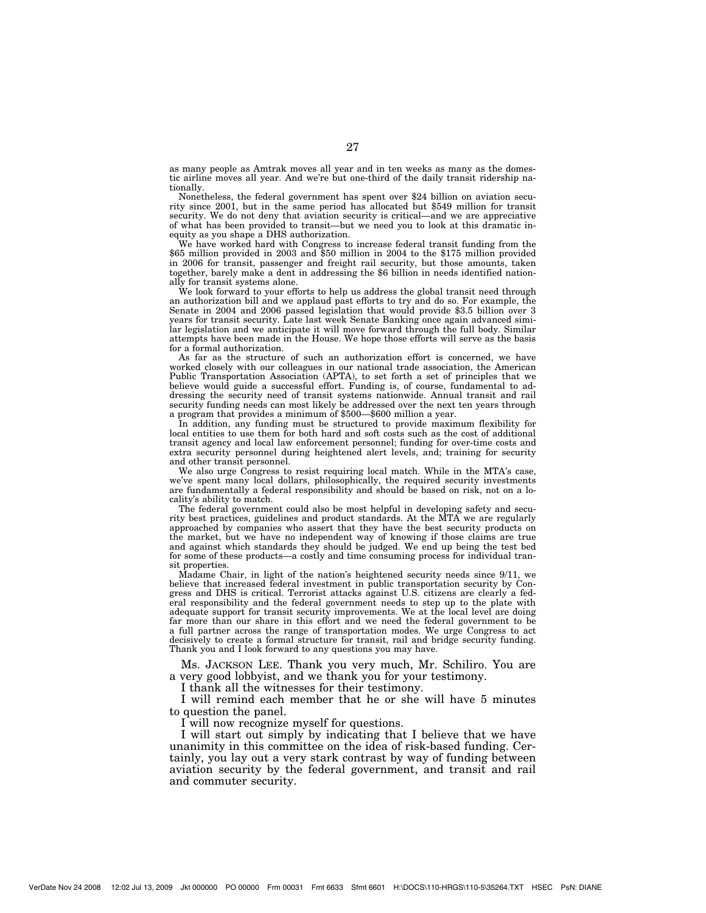as many people as Amtrak moves all year and in ten weeks as many as the domestic airline moves all year. And we're but one-third of the daily transit ridership nationally.

Nonetheless, the federal government has spent over $24 billion on aviation security since 2001, but in the same period has allocated but $549 million for transit security. We do not deny that aviation security is critical—and we are appreciative of what has been provided to transit—but we need you to look at this dramatic inequity as you shape a DHS authorization.

We have worked hard with Congress to increase federal transit funding from the $65 million provided in 2003 and $50 million in 2004 to the $175 million provided in 2006 for transit, passenger and freight rail security, but those amounts, taken together, barely make a dent in addressing the $6 billion in needs identified nationally for transit systems alone.

We look forward to your efforts to help us address the global transit need through an authorization bill and we applaud past efforts to try and do so. For example, the Senate in 2004 and 2006 passed legislation that would provide $3.5 billion over 3 years for transit security. Late last week Senate Banking once again advanced similar legislation and we anticipate it will move forward through the full body. Similar attempts have been made in the House. We hope those efforts will serve as the basis for a formal authorization.

As far as the structure of such an authorization effort is concerned, we have worked closely with our colleagues in our national trade association, the American Public Transportation Association (APTA), to set forth a set of principles that we believe would guide a successful effort. Funding is, of course, fundamental to addressing the security need of transit systems nationwide. Annual transit and rail security funding needs can most likely be addressed over the next ten years through a program that provides a minimum of $500—$600 million a year.

In addition, any funding must be structured to provide maximum flexibility for local entities to use them for both hard and soft costs such as the cost of additional transit agency and local law enforcement personnel; funding for over-time costs and extra security personnel during heightened alert levels, and; training for security and other transit personnel.

We also urge Congress to resist requiring local match. While in the MTA's case, we've spent many local dollars, philosophically, the required security investments are fundamentally a federal responsibility and should be based on risk, not on a locality's ability to match.

The federal government could also be most helpful in developing safety and security best practices, guidelines and product standards. At the MTA we are regularly approached by companies who assert that they have the best security products on the market, but we have no independent way of knowing if those claims are true and against which standards they should be judged. We end up being the test bed for some of these products—a costly and time consuming process for individual transit properties.

Madame Chair, in light of the nation's heightened security needs since 9/11, we believe that increased federal investment in public transportation security by Congress and DHS is critical. Terrorist attacks against U.S. citizens are clearly a federal responsibility and the federal government needs to step up to the plate with adequate support for transit security improvements. We at the local level are doing far more than our share in this effort and we need the federal government to be a full partner across the range of transportation modes. We urge Congress to act decisively to create a formal structure for transit, rail and bridge security funding. Thank you and I look forward to any questions you may have.

Ms. JACKSON LEE. Thank you very much, Mr. Schiliro. You are a very good lobbyist, and we thank you for your testimony.

I thank all the witnesses for their testimony.

I will remind each member that he or she will have 5 minutes to question the panel.

I will now recognize myself for questions.

I will start out simply by indicating that I believe that we have unanimity in this committee on the idea of risk-based funding. Certainly, you lay out a very stark contrast by way of funding between aviation security by the federal government, and transit and rail and commuter security.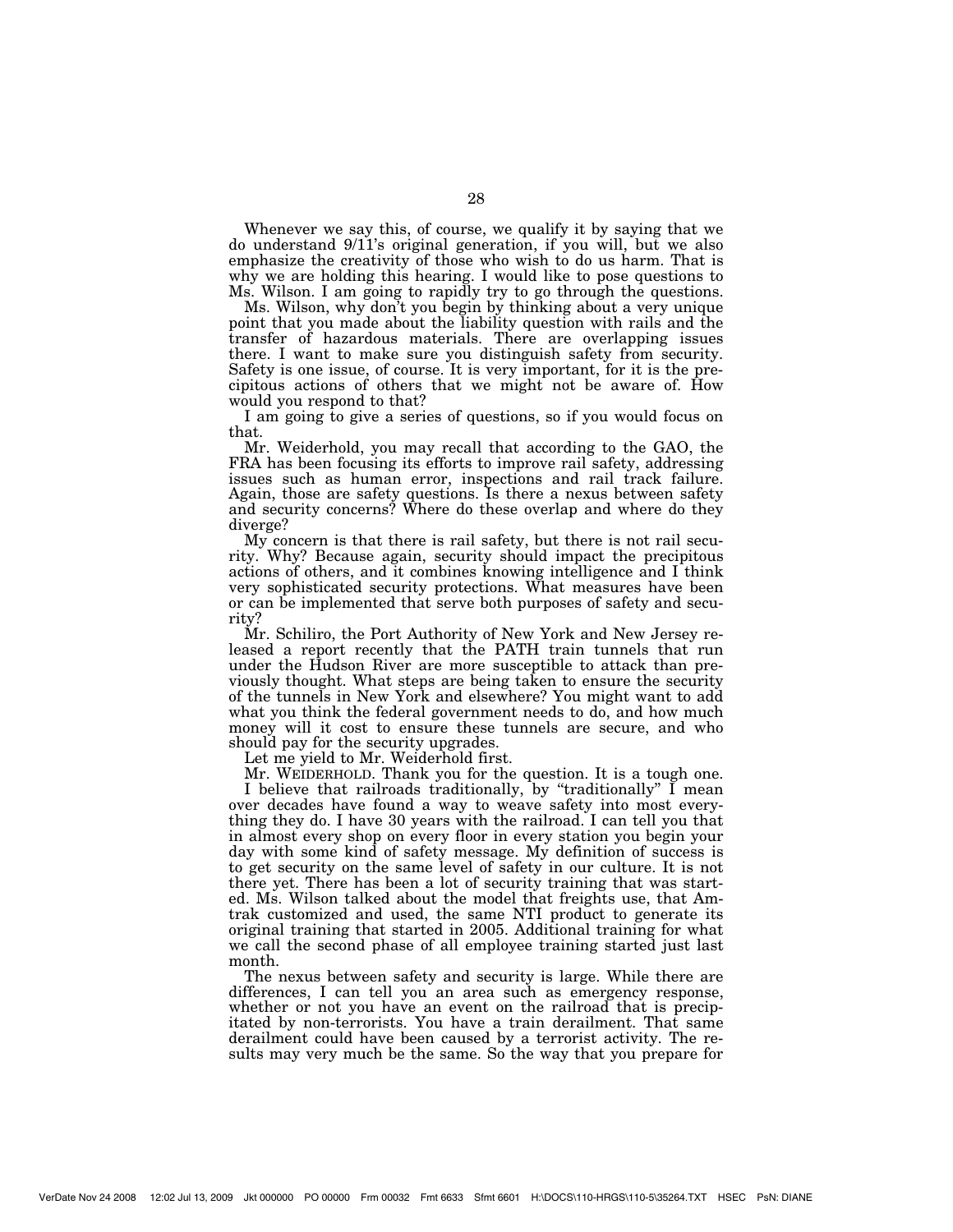Whenever we say this, of course, we qualify it by saying that we do understand 9/11's original generation, if you will, but we also emphasize the creativity of those who wish to do us harm. That is why we are holding this hearing. I would like to pose questions to Ms. Wilson. I am going to rapidly try to go through the questions.

Ms. Wilson, why don't you begin by thinking about a very unique point that you made about the liability question with rails and the transfer of hazardous materials. There are overlapping issues there. I want to make sure you distinguish safety from security. Safety is one issue, of course. It is very important, for it is the precipitous actions of others that we might not be aware of. How would you respond to that?

I am going to give a series of questions, so if you would focus on that.

Mr. Weiderhold, you may recall that according to the GAO, the FRA has been focusing its efforts to improve rail safety, addressing issues such as human error, inspections and rail track failure. Again, those are safety questions. Is there a nexus between safety and security concerns? Where do these overlap and where do they diverge?

My concern is that there is rail safety, but there is not rail security. Why? Because again, security should impact the precipitous actions of others, and it combines knowing intelligence and I think very sophisticated security protections. What measures have been or can be implemented that serve both purposes of safety and security?

Mr. Schiliro, the Port Authority of New York and New Jersey released a report recently that the PATH train tunnels that run under the Hudson River are more susceptible to attack than previously thought. What steps are being taken to ensure the security of the tunnels in New York and elsewhere? You might want to add what you think the federal government needs to do, and how much money will it cost to ensure these tunnels are secure, and who should pay for the security upgrades.

Let me yield to Mr. Weiderhold first.

Mr. WEIDERHOLD. Thank you for the question. It is a tough one.

I believe that railroads traditionally, by "traditionally" I mean over decades have found a way to weave safety into most everything they do. I have 30 years with the railroad. I can tell you that in almost every shop on every floor in every station you begin your day with some kind of safety message. My definition of success is to get security on the same level of safety in our culture. It is not there yet. There has been a lot of security training that was started. Ms. Wilson talked about the model that freights use, that Amtrak customized and used, the same NTI product to generate its original training that started in 2005. Additional training for what we call the second phase of all employee training started just last month.

The nexus between safety and security is large. While there are differences, I can tell you an area such as emergency response, whether or not you have an event on the railroad that is precipitated by non-terrorists. You have a train derailment. That same derailment could have been caused by a terrorist activity. The results may very much be the same. So the way that you prepare for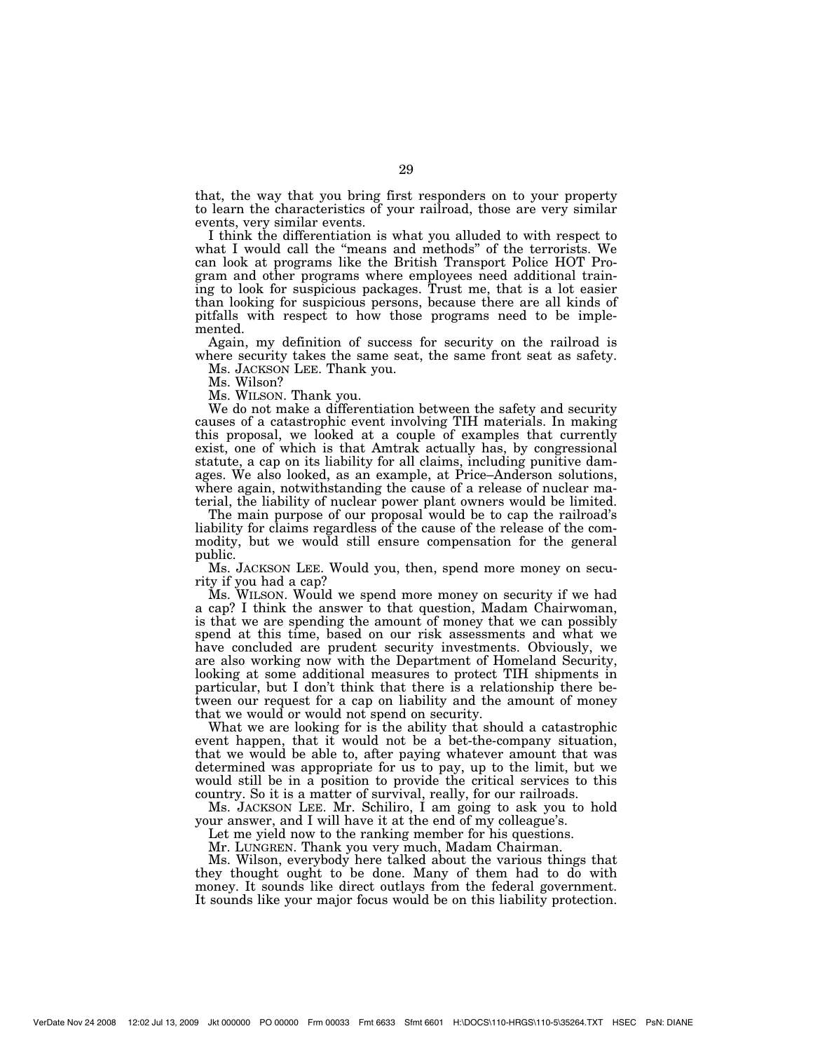that, the way that you bring first responders on to your property to learn the characteristics of your railroad, those are very similar events, very similar events.

I think the differentiation is what you alluded to with respect to what I would call the "means and methods" of the terrorists. We can look at programs like the British Transport Police HOT Program and other programs where employees need additional training to look for suspicious packages. Trust me, that is a lot easier than looking for suspicious persons, because there are all kinds of pitfalls with respect to how those programs need to be implemented.

Again, my definition of success for security on the railroad is where security takes the same seat, the same front seat as safety.

Ms. JACKSON LEE. Thank you.

Ms. Wilson?

Ms. WILSON. Thank you.

We do not make a differentiation between the safety and security causes of a catastrophic event involving TIH materials. In making this proposal, we looked at a couple of examples that currently exist, one of which is that Amtrak actually has, by congressional statute, a cap on its liability for all claims, including punitive damages. We also looked, as an example, at Price–Anderson solutions, where again, notwithstanding the cause of a release of nuclear material, the liability of nuclear power plant owners would be limited.

The main purpose of our proposal would be to cap the railroad's liability for claims regardless of the cause of the release of the commodity, but we would still ensure compensation for the general public.

Ms. JACKSON LEE. Would you, then, spend more money on security if you had a cap?

Ms. WILSON. Would we spend more money on security if we had a cap? I think the answer to that question, Madam Chairwoman, is that we are spending the amount of money that we can possibly spend at this time, based on our risk assessments and what we have concluded are prudent security investments. Obviously, we are also working now with the Department of Homeland Security, looking at some additional measures to protect TIH shipments in particular, but I don't think that there is a relationship there between our request for a cap on liability and the amount of money that we would or would not spend on security.

What we are looking for is the ability that should a catastrophic event happen, that it would not be a bet-the-company situation, that we would be able to, after paying whatever amount that was determined was appropriate for us to pay, up to the limit, but we would still be in a position to provide the critical services to this country. So it is a matter of survival, really, for our railroads.

Ms. JACKSON LEE. Mr. Schiliro, I am going to ask you to hold your answer, and I will have it at the end of my colleague's.

Let me yield now to the ranking member for his questions.

Mr. LUNGREN. Thank you very much, Madam Chairman.

Ms. Wilson, everybody here talked about the various things that they thought ought to be done. Many of them had to do with money. It sounds like direct outlays from the federal government. It sounds like your major focus would be on this liability protection.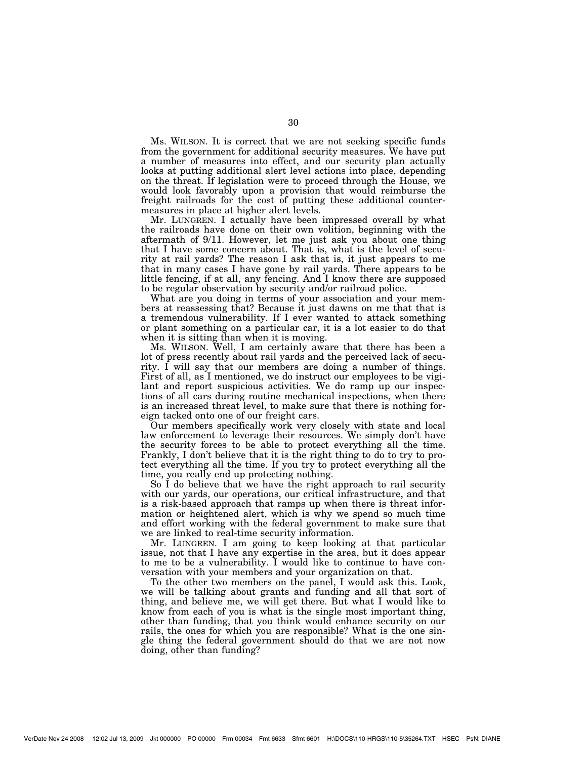Ms. WILSON. It is correct that we are not seeking specific funds from the government for additional security measures. We have put a number of measures into effect, and our security plan actually looks at putting additional alert level actions into place, depending on the threat. If legislation were to proceed through the House, we would look favorably upon a provision that would reimburse the freight railroads for the cost of putting these additional countermeasures in place at higher alert levels.

Mr. LUNGREN. I actually have been impressed overall by what the railroads have done on their own volition, beginning with the aftermath of 9/11. However, let me just ask you about one thing that I have some concern about. That is, what is the level of security at rail yards? The reason I ask that is, it just appears to me that in many cases I have gone by rail yards. There appears to be little fencing, if at all, any fencing. And I know there are supposed to be regular observation by security and/or railroad police.

What are you doing in terms of your association and your members at reassessing that? Because it just dawns on me that that is a tremendous vulnerability. If I ever wanted to attack something or plant something on a particular car, it is a lot easier to do that when it is sitting than when it is moving.

Ms. WILSON. Well, I am certainly aware that there has been a lot of press recently about rail yards and the perceived lack of security. I will say that our members are doing a number of things. First of all, as I mentioned, we do instruct our employees to be vigilant and report suspicious activities. We do ramp up our inspections of all cars during routine mechanical inspections, when there is an increased threat level, to make sure that there is nothing foreign tacked onto one of our freight cars.

Our members specifically work very closely with state and local law enforcement to leverage their resources. We simply don't have the security forces to be able to protect everything all the time. Frankly, I don't believe that it is the right thing to do to try to protect everything all the time. If you try to protect everything all the time, you really end up protecting nothing.

So I do believe that we have the right approach to rail security with our yards, our operations, our critical infrastructure, and that is a risk-based approach that ramps up when there is threat information or heightened alert, which is why we spend so much time and effort working with the federal government to make sure that we are linked to real-time security information.

Mr. LUNGREN. I am going to keep looking at that particular issue, not that I have any expertise in the area, but it does appear to me to be a vulnerability. I would like to continue to have conversation with your members and your organization on that.

To the other two members on the panel, I would ask this. Look, we will be talking about grants and funding and all that sort of thing, and believe me, we will get there. But what I would like to know from each of you is what is the single most important thing, other than funding, that you think would enhance security on our rails, the ones for which you are responsible? What is the one single thing the federal government should do that we are not now doing, other than funding?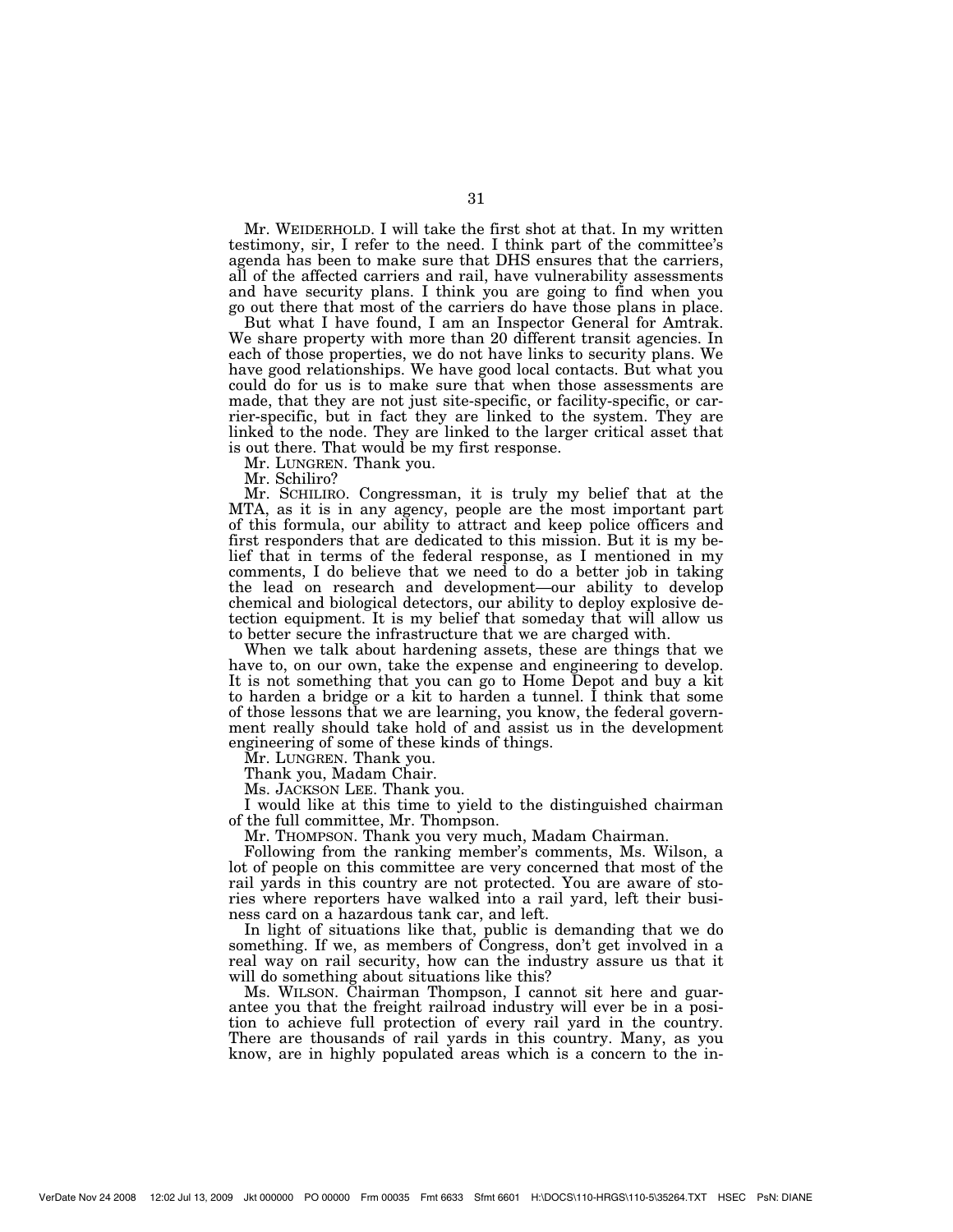Mr. WEIDERHOLD. I will take the first shot at that. In my written testimony, sir, I refer to the need. I think part of the committee's agenda has been to make sure that DHS ensures that the carriers, all of the affected carriers and rail, have vulnerability assessments and have security plans. I think you are going to find when you go out there that most of the carriers do have those plans in place.

But what I have found, I am an Inspector General for Amtrak. We share property with more than 20 different transit agencies. In each of those properties, we do not have links to security plans. We have good relationships. We have good local contacts. But what you could do for us is to make sure that when those assessments are made, that they are not just site-specific, or facility-specific, or carrier-specific, but in fact they are linked to the system. They are linked to the node. They are linked to the larger critical asset that is out there. That would be my first response.

Mr. LUNGREN. Thank you.

Mr. Schiliro?

Mr. SCHILIRO. Congressman, it is truly my belief that at the MTA, as it is in any agency, people are the most important part of this formula, our ability to attract and keep police officers and first responders that are dedicated to this mission. But it is my belief that in terms of the federal response, as I mentioned in my comments, I do believe that we need to do a better job in taking the lead on research and development—our ability to develop chemical and biological detectors, our ability to deploy explosive detection equipment. It is my belief that someday that will allow us to better secure the infrastructure that we are charged with.

When we talk about hardening assets, these are things that we have to, on our own, take the expense and engineering to develop. It is not something that you can go to Home Depot and buy a kit to harden a bridge or a kit to harden a tunnel. I think that some of those lessons that we are learning, you know, the federal government really should take hold of and assist us in the development engineering of some of these kinds of things.

Mr. LUNGREN. Thank you.

Thank you, Madam Chair.

Ms. JACKSON LEE. Thank you.

I would like at this time to yield to the distinguished chairman of the full committee, Mr. Thompson.

Mr. THOMPSON. Thank you very much, Madam Chairman.

Following from the ranking member's comments, Ms. Wilson, a lot of people on this committee are very concerned that most of the rail yards in this country are not protected. You are aware of stories where reporters have walked into a rail yard, left their business card on a hazardous tank car, and left.

In light of situations like that, public is demanding that we do something. If we, as members of Congress, don't get involved in a real way on rail security, how can the industry assure us that it will do something about situations like this?

Ms. WILSON. Chairman Thompson, I cannot sit here and guarantee you that the freight railroad industry will ever be in a position to achieve full protection of every rail yard in the country. There are thousands of rail yards in this country. Many, as you know, are in highly populated areas which is a concern to the in-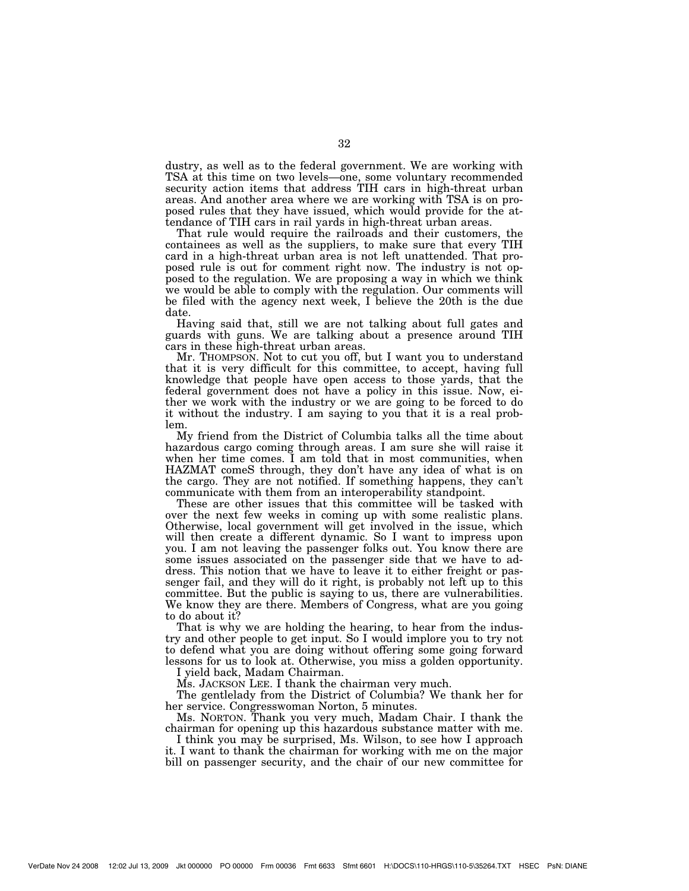dustry, as well as to the federal government. We are working with TSA at this time on two levels—one, some voluntary recommended security action items that address TIH cars in high-threat urban areas. And another area where we are working with TSA is on proposed rules that they have issued, which would provide for the attendance of TIH cars in rail yards in high-threat urban areas.

That rule would require the railroads and their customers, the containees as well as the suppliers, to make sure that every TIH card in a high-threat urban area is not left unattended. That proposed rule is out for comment right now. The industry is not opposed to the regulation. We are proposing a way in which we think we would be able to comply with the regulation. Our comments will be filed with the agency next week, I believe the 20th is the due date.

Having said that, still we are not talking about full gates and guards with guns. We are talking about a presence around TIH cars in these high-threat urban areas.

Mr. THOMPSON. Not to cut you off, but I want you to understand that it is very difficult for this committee, to accept, having full knowledge that people have open access to those yards, that the federal government does not have a policy in this issue. Now, either we work with the industry or we are going to be forced to do it without the industry. I am saying to you that it is a real problem.

My friend from the District of Columbia talks all the time about hazardous cargo coming through areas. I am sure she will raise it when her time comes. I am told that in most communities, when HAZMAT comeS through, they don't have any idea of what is on the cargo. They are not notified. If something happens, they can't communicate with them from an interoperability standpoint.

These are other issues that this committee will be tasked with over the next few weeks in coming up with some realistic plans. Otherwise, local government will get involved in the issue, which will then create a different dynamic. So I want to impress upon you. I am not leaving the passenger folks out. You know there are some issues associated on the passenger side that we have to address. This notion that we have to leave it to either freight or passenger fail, and they will do it right, is probably not left up to this committee. But the public is saying to us, there are vulnerabilities. We know they are there. Members of Congress, what are you going to do about it?

That is why we are holding the hearing, to hear from the industry and other people to get input. So I would implore you to try not to defend what you are doing without offering some going forward lessons for us to look at. Otherwise, you miss a golden opportunity.

I yield back, Madam Chairman.

Ms. JACKSON LEE. I thank the chairman very much.

The gentlelady from the District of Columbia? We thank her for her service. Congresswoman Norton, 5 minutes.

Ms. NORTON. Thank you very much, Madam Chair. I thank the chairman for opening up this hazardous substance matter with me.

I think you may be surprised, Ms. Wilson, to see how I approach it. I want to thank the chairman for working with me on the major bill on passenger security, and the chair of our new committee for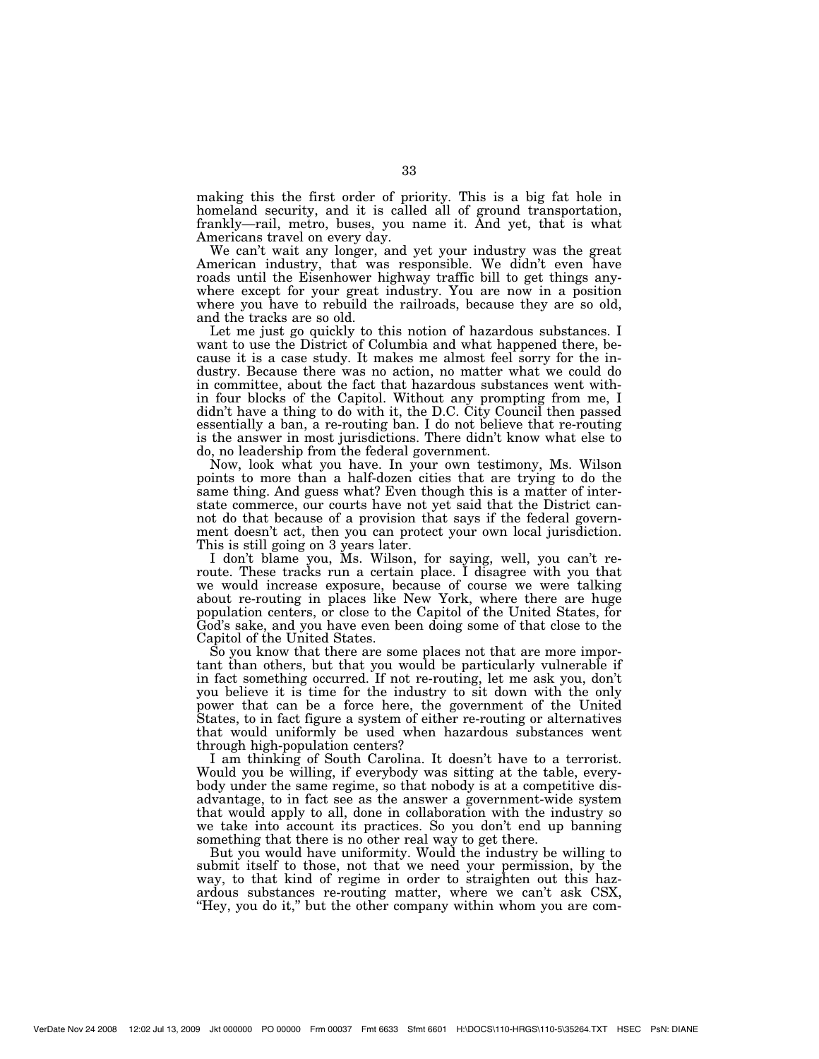making this the first order of priority. This is a big fat hole in homeland security, and it is called all of ground transportation, frankly—rail, metro, buses, you name it. And yet, that is what Americans travel on every day.

We can't wait any longer, and yet your industry was the great American industry, that was responsible. We didn't even have roads until the Eisenhower highway traffic bill to get things anywhere except for your great industry. You are now in a position where you have to rebuild the railroads, because they are so old, and the tracks are so old.

Let me just go quickly to this notion of hazardous substances. I want to use the District of Columbia and what happened there, because it is a case study. It makes me almost feel sorry for the industry. Because there was no action, no matter what we could do in committee, about the fact that hazardous substances went within four blocks of the Capitol. Without any prompting from me, I didn't have a thing to do with it, the D.C. City Council then passed essentially a ban, a re-routing ban. I do not believe that re-routing is the answer in most jurisdictions. There didn't know what else to do, no leadership from the federal government.

Now, look what you have. In your own testimony, Ms. Wilson points to more than a half-dozen cities that are trying to do the same thing. And guess what? Even though this is a matter of interstate commerce, our courts have not yet said that the District cannot do that because of a provision that says if the federal government doesn't act, then you can protect your own local jurisdiction. This is still going on 3 years later.

I don't blame you, Ms. Wilson, for saying, well, you can't re-route. These tracks run a certain place. I disagree with you that we would increase exposure, because of course we were talking about re-routing in places like New York, where there are huge population centers, or close to the Capitol of the United States, for God's sake, and you have even been doing some of that close to the Capitol of the United States.

So you know that there are some places not that are more important than others, but that you would be particularly vulnerable if in fact something occurred. If not re-routing, let me ask you, don't you believe it is time for the industry to sit down with the only power that can be a force here, the government of the United States, to in fact figure a system of either re-routing or alternatives that would uniformly be used when hazardous substances went through high-population centers?

I am thinking of South Carolina. It doesn't have to a terrorist. Would you be willing, if everybody was sitting at the table, everybody under the same regime, so that nobody is at a competitive disadvantage, to in fact see as the answer a government-wide system that would apply to all, done in collaboration with the industry so we take into account its practices. So you don't end up banning something that there is no other real way to get there.

But you would have uniformity. Would the industry be willing to submit itself to those, not that we need your permission, by the way, to that kind of regime in order to straighten out this hazardous substances re-routing matter, where we can't ask CSX, "Hey, you do it," but the other company within whom you are com-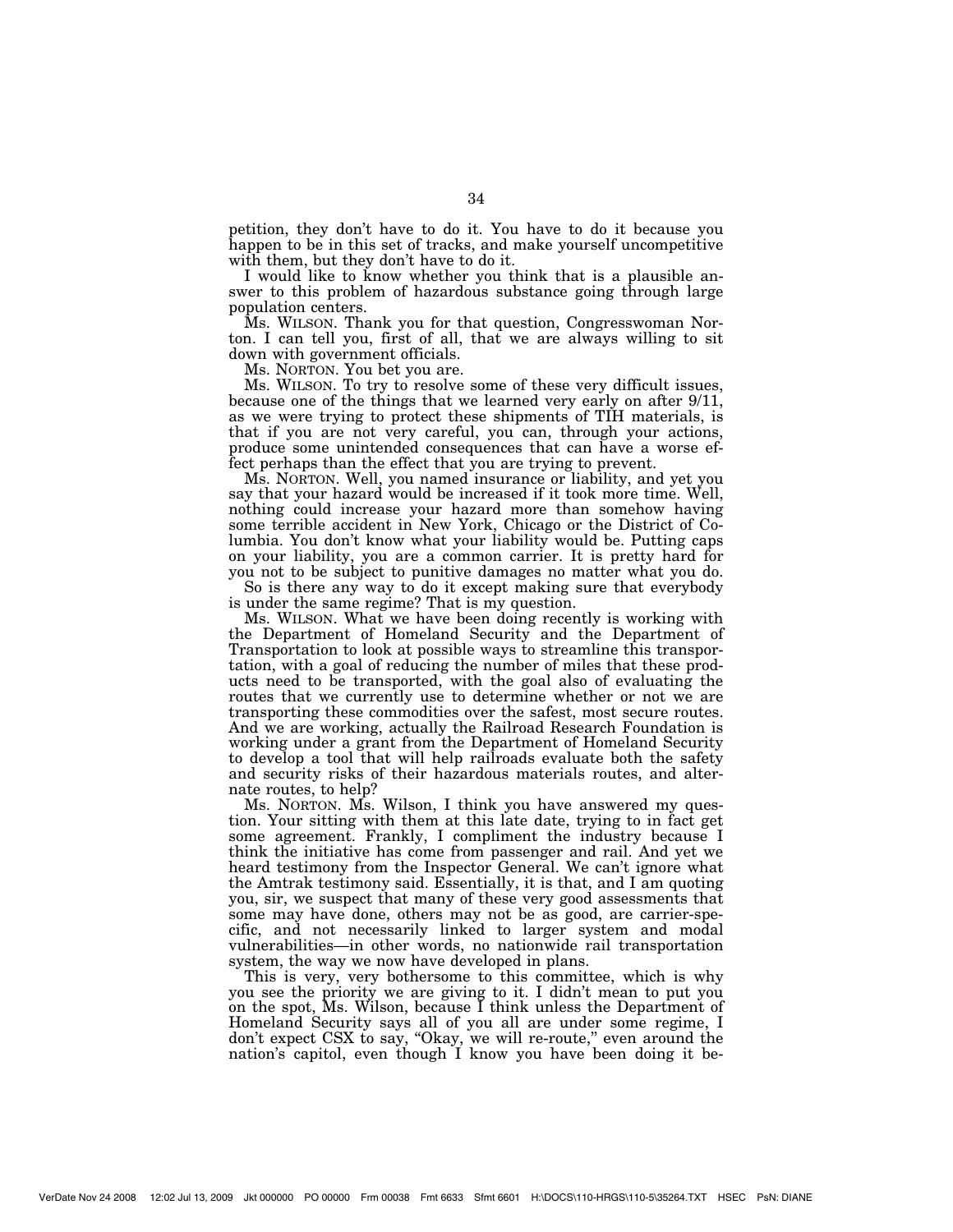petition, they don't have to do it. You have to do it because you happen to be in this set of tracks, and make yourself uncompetitive with them, but they don't have to do it.

I would like to know whether you think that is a plausible answer to this problem of hazardous substance going through large population centers.

Ms. WILSON. Thank you for that question, Congresswoman Norton. I can tell you, first of all, that we are always willing to sit down with government officials.

Ms. NORTON. You bet you are.

Ms. WILSON. To try to resolve some of these very difficult issues, because one of the things that we learned very early on after 9/11, as we were trying to protect these shipments of TIH materials, is that if you are not very careful, you can, through your actions, produce some unintended consequences that can have a worse effect perhaps than the effect that you are trying to prevent.

Ms. NORTON. Well, you named insurance or liability, and yet you say that your hazard would be increased if it took more time. Well, nothing could increase your hazard more than somehow having some terrible accident in New York, Chicago or the District of Columbia. You don't know what your liability would be. Putting caps on your liability, you are a common carrier. It is pretty hard for you not to be subject to punitive damages no matter what you do.

So is there any way to do it except making sure that everybody is under the same regime? That is my question.

Ms. WILSON. What we have been doing recently is working with the Department of Homeland Security and the Department of Transportation to look at possible ways to streamline this transportation, with a goal of reducing the number of miles that these products need to be transported, with the goal also of evaluating the routes that we currently use to determine whether or not we are transporting these commodities over the safest, most secure routes. And we are working, actually the Railroad Research Foundation is working under a grant from the Department of Homeland Security to develop a tool that will help railroads evaluate both the safety and security risks of their hazardous materials routes, and alternate routes, to help?

Ms. NORTON. Ms. Wilson, I think you have answered my question. Your sitting with them at this late date, trying to in fact get some agreement. Frankly, I compliment the industry because I think the initiative has come from passenger and rail. And yet we heard testimony from the Inspector General. We can't ignore what the Amtrak testimony said. Essentially, it is that, and I am quoting you, sir, we suspect that many of these very good assessments that some may have done, others may not be as good, are carrier-specific, and not necessarily linked to larger system and modal vulnerabilities—in other words, no nationwide rail transportation system, the way we now have developed in plans.

This is very, very bothersome to this committee, which is why you see the priority we are giving to it. I didn't mean to put you on the spot, Ms. Wilson, because I think unless the Department of Homeland Security says all of you all are under some regime, I don't expect CSX to say, "Okay, we will re-route," even around the nation's capitol, even though I know you have been doing it be-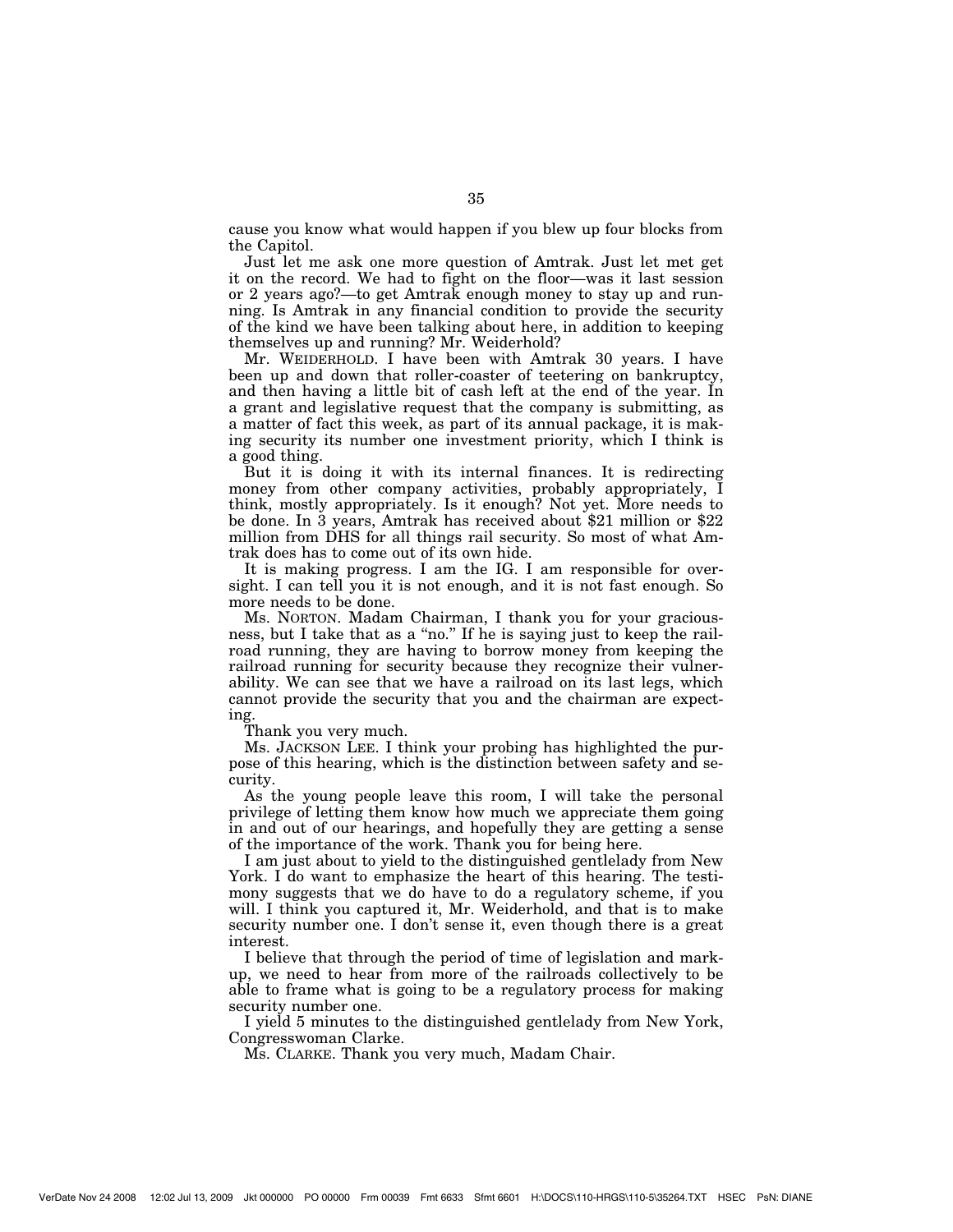cause you know what would happen if you blew up four blocks from the Capitol.

Just let me ask one more question of Amtrak. Just let met get it on the record. We had to fight on the floor—was it last session or 2 years ago?—to get Amtrak enough money to stay up and running. Is Amtrak in any financial condition to provide the security of the kind we have been talking about here, in addition to keeping themselves up and running? Mr. Weiderhold?

Mr. WEIDERHOLD. I have been with Amtrak 30 years. I have been up and down that roller-coaster of teetering on bankruptcy, and then having a little bit of cash left at the end of the year. In a grant and legislative request that the company is submitting, as a matter of fact this week, as part of its annual package, it is making security its number one investment priority, which I think is a good thing.

But it is doing it with its internal finances. It is redirecting money from other company activities, probably appropriately, I think, mostly appropriately. Is it enough? Not yet. More needs to be done. In 3 years, Amtrak has received about $21 million or $22 million from DHS for all things rail security. So most of what Amtrak does has to come out of its own hide.

It is making progress. I am the IG. I am responsible for oversight. I can tell you it is not enough, and it is not fast enough. So more needs to be done.

Ms. NORTON. Madam Chairman, I thank you for your graciousness, but I take that as a "no." If he is saying just to keep the railroad running, they are having to borrow money from keeping the railroad running for security because they recognize their vulnerability. We can see that we have a railroad on its last legs, which cannot provide the security that you and the chairman are expecting.

Thank you very much.

Ms. JACKSON LEE. I think your probing has highlighted the purpose of this hearing, which is the distinction between safety and security.

As the young people leave this room, I will take the personal privilege of letting them know how much we appreciate them going in and out of our hearings, and hopefully they are getting a sense of the importance of the work. Thank you for being here.

I am just about to yield to the distinguished gentlelady from New York. I do want to emphasize the heart of this hearing. The testimony suggests that we do have to do a regulatory scheme, if you will. I think you captured it, Mr. Weiderhold, and that is to make security number one. I don't sense it, even though there is a great interest.

I believe that through the period of time of legislation and markup, we need to hear from more of the railroads collectively to be able to frame what is going to be a regulatory process for making security number one.

I yield 5 minutes to the distinguished gentlelady from New York, Congresswoman Clarke.

Ms. CLARKE. Thank you very much, Madam Chair.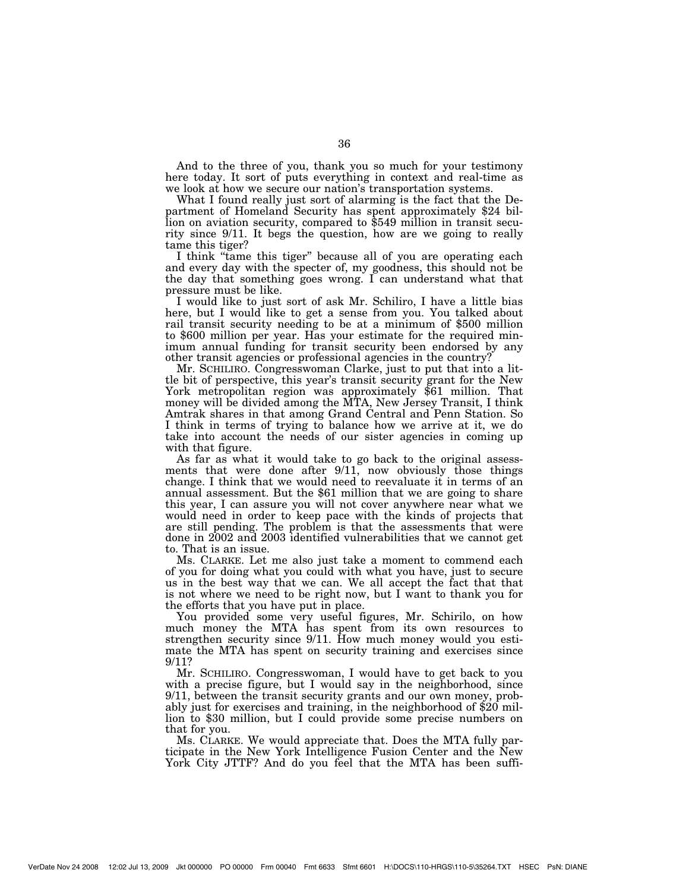And to the three of you, thank you so much for your testimony here today. It sort of puts everything in context and real-time as we look at how we secure our nation's transportation systems.

What I found really just sort of alarming is the fact that the Department of Homeland Security has spent approximately $24 billion on aviation security, compared to $549 million in transit security since 9/11. It begs the question, how are we going to really tame this tiger?

I think "tame this tiger" because all of you are operating each and every day with the specter of, my goodness, this should not be the day that something goes wrong. I can understand what that pressure must be like.

I would like to just sort of ask Mr. Schiliro, I have a little bias here, but I would like to get a sense from you. You talked about rail transit security needing to be at a minimum of $500 million to $600 million per year. Has your estimate for the required minimum annual funding for transit security been endorsed by any other transit agencies or professional agencies in the country?

Mr. SCHILIRO. Congresswoman Clarke, just to put that into a little bit of perspective, this year's transit security grant for the New York metropolitan region was approximately $61 million. That money will be divided among the MTA, New Jersey Transit, I think Amtrak shares in that among Grand Central and Penn Station. So I think in terms of trying to balance how we arrive at it, we do take into account the needs of our sister agencies in coming up with that figure.

As far as what it would take to go back to the original assessments that were done after 9/11, now obviously those things change. I think that we would need to reevaluate it in terms of an annual assessment. But the $61 million that we are going to share this year, I can assure you will not cover anywhere near what we would need in order to keep pace with the kinds of projects that are still pending. The problem is that the assessments that were done in 2002 and 2003 identified vulnerabilities that we cannot get to. That is an issue.

Ms. CLARKE. Let me also just take a moment to commend each of you for doing what you could with what you have, just to secure us in the best way that we can. We all accept the fact that that is not where we need to be right now, but I want to thank you for the efforts that you have put in place.

You provided some very useful figures, Mr. Schirilo, on how much money the MTA has spent from its own resources to strengthen security since 9/11. How much money would you estimate the MTA has spent on security training and exercises since 9/11?

Mr. SCHILIRO. Congresswoman, I would have to get back to you with a precise figure, but I would say in the neighborhood, since 9/11, between the transit security grants and our own money, probably just for exercises and training, in the neighborhood of $20 million to $30 million, but I could provide some precise numbers on that for you.

Ms. CLARKE. We would appreciate that. Does the MTA fully participate in the New York Intelligence Fusion Center and the New York City JTTF? And do you feel that the MTA has been suffi-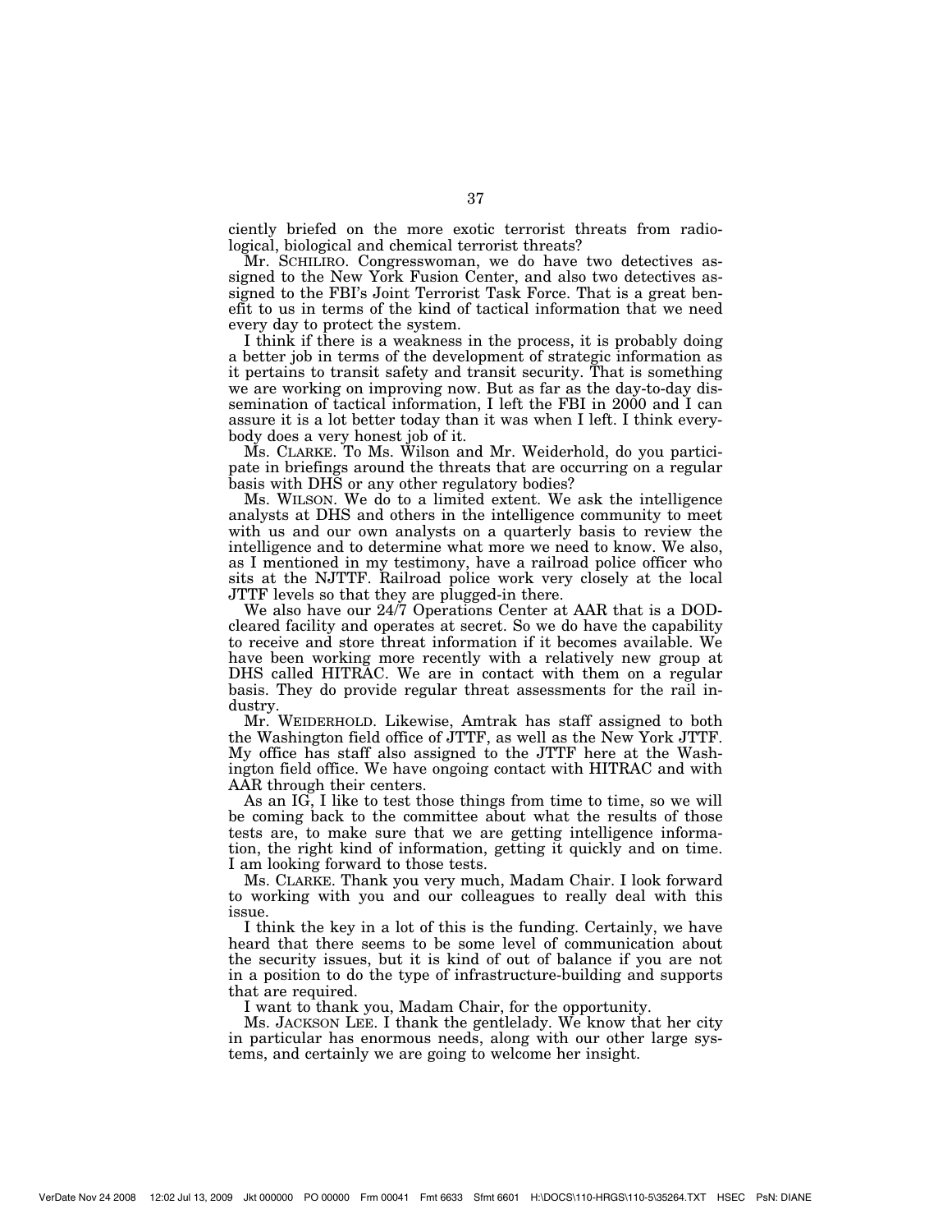ciently briefed on the more exotic terrorist threats from radiological, biological and chemical terrorist threats?

Mr. SCHILIRO. Congresswoman, we do have two detectives assigned to the New York Fusion Center, and also two detectives assigned to the FBI's Joint Terrorist Task Force. That is a great benefit to us in terms of the kind of tactical information that we need every day to protect the system.

I think if there is a weakness in the process, it is probably doing a better job in terms of the development of strategic information as it pertains to transit safety and transit security. That is something we are working on improving now. But as far as the day-to-day dissemination of tactical information, I left the FBI in 2000 and I can assure it is a lot better today than it was when I left. I think everybody does a very honest job of it.

Ms. CLARKE. To Ms. Wilson and Mr. Weiderhold, do you participate in briefings around the threats that are occurring on a regular basis with DHS or any other regulatory bodies?

Ms. WILSON. We do to a limited extent. We ask the intelligence analysts at DHS and others in the intelligence community to meet with us and our own analysts on a quarterly basis to review the intelligence and to determine what more we need to know. We also, as I mentioned in my testimony, have a railroad police officer who sits at the NJTTF. Railroad police work very closely at the local JTTF levels so that they are plugged-in there.

We also have our 24/7 Operations Center at AAR that is a DOD-cleared facility and operates at secret. So we do have the capability to receive and store threat information if it becomes available. We have been working more recently with a relatively new group at DHS called HITRAC. We are in contact with them on a regular basis. They do provide regular threat assessments for the rail industry.

Mr. WEIDERHOLD. Likewise, Amtrak has staff assigned to both the Washington field office of JTTF, as well as the New York JTTF. My office has staff also assigned to the JTTF here at the Washington field office. We have ongoing contact with HITRAC and with AAR through their centers.

As an IG, I like to test those things from time to time, so we will be coming back to the committee about what the results of those tests are, to make sure that we are getting intelligence information, the right kind of information, getting it quickly and on time. I am looking forward to those tests.

Ms. CLARKE. Thank you very much, Madam Chair. I look forward to working with you and our colleagues to really deal with this issue.

I think the key in a lot of this is the funding. Certainly, we have heard that there seems to be some level of communication about the security issues, but it is kind of out of balance if you are not in a position to do the type of infrastructure-building and supports that are required.

I want to thank you, Madam Chair, for the opportunity.

Ms. JACKSON LEE. I thank the gentlelady. We know that her city in particular has enormous needs, along with our other large systems, and certainly we are going to welcome her insight.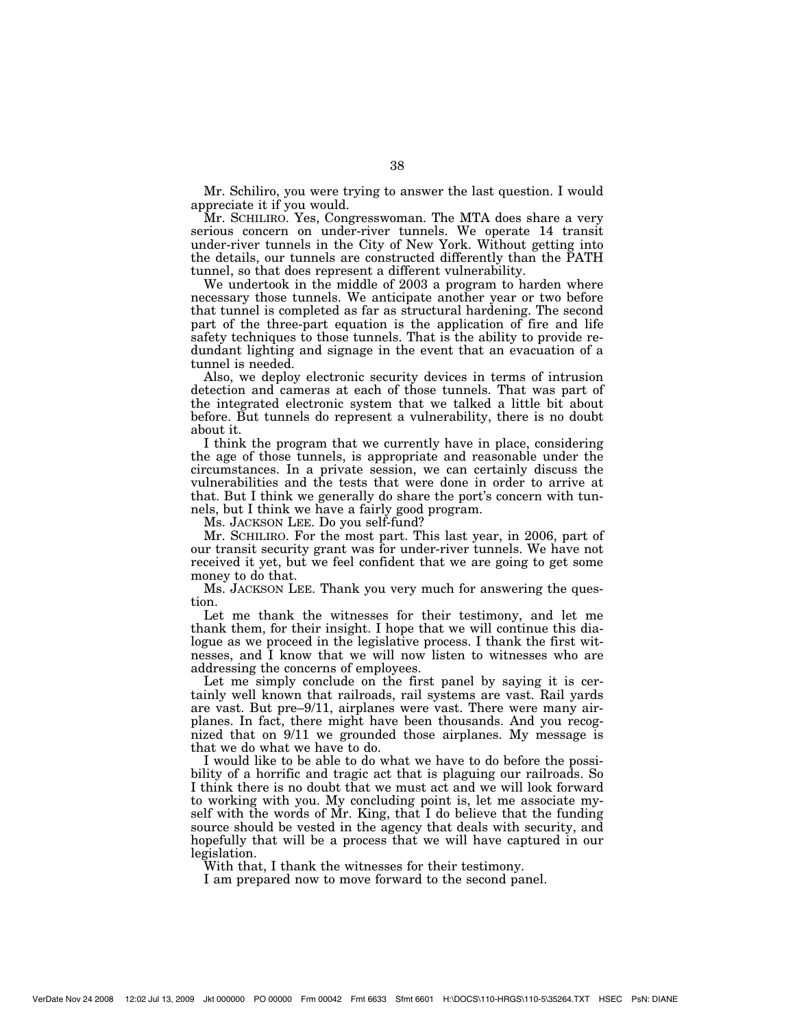Mr. Schiliro, you were trying to answer the last question. I would appreciate it if you would.

Mr. SCHILIRO. Yes, Congresswoman. The MTA does share a very serious concern on under-river tunnels. We operate 14 transit under-river tunnels in the City of New York. Without getting into the details, our tunnels are constructed differently than the PATH tunnel, so that does represent a different vulnerability.

We undertook in the middle of 2003 a program to harden where necessary those tunnels. We anticipate another year or two before that tunnel is completed as far as structural hardening. The second part of the three-part equation is the application of fire and life safety techniques to those tunnels. That is the ability to provide redundant lighting and signage in the event that an evacuation of a tunnel is needed.

Also, we deploy electronic security devices in terms of intrusion detection and cameras at each of those tunnels. That was part of the integrated electronic system that we talked a little bit about before. But tunnels do represent a vulnerability, there is no doubt about it.

I think the program that we currently have in place, considering the age of those tunnels, is appropriate and reasonable under the circumstances. In a private session, we can certainly discuss the vulnerabilities and the tests that were done in order to arrive at that. But I think we generally do share the port's concern with tunnels, but I think we have a fairly good program.

Ms. JACKSON LEE. Do you self-fund?

Mr. SCHILIRO. For the most part. This last year, in 2006, part of our transit security grant was for under-river tunnels. We have not received it yet, but we feel confident that we are going to get some money to do that.

Ms. JACKSON LEE. Thank you very much for answering the question.

Let me thank the witnesses for their testimony, and let me thank them, for their insight. I hope that we will continue this dialogue as we proceed in the legislative process. I thank the first witnesses, and I know that we will now listen to witnesses who are addressing the concerns of employees.

Let me simply conclude on the first panel by saying it is certainly well known that railroads, rail systems are vast. Rail yards are vast. But pre–9/11, airplanes were vast. There were many airplanes. In fact, there might have been thousands. And you recognized that on 9/11 we grounded those airplanes. My message is that we do what we have to do.

I would like to be able to do what we have to do before the possibility of a horrific and tragic act that is plaguing our railroads. So I think there is no doubt that we must act and we will look forward to working with you. My concluding point is, let me associate myself with the words of Mr. King, that I do believe that the funding source should be vested in the agency that deals with security, and hopefully that will be a process that we will have captured in our legislation.

With that, I thank the witnesses for their testimony.

I am prepared now to move forward to the second panel.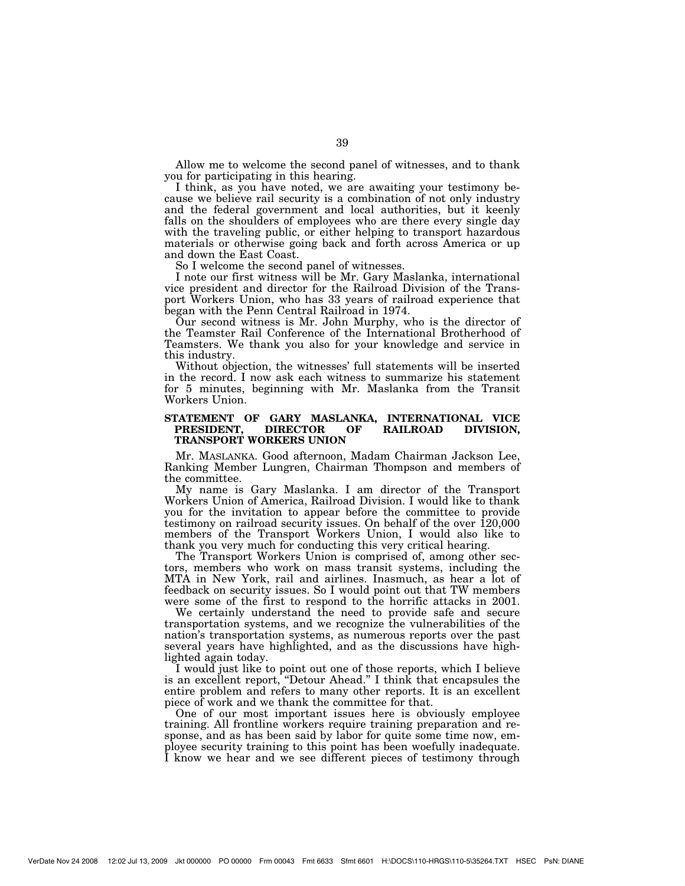Allow me to welcome the second panel of witnesses, and to thank you for participating in this hearing.

I think, as you have noted, we are awaiting your testimony because we believe rail security is a combination of not only industry and the federal government and local authorities, but it keenly falls on the shoulders of employees who are there every single day with the traveling public, or either helping to transport hazardous materials or otherwise going back and forth across America or up and down the East Coast.

So I welcome the second panel of witnesses.

I note our first witness will be Mr. Gary Maslanka, international vice president and director for the Railroad Division of the Transport Workers Union, who has 33 years of railroad experience that began with the Penn Central Railroad in 1974.

Our second witness is Mr. John Murphy, who is the director of the Teamster Rail Conference of the International Brotherhood of Teamsters. We thank you also for your knowledge and service in this industry.

Without objection, the witnesses' full statements will be inserted in the record. I now ask each witness to summarize his statement for 5 minutes, beginning with Mr. Maslanka from the Transit Workers Union.

## STATEMENT OF GARY MASLANKA, INTERNATIONAL VICE PRESIDENT, DIRECTOR OF RAILROAD DIVISION, TRANSPORT WORKERS UNION

Mr. MASLANKA. Good afternoon, Madam Chairman Jackson Lee, Ranking Member Lungren, Chairman Thompson and members of the committee.

My name is Gary Maslanka. I am director of the Transport Workers Union of America, Railroad Division. I would like to thank you for the invitation to appear before the committee to provide testimony on railroad security issues. On behalf of the over 120,000 members of the Transport Workers Union, I would also like to thank you very much for conducting this very critical hearing.

The Transport Workers Union is comprised of, among other sectors, members who work on mass transit systems, including the MTA in New York, rail and airlines. Inasmuch, as hear a lot of feedback on security issues. So I would point out that TW members were some of the first to respond to the horrific attacks in 2001.

We certainly understand the need to provide safe and secure transportation systems, and we recognize the vulnerabilities of the nation's transportation systems, as numerous reports over the past several years have highlighted, and as the discussions have highlighted again today.

I would just like to point out one of those reports, which I believe is an excellent report, "Detour Ahead." I think that encapsules the entire problem and refers to many other reports. It is an excellent piece of work and we thank the committee for that.

One of our most important issues here is obviously employee training. All frontline workers require training preparation and response, and as has been said by labor for quite some time now, employee security training to this point has been woefully inadequate. I know we hear and we see different pieces of testimony through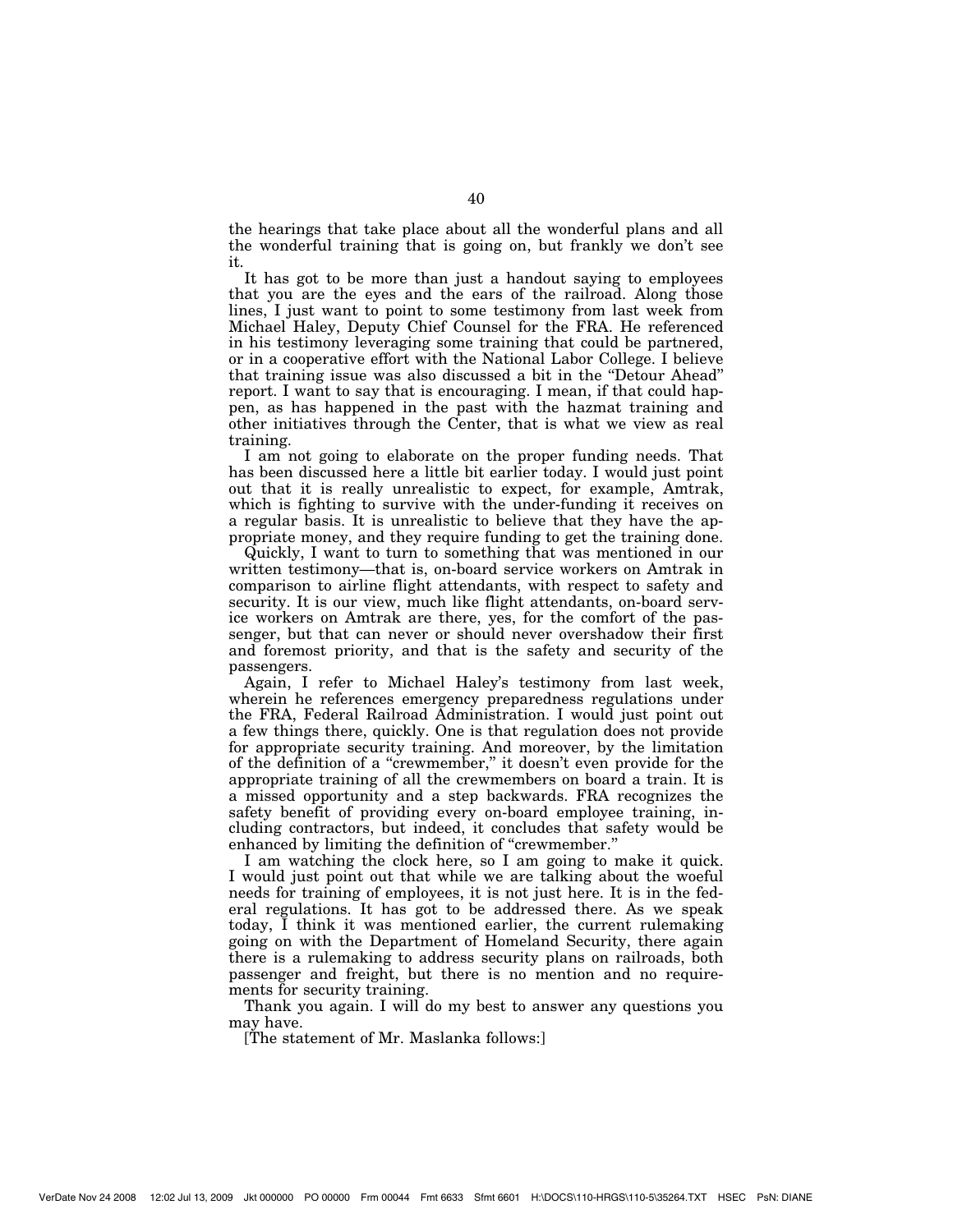the hearings that take place about all the wonderful plans and all the wonderful training that is going on, but frankly we don't see it.

It has got to be more than just a handout saying to employees that you are the eyes and the ears of the railroad. Along those lines, I just want to point to some testimony from last week from Michael Haley, Deputy Chief Counsel for the FRA. He referenced in his testimony leveraging some training that could be partnered, or in a cooperative effort with the National Labor College. I believe that training issue was also discussed a bit in the "Detour Ahead" report. I want to say that is encouraging. I mean, if that could happen, as has happened in the past with the hazmat training and other initiatives through the Center, that is what we view as real training.

I am not going to elaborate on the proper funding needs. That has been discussed here a little bit earlier today. I would just point out that it is really unrealistic to expect, for example, Amtrak, which is fighting to survive with the under-funding it receives on a regular basis. It is unrealistic to believe that they have the appropriate money, and they require funding to get the training done.

Quickly, I want to turn to something that was mentioned in our written testimony—that is, on-board service workers on Amtrak in comparison to airline flight attendants, with respect to safety and security. It is our view, much like flight attendants, on-board service workers on Amtrak are there, yes, for the comfort of the passenger, but that can never or should never overshadow their first and foremost priority, and that is the safety and security of the passengers.

Again, I refer to Michael Haley's testimony from last week, wherein he references emergency preparedness regulations under the FRA, Federal Railroad Administration. I would just point out a few things there, quickly. One is that regulation does not provide for appropriate security training. And moreover, by the limitation of the definition of a "crewmember," it doesn't even provide for the appropriate training of all the crewmembers on board a train. It is a missed opportunity and a step backwards. FRA recognizes the safety benefit of providing every on-board employee training, including contractors, but indeed, it concludes that safety would be enhanced by limiting the definition of "crewmember."

I am watching the clock here, so I am going to make it quick. I would just point out that while we are talking about the woeful needs for training of employees, it is not just here. It is in the federal regulations. It has got to be addressed there. As we speak today, I think it was mentioned earlier, the current rulemaking going on with the Department of Homeland Security, there again there is a rulemaking to address security plans on railroads, both passenger and freight, but there is no mention and no requirements for security training.

Thank you again. I will do my best to answer any questions you may have.

[The statement of Mr. Maslanka follows:]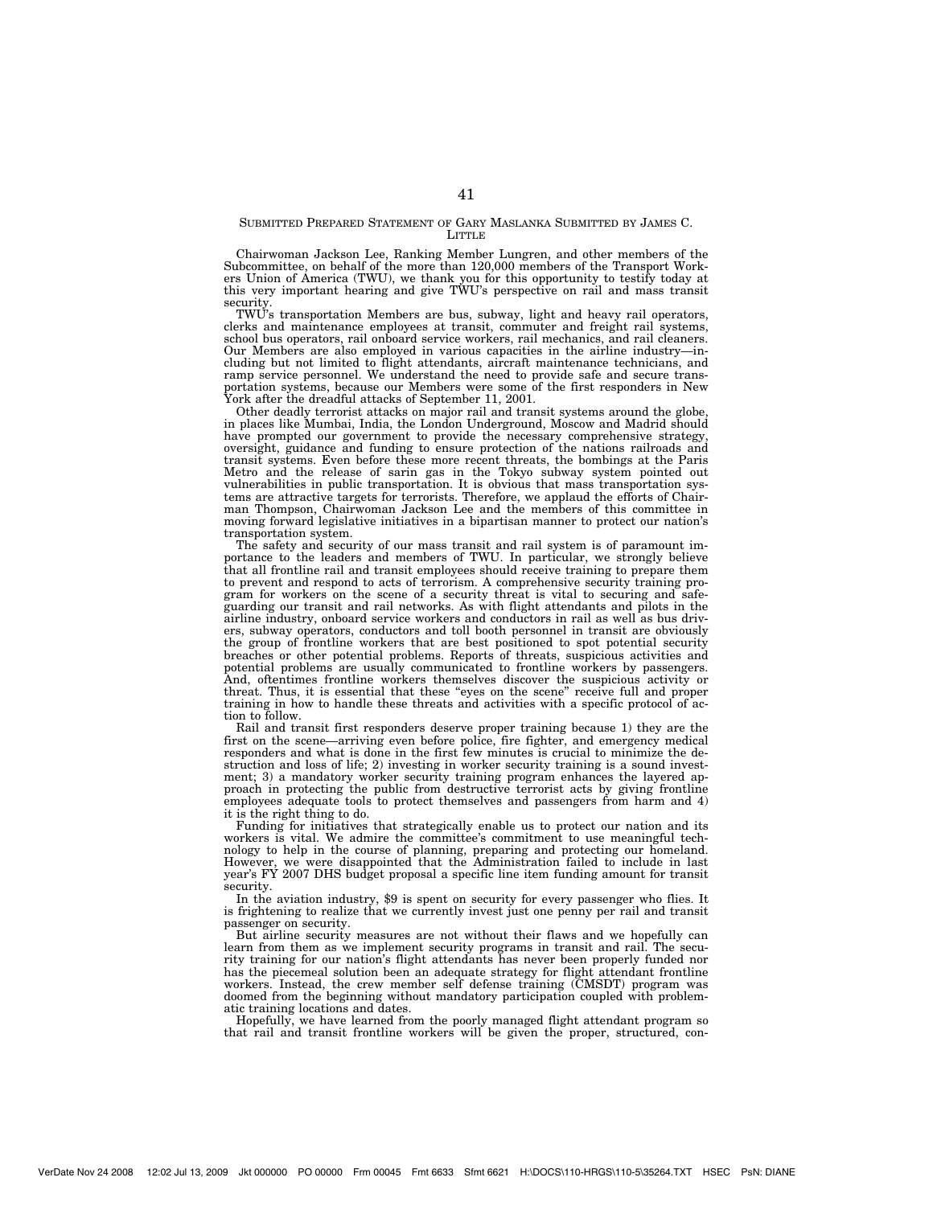SUBMITTED PREPARED STATEMENT OF GARY MASLANKA SUBMITTED BY JAMES C. LITTLE

Chairwoman Jackson Lee, Ranking Member Lungren, and other members of the Subcommittee, on behalf of the more than 120,000 members of the Transport Workers Union of America (TWU), we thank you for this opportunity to testify today at this very important hearing and give TWU's perspective on rail and mass transit security.

TWU's transportation Members are bus, subway, light and heavy rail operators, clerks and maintenance employees at transit, commuter and freight rail systems, school bus operators, rail onboard service workers, rail mechanics, and rail cleaners. Our Members are also employed in various capacities in the airline industry—including but not limited to flight attendants, aircraft maintenance technicians, and ramp service personnel. We understand the need to provide safe and secure transportation systems, because our Members were some of the first responders in New York after the dreadful attacks of September 11, 2001.

Other deadly terrorist attacks on major rail and transit systems around the globe, in places like Mumbai, India, the London Underground, Moscow and Madrid should have prompted our government to provide the necessary comprehensive strategy, oversight, guidance and funding to ensure protection of the nations railroads and transit systems. Even before these more recent threats, the bombings at the Paris Metro and the release of sarin gas in the Tokyo subway system pointed out vulnerabilities in public transportation. It is obvious that mass transportation systems are attractive targets for terrorists. Therefore, we applaud the efforts of Chairman Thompson, Chairwoman Jackson Lee and the members of this committee in moving forward legislative initiatives in a bipartisan manner to protect our nation's transportation system.

The safety and security of our mass transit and rail system is of paramount importance to the leaders and members of TWU. In particular, we strongly believe that all frontline rail and transit employees should receive training to prepare them to prevent and respond to acts of terrorism. A comprehensive security training program for workers on the scene of a security threat is vital to securing and safeguarding our transit and rail networks. As with flight attendants and pilots in the airline industry, onboard service workers and conductors in rail as well as bus drivers, subway operators, conductors and toll booth personnel in transit are obviously the group of frontline workers that are best positioned to spot potential security breaches or other potential problems. Reports of threats, suspicious activities and potential problems are usually communicated to frontline workers by passengers. And, oftentimes frontline workers themselves discover the suspicious activity or threat. Thus, it is essential that these "eyes on the scene" receive full and proper training in how to handle these threats and activities with a specific protocol of action to follow.

Rail and transit first responders deserve proper training because 1) they are the first on the scene—arriving even before police, fire fighter, and emergency medical responders and what is done in the first few minutes is crucial to minimize the destruction and loss of life; 2) investing in worker security training is a sound investment; 3) a mandatory worker security training program enhances the layered approach in protecting the public from destructive terrorist acts by giving frontline employees adequate tools to protect themselves and passengers from harm and 4) it is the right thing to do.

Funding for initiatives that strategically enable us to protect our nation and its workers is vital. We admire the committee's commitment to use meaningful technology to help in the course of planning, preparing and protecting our homeland. However, we were disappointed that the Administration failed to include in last year's FY 2007 DHS budget proposal a specific line item funding amount for transit security.

In the aviation industry, $9 is spent on security for every passenger who flies. It is frightening to realize that we currently invest just one penny per rail and transit passenger on security.

But airline security measures are not without their flaws and we hopefully can learn from them as we implement security programs in transit and rail. The security training for our nation's flight attendants has never been properly funded nor has the piecemeal solution been an adequate strategy for flight attendant frontline workers. Instead, the crew member self defense training (CMSDT) program was doomed from the beginning without mandatory participation coupled with problematic training locations and dates.

Hopefully, we have learned from the poorly managed flight attendant program so that rail and transit frontline workers will be given the proper, structured, con-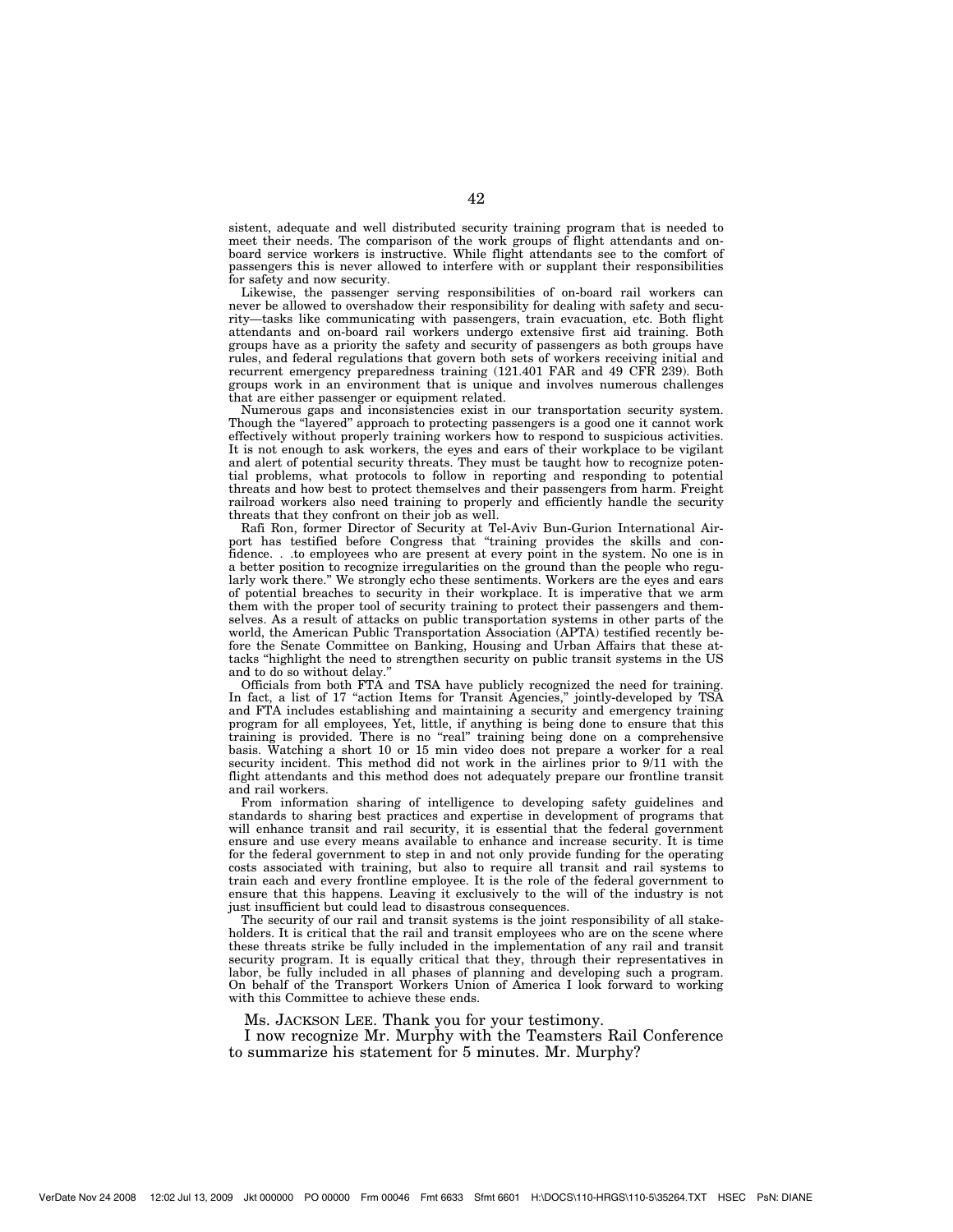sistent, adequate and well distributed security training program that is needed to meet their needs. The comparison of the work groups of flight attendants and on-board service workers is instructive. While flight attendants see to the comfort of passengers this is never allowed to interfere with or supplant their responsibilities for safety and now security.

Likewise, the passenger serving responsibilities of on-board rail workers can never be allowed to overshadow their responsibility for dealing with safety and security—tasks like communicating with passengers, train evacuation, etc. Both flight attendants and on-board rail workers undergo extensive first aid training. Both groups have as a priority the safety and security of passengers as both groups have rules, and federal regulations that govern both sets of workers receiving initial and recurrent emergency preparedness training (121.401 FAR and 49 CFR 239). Both groups work in an environment that is unique and involves numerous challenges that are either passenger or equipment related.

Numerous gaps and inconsistencies exist in our transportation security system. Though the "layered" approach to protecting passengers is a good one it cannot work effectively without properly training workers how to respond to suspicious activities. It is not enough to ask workers, the eyes and ears of their workplace to be vigilant and alert of potential security threats. They must be taught how to recognize potential problems, what protocols to follow in reporting and responding to potential threats and how best to protect themselves and their passengers from harm. Freight railroad workers also need training to properly and efficiently handle the security threats that they confront on their job as well.

Rafi Ron, former Director of Security at Tel-Aviv Bun-Gurion International Airport has testified before Congress that "training provides the skills and confidence. . .to employees who are present at every point in the system. No one is in a better position to recognize irregularities on the ground than the people who regularly work there." We strongly echo these sentiments. Workers are the eyes and ears of potential breaches to security in their workplace. It is imperative that we arm them with the proper tool of security training to protect their passengers and themselves. As a result of attacks on public transportation systems in other parts of the world, the American Public Transportation Association (APTA) testified recently before the Senate Committee on Banking, Housing and Urban Affairs that these attacks "highlight the need to strengthen security on public transit systems in the US and to do so without delay."

Officials from both FTA and TSA have publicly recognized the need for training. In fact, a list of 17 "action Items for Transit Agencies," jointly-developed by TSA and FTA includes establishing and maintaining a security and emergency training program for all employees, Yet, little, if anything is being done to ensure that this training is provided. There is no "real" training being done on a comprehensive basis. Watching a short 10 or 15 min video does not prepare a worker for a real security incident. This method did not work in the airlines prior to 9/11 with the flight attendants and this method does not adequately prepare our frontline transit and rail workers.

From information sharing of intelligence to developing safety guidelines and standards to sharing best practices and expertise in development of programs that will enhance transit and rail security, it is essential that the federal government ensure and use every means available to enhance and increase security. It is time for the federal government to step in and not only provide funding for the operating costs associated with training, but also to require all transit and rail systems to train each and every frontline employee. It is the role of the federal government to ensure that this happens. Leaving it exclusively to the will of the industry is not just insufficient but could lead to disastrous consequences.

The security of our rail and transit systems is the joint responsibility of all stakeholders. It is critical that the rail and transit employees who are on the scene where these threats strike be fully included in the implementation of any rail and transit security program. It is equally critical that they, through their representatives in labor, be fully included in all phases of planning and developing such a program. On behalf of the Transport Workers Union of America I look forward to working with this Committee to achieve these ends.

Ms. JACKSON LEE. Thank you for your testimony.

I now recognize Mr. Murphy with the Teamsters Rail Conference to summarize his statement for 5 minutes. Mr. Murphy?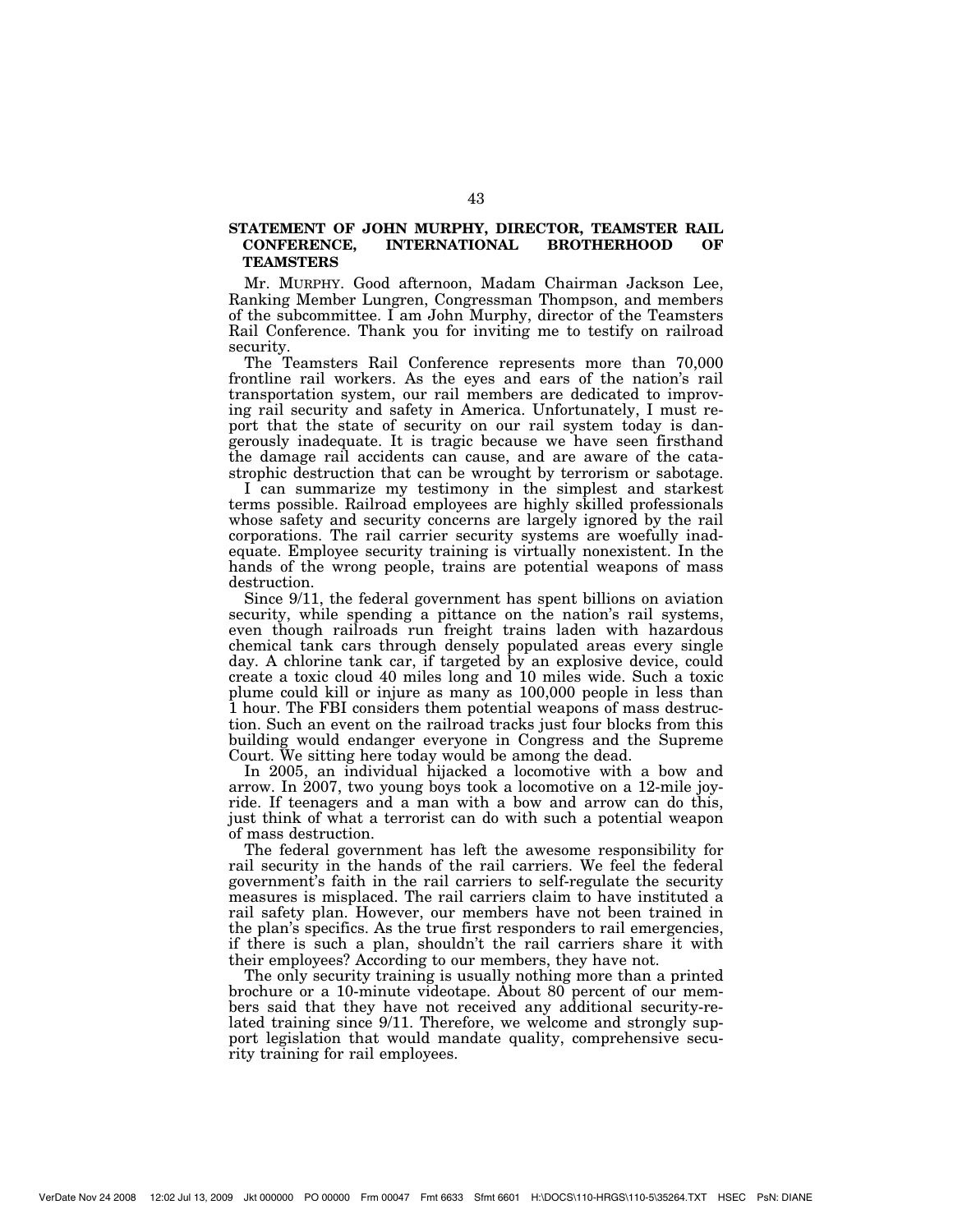## STATEMENT OF JOHN MURPHY, DIRECTOR, TEAMSTER RAIL CONFERENCE, INTERNATIONAL BROTHERHOOD OF TEAMSTERS

Mr. MURPHY. Good afternoon, Madam Chairman Jackson Lee, Ranking Member Lungren, Congressman Thompson, and members of the subcommittee. I am John Murphy, director of the Teamsters Rail Conference. Thank you for inviting me to testify on railroad security.

The Teamsters Rail Conference represents more than 70,000 frontline rail workers. As the eyes and ears of the nation's rail transportation system, our rail members are dedicated to improving rail security and safety in America. Unfortunately, I must report that the state of security on our rail system today is dangerously inadequate. It is tragic because we have seen firsthand the damage rail accidents can cause, and are aware of the catastrophic destruction that can be wrought by terrorism or sabotage.

I can summarize my testimony in the simplest and starkest terms possible. Railroad employees are highly skilled professionals whose safety and security concerns are largely ignored by the rail corporations. The rail carrier security systems are woefully inadequate. Employee security training is virtually nonexistent. In the hands of the wrong people, trains are potential weapons of mass destruction.

Since 9/11, the federal government has spent billions on aviation security, while spending a pittance on the nation's rail systems, even though railroads run freight trains laden with hazardous chemical tank cars through densely populated areas every single day. A chlorine tank car, if targeted by an explosive device, could create a toxic cloud 40 miles long and 10 miles wide. Such a toxic plume could kill or injure as many as 100,000 people in less than 1 hour. The FBI considers them potential weapons of mass destruction. Such an event on the railroad tracks just four blocks from this building would endanger everyone in Congress and the Supreme Court. We sitting here today would be among the dead.

In 2005, an individual hijacked a locomotive with a bow and arrow. In 2007, two young boys took a locomotive on a 12-mile joyride. If teenagers and a man with a bow and arrow can do this, just think of what a terrorist can do with such a potential weapon of mass destruction.

The federal government has left the awesome responsibility for rail security in the hands of the rail carriers. We feel the federal government's faith in the rail carriers to self-regulate the security measures is misplaced. The rail carriers claim to have instituted a rail safety plan. However, our members have not been trained in the plan's specifics. As the true first responders to rail emergencies, if there is such a plan, shouldn't the rail carriers share it with their employees? According to our members, they have not.

The only security training is usually nothing more than a printed brochure or a 10-minute videotape. About 80 percent of our members said that they have not received any additional security-related training since 9/11. Therefore, we welcome and strongly support legislation that would mandate quality, comprehensive security training for rail employees.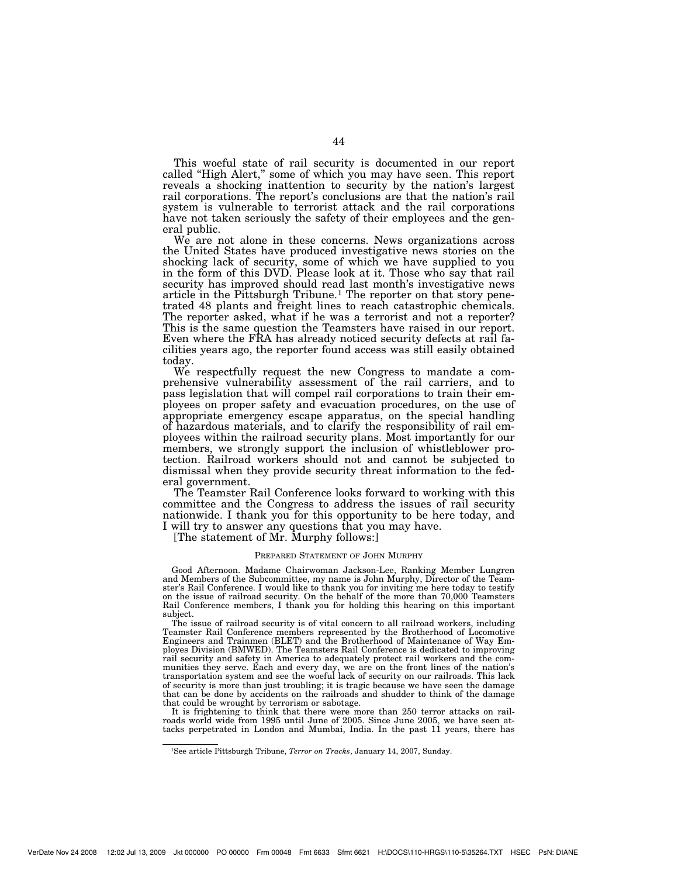This woeful state of rail security is documented in our report called "High Alert," some of which you may have seen. This report reveals a shocking inattention to security by the nation's largest rail corporations. The report's conclusions are that the nation's rail system is vulnerable to terrorist attack and the rail corporations have not taken seriously the safety of their employees and the general public.

We are not alone in these concerns. News organizations across the United States have produced investigative news stories on the shocking lack of security, some of which we have supplied to you in the form of this DVD. Please look at it. Those who say that rail security has improved should read last month's investigative news article in the Pittsburgh Tribune.[1] The reporter on that story penetrated 48 plants and freight lines to reach catastrophic chemicals. The reporter asked, what if he was a terrorist and not a reporter? This is the same question the Teamsters have raised in our report. Even where the FRA has already noticed security defects at rail facilities years ago, the reporter found access was still easily obtained today.

We respectfully request the new Congress to mandate a comprehensive vulnerability assessment of the rail carriers, and to pass legislation that will compel rail corporations to train their employees on proper safety and evacuation procedures, on the use of appropriate emergency escape apparatus, on the special handling of hazardous materials, and to clarify the responsibility of rail employees within the railroad security plans. Most importantly for our members, we strongly support the inclusion of whistleblower protection. Railroad workers should not and cannot be subjected to dismissal when they provide security threat information to the federal government.

The Teamster Rail Conference looks forward to working with this committee and the Congress to address the issues of rail security nationwide. I thank you for this opportunity to be here today, and I will try to answer any questions that you may have.

[The statement of Mr. Murphy follows:]

PREPARED STATEMENT OF JOHN MURPHY

Good Afternoon. Madame Chairwoman Jackson-Lee, Ranking Member Lungren and Members of the Subcommittee, my name is John Murphy, Director of the Teamster's Rail Conference. I would like to thank you for inviting me here today to testify on the issue of railroad security. On the behalf of the more than 70,000 Teamsters Rail Conference members, I thank you for holding this hearing on this important subject.

The issue of railroad security is of vital concern to all railroad workers, including Teamster Rail Conference members represented by the Brotherhood of Locomotive Engineers and Trainmen (BLET) and the Brotherhood of Maintenance of Way Employes Division (BMWED). The Teamsters Rail Conference is dedicated to improving rail security and safety in America to adequately protect rail workers and the communities they serve. Each and every day, we are on the front lines of the nation's transportation system and see the woeful lack of security on our railroads. This lack of security is more than just troubling; it is tragic because we have seen the damage that can be done by accidents on the railroads and shudder to think of the damage that could be wrought by terrorism or sabotage.

It is frightening to think that there were more than 250 terror attacks on railroads world wide from 1995 until June of 2005. Since June 2005, we have seen attacks perpetrated in London and Mumbai, India. In the past 11 years, there has

[1] See article Pittsburgh Tribune, *Terror on Tracks*, January 14, 2007, Sunday.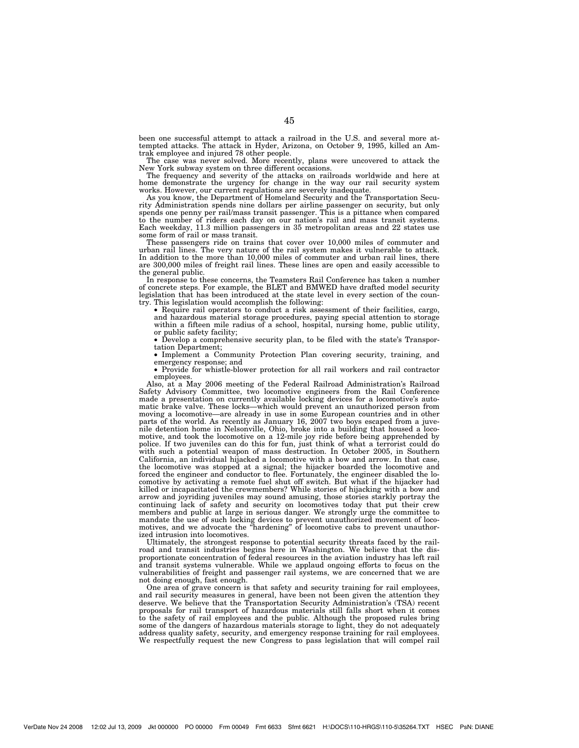been one successful attempt to attack a railroad in the U.S. and several more attempted attacks. The attack in Hyder, Arizona, on October 9, 1995, killed an Amtrak employee and injured 78 other people.

The case was never solved. More recently, plans were uncovered to attack the New York subway system on three different occasions.

The frequency and severity of the attacks on railroads worldwide and here at home demonstrate the urgency for change in the way our rail security system works. However, our current regulations are severely inadequate.

As you know, the Department of Homeland Security and the Transportation Security Administration spends nine dollars per airline passenger on security, but only spends one penny per rail/mass transit passenger. This is a pittance when compared to the number of riders each day on our nation's rail and mass transit systems. Each weekday, 11.3 million passengers in 35 metropolitan areas and 22 states use some form of rail or mass transit.

These passengers ride on trains that cover over 10,000 miles of commuter and urban rail lines. The very nature of the rail system makes it vulnerable to attack. In addition to the more than 10,000 miles of commuter and urban rail lines, there are 300,000 miles of freight rail lines. These lines are open and easily accessible to the general public.

In response to these concerns, the Teamsters Rail Conference has taken a number of concrete steps. For example, the BLET and BMWED have drafted model security legislation that has been introduced at the state level in every section of the country. This legislation would accomplish the following:

- Require rail operators to conduct a risk assessment of their facilities, cargo, and hazardous material storage procedures, paying special attention to storage within a fifteen mile radius of a school, hospital, nursing home, public utility, or public safety facility;
- Develop a comprehensive security plan, to be filed with the state's Transportation Department;
- Implement a Community Protection Plan covering security, training, and emergency response; and
- Provide for whistle-blower protection for all rail workers and rail contractor employees.

Also, at a May 2006 meeting of the Federal Railroad Administration's Railroad Safety Advisory Committee, two locomotive engineers from the Rail Conference made a presentation on currently available locking devices for a locomotive's automatic brake valve. These locks—which would prevent an unauthorized person from moving a locomotive—are already in use in some European countries and in other parts of the world. As recently as January 16, 2007 two boys escaped from a juvenile detention home in Nelsonville, Ohio, broke into a building that housed a locomotive, and took the locomotive on a 12-mile joy ride before being apprehended by police. If two juveniles can do this for fun, just think of what a terrorist could do with such a potential weapon of mass destruction. In October 2005, in Southern California, an individual hijacked a locomotive with a bow and arrow. In that case, the locomotive was stopped at a signal; the hijacker boarded the locomotive and forced the engineer and conductor to flee. Fortunately, the engineer disabled the locomotive by activating a remote fuel shut off switch. But what if the hijacker had killed or incapacitated the crewmembers? While stories of hijacking with a bow and arrow and joyriding juveniles may sound amusing, those stories starkly portray the continuing lack of safety and security on locomotives today that put their crew members and public at large in serious danger. We strongly urge the committee to mandate the use of such locking devices to prevent unauthorized movement of locomotives, and we advocate the "hardening" of locomotive cabs to prevent unauthorized intrusion into locomotives.

Ultimately, the strongest response to potential security threats faced by the railroad and transit industries begins here in Washington. We believe that the disproportionate concentration of federal resources in the aviation industry has left rail and transit systems vulnerable. While we applaud ongoing efforts to focus on the vulnerabilities of freight and passenger rail systems, we are concerned that we are not doing enough, fast enough.

One area of grave concern is that safety and security training for rail employees, and rail security measures in general, have been not been given the attention they deserve. We believe that the Transportation Security Administration's (TSA) recent proposals for rail transport of hazardous materials still falls short when it comes to the safety of rail employees and the public. Although the proposed rules bring some of the dangers of hazardous materials storage to light, they do not adequately address quality safety, security, and emergency response training for rail employees. We respectfully request the new Congress to pass legislation that will compel rail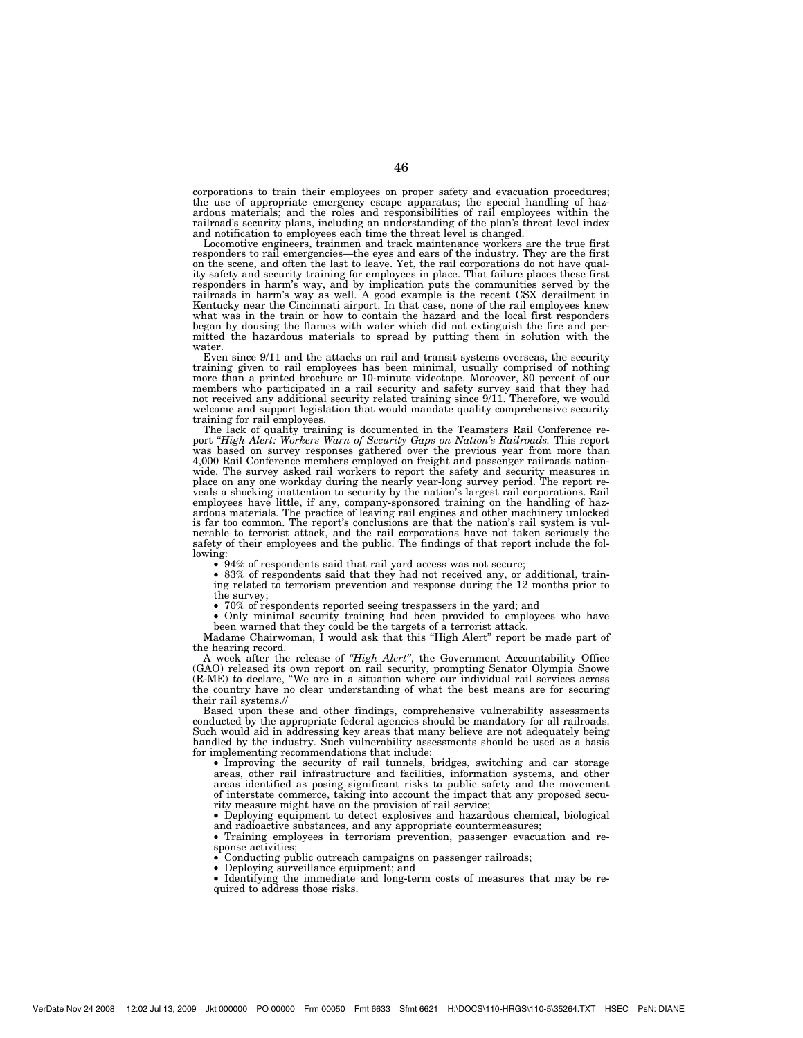corporations to train their employees on proper safety and evacuation procedures; the use of appropriate emergency escape apparatus; the special handling of hazardous materials; and the roles and responsibilities of rail employees within the railroad's security plans, including an understanding of the plan's threat level index and notification to employees each time the threat level is changed.

Locomotive engineers, trainmen and track maintenance workers are the true first responders to rail emergencies—the eyes and ears of the industry. They are the first on the scene, and often the last to leave. Yet, the rail corporations do not have quality safety and security training for employees in place. That failure places these first responders in harm's way, and by implication puts the communities served by the railroads in harm's way as well. A good example is the recent CSX derailment in Kentucky near the Cincinnati airport. In that case, none of the rail employees knew what was in the train or how to contain the hazard and the local first responders began by dousing the flames with water which did not extinguish the fire and permitted the hazardous materials to spread by putting them in solution with the water.

Even since 9/11 and the attacks on rail and transit systems overseas, the security training given to rail employees has been minimal, usually comprised of nothing more than a printed brochure or 10-minute videotape. Moreover, 80 percent of our members who participated in a rail security and safety survey said that they had not received any additional security related training since 9/11. Therefore, we would welcome and support legislation that would mandate quality comprehensive security training for rail employees.

The lack of quality training is documented in the Teamsters Rail Conference report "*High Alert: Workers Warn of Security Gaps on Nation's Railroads.* This report was based on survey responses gathered over the previous year from more than 4,000 Rail Conference members employed on freight and passenger railroads nationwide. The survey asked rail workers to report the safety and security measures in place on any one workday during the nearly year-long survey period. The report reveals a shocking inattention to security by the nation's largest rail corporations. Rail employees have little, if any, company-sponsored training on the handling of hazardous materials. The practice of leaving rail engines and other machinery unlocked is far too common. The report's conclusions are that the nation's rail system is vulnerable to terrorist attack, and the rail corporations have not taken seriously the safety of their employees and the public. The findings of that report include the following:

- 94% of respondents said that rail yard access was not secure;
- 83% of respondents said that they had not received any, or additional, training related to terrorism prevention and response during the 12 months prior to the survey;
- 70% of respondents reported seeing trespassers in the yard; and
- Only minimal security training had been provided to employees who have been warned that they could be the targets of a terrorist attack.

Madame Chairwoman, I would ask that this "High Alert" report be made part of the hearing record.

A week after the release of *"High Alert"*, the Government Accountability Office (GAO) released its own report on rail security, prompting Senator Olympia Snowe (R-ME) to declare, "We are in a situation where our individual rail services across the country have no clear understanding of what the best means are for securing their rail systems.//

Based upon these and other findings, comprehensive vulnerability assessments conducted by the appropriate federal agencies should be mandatory for all railroads. Such would aid in addressing key areas that many believe are not adequately being handled by the industry. Such vulnerability assessments should be used as a basis for implementing recommendations that include:

- Improving the security of rail tunnels, bridges, switching and car storage areas, other rail infrastructure and facilities, information systems, and other areas identified as posing significant risks to public safety and the movement of interstate commerce, taking into account the impact that any proposed security measure might have on the provision of rail service;
- Deploying equipment to detect explosives and hazardous chemical, biological and radioactive substances, and any appropriate countermeasures;
- Training employees in terrorism prevention, passenger evacuation and response activities;
- Conducting public outreach campaigns on passenger railroads;
- Deploying surveillance equipment; and
- Identifying the immediate and long-term costs of measures that may be required to address those risks.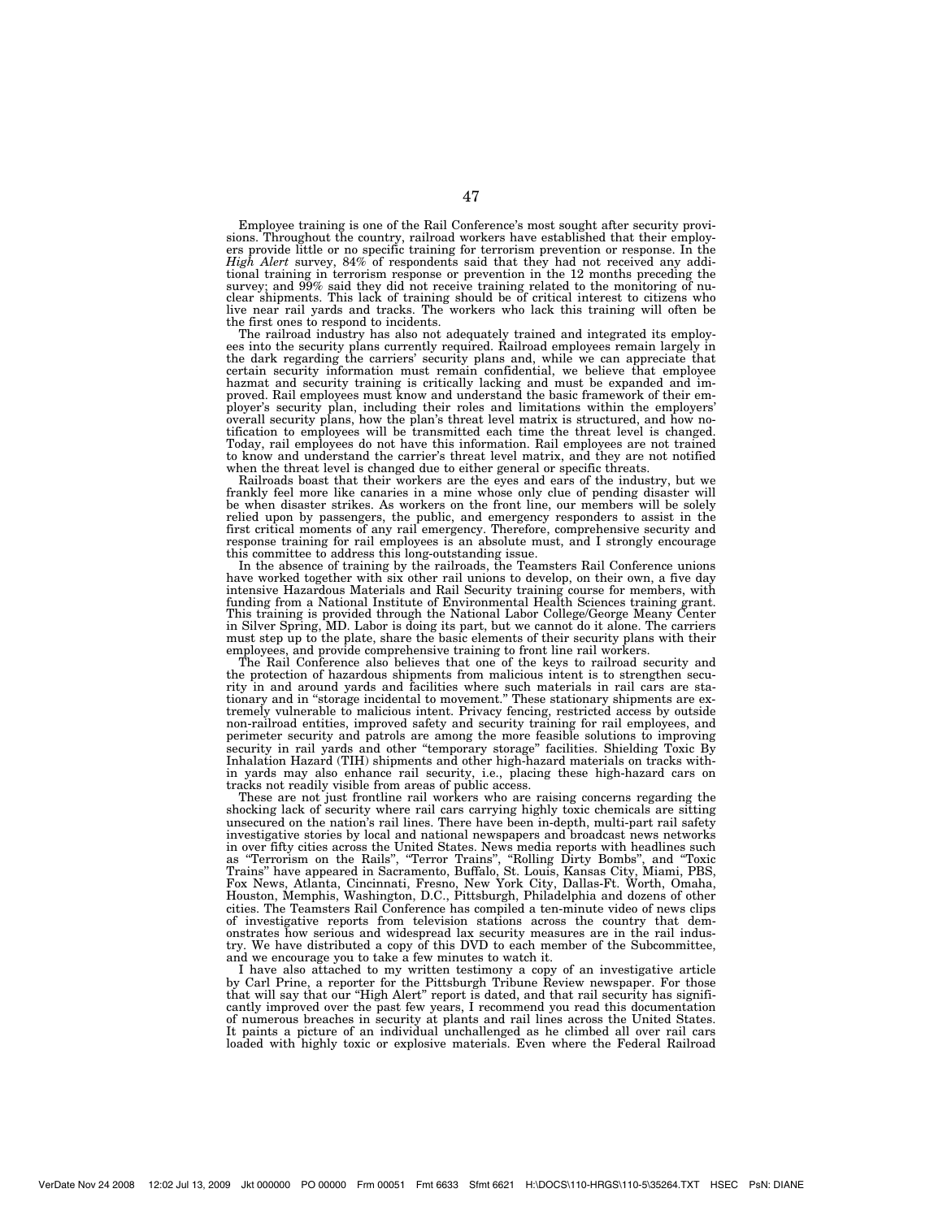Employee training is one of the Rail Conference's most sought after security provisions. Throughout the country, railroad workers have established that their employers provide little or no specific training for terrorism prevention or response. In the *High Alert* survey, 84% of respondents said that they had not received any additional training in terrorism response or prevention in the 12 months preceding the survey; and 99% said they did not receive training related to the monitoring of nuclear shipments. This lack of training should be of critical interest to citizens who live near rail yards and tracks. The workers who lack this training will often be the first ones to respond to incidents.

The railroad industry has also not adequately trained and integrated its employees into the security plans currently required. Railroad employees remain largely in the dark regarding the carriers' security plans and, while we can appreciate that certain security information must remain confidential, we believe that employee hazmat and security training is critically lacking and must be expanded and improved. Rail employees must know and understand the basic framework of their employer's security plan, including their roles and limitations within the employers' overall security plans, how the plan's threat level matrix is structured, and how notification to employees will be transmitted each time the threat level is changed. Today, rail employees do not have this information. Rail employees are not trained to know and understand the carrier's threat level matrix, and they are not notified when the threat level is changed due to either general or specific threats.

Railroads boast that their workers are the eyes and ears of the industry, but we frankly feel more like canaries in a mine whose only clue of pending disaster will be when disaster strikes. As workers on the front line, our members will be solely relied upon by passengers, the public, and emergency responders to assist in the first critical moments of any rail emergency. Therefore, comprehensive security and response training for rail employees is an absolute must, and I strongly encourage this committee to address this long-outstanding issue.

In the absence of training by the railroads, the Teamsters Rail Conference unions have worked together with six other rail unions to develop, on their own, a five day intensive Hazardous Materials and Rail Security training course for members, with funding from a National Institute of Environmental Health Sciences training grant. This training is provided through the National Labor College/George Meany Center in Silver Spring, MD. Labor is doing its part, but we cannot do it alone. The carriers must step up to the plate, share the basic elements of their security plans with their employees, and provide comprehensive training to front line rail workers.

The Rail Conference also believes that one of the keys to railroad security and the protection of hazardous shipments from malicious intent is to strengthen security in and around yards and facilities where such materials in rail cars are stationary and in "storage incidental to movement." These stationary shipments are extremely vulnerable to malicious intent. Privacy fencing, restricted access by outside non-railroad entities, improved safety and security training for rail employees, and perimeter security and patrols are among the more feasible solutions to improving security in rail yards and other "temporary storage" facilities. Shielding Toxic By Inhalation Hazard (TIH) shipments and other high-hazard materials on tracks within yards may also enhance rail security, i.e., placing these high-hazard cars on tracks not readily visible from areas of public access.

These are not just frontline rail workers who are raising concerns regarding the shocking lack of security where rail cars carrying highly toxic chemicals are sitting unsecured on the nation's rail lines. There have been in-depth, multi-part rail safety investigative stories by local and national newspapers and broadcast news networks in over fifty cities across the United States. News media reports with headlines such as "Terrorism on the Rails", "Terror Trains", "Rolling Dirty Bombs", and "Toxic Trains" have appeared in Sacramento, Buffalo, St. Louis, Kansas City, Miami, PBS, Fox News, Atlanta, Cincinnati, Fresno, New York City, Dallas-Ft. Worth, Omaha, Houston, Memphis, Washington, D.C., Pittsburgh, Philadelphia and dozens of other cities. The Teamsters Rail Conference has compiled a ten-minute video of news clips of investigative reports from television stations across the country that demonstrates how serious and widespread lax security measures are in the rail industry. We have distributed a copy of this DVD to each member of the Subcommittee, and we encourage you to take a few minutes to watch it.

I have also attached to my written testimony a copy of an investigative article by Carl Prine, a reporter for the Pittsburgh Tribune Review newspaper. For those that will say that our "High Alert" report is dated, and that rail security has significantly improved over the past few years, I recommend you read this documentation of numerous breaches in security at plants and rail lines across the United States. It paints a picture of an individual unchallenged as he climbed all over rail cars loaded with highly toxic or explosive materials. Even where the Federal Railroad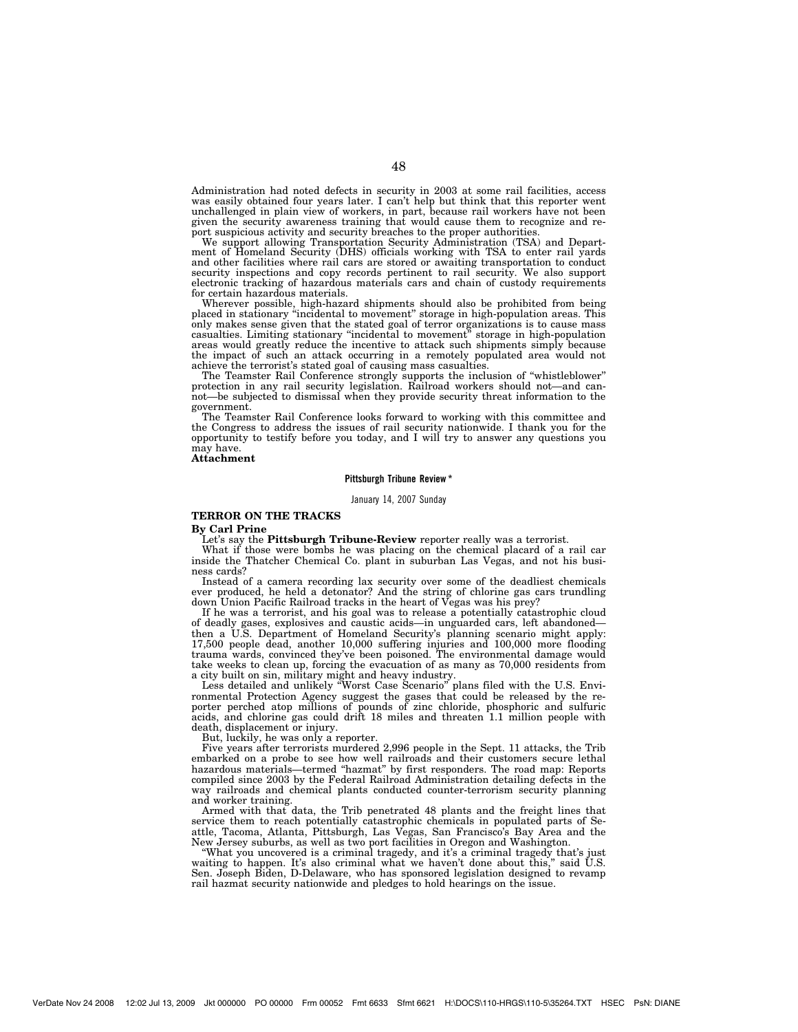Administration had noted defects in security in 2003 at some rail facilities, access was easily obtained four years later. I can't help but think that this reporter went unchallenged in plain view of workers, in part, because rail workers have not been given the security awareness training that would cause them to recognize and report suspicious activity and security breaches to the proper authorities.

We support allowing Transportation Security Administration (TSA) and Department of Homeland Security (DHS) officials working with TSA to enter rail yards and other facilities where rail cars are stored or awaiting transportation to conduct security inspections and copy records pertinent to rail security. We also support electronic tracking of hazardous materials cars and chain of custody requirements for certain hazardous materials.

Wherever possible, high-hazard shipments should also be prohibited from being placed in stationary "incidental to movement" storage in high-population areas. This only makes sense given that the stated goal of terror organizations is to cause mass casualties. Limiting stationary "incidental to movement" storage in high-population areas would greatly reduce the incentive to attack such shipments simply because the impact of such an attack occurring in a remotely populated area would not achieve the terrorist's stated goal of causing mass casualties.

The Teamster Rail Conference strongly supports the inclusion of "whistleblower" protection in any rail security legislation. Railroad workers should not—and cannot—be subjected to dismissal when they provide security threat information to the government.

The Teamster Rail Conference looks forward to working with this committee and the Congress to address the issues of rail security nationwide. I thank you for the opportunity to testify before you today, and I will try to answer any questions you may have.

**Attachment**

**Pittsburgh Tribune Review \***

January 14, 2007 Sunday

## TERROR ON THE TRACKS

**By Carl Prine**

Let's say the **Pittsburgh Tribune-Review** reporter really was a terrorist.

What if those were bombs he was placing on the chemical placard of a rail car inside the Thatcher Chemical Co. plant in suburban Las Vegas, and not his business cards?

Instead of a camera recording lax security over some of the deadliest chemicals ever produced, he held a detonator? And the string of chlorine gas cars trundling down Union Pacific Railroad tracks in the heart of Vegas was his prey?

If he was a terrorist, and his goal was to release a potentially catastrophic cloud of deadly gases, explosives and caustic acids—in unguarded cars, left abandoned—then a U.S. Department of Homeland Security's planning scenario might apply: 17,500 people dead, another 10,000 suffering injuries and 100,000 more flooding trauma wards, convinced they've been poisoned. The environmental damage would take weeks to clean up, forcing the evacuation of as many as 70,000 residents from a city built on sin, military might and heavy industry.

Less detailed and unlikely "Worst Case Scenario" plans filed with the U.S. Environmental Protection Agency suggest the gases that could be released by the reporter perched atop millions of pounds of zinc chloride, phosphoric and sulfuric acids, and chlorine gas could drift 18 miles and threaten 1.1 million people with death, displacement or injury.

But, luckily, he was only a reporter.

Five years after terrorists murdered 2,996 people in the Sept. 11 attacks, the Trib embarked on a probe to see how well railroads and their customers secure lethal hazardous materials—termed "hazmat" by first responders. The road map: Reports compiled since 2003 by the Federal Railroad Administration detailing defects in the way railroads and chemical plants conducted counter-terrorism security planning and worker training.

Armed with that data, the Trib penetrated 48 plants and the freight lines that service them to reach potentially catastrophic chemicals in populated parts of Seattle, Tacoma, Atlanta, Pittsburgh, Las Vegas, San Francisco's Bay Area and the New Jersey suburbs, as well as two port facilities in Oregon and Washington.

"What you uncovered is a criminal tragedy, and it's a criminal tragedy that's just waiting to happen. It's also criminal what we haven't done about this," said U.S. Sen. Joseph Biden, D-Delaware, who has sponsored legislation designed to revamp rail hazmat security nationwide and pledges to hold hearings on the issue.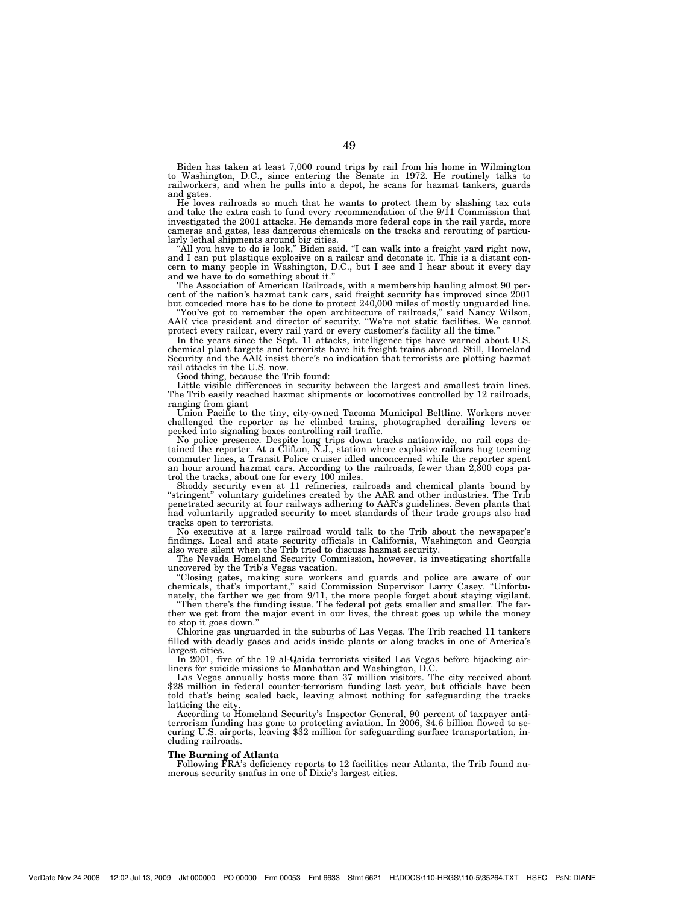Biden has taken at least 7,000 round trips by rail from his home in Wilmington to Washington, D.C., since entering the Senate in 1972. He routinely talks to railworkers, and when he pulls into a depot, he scans for hazmat tankers, guards and gates.

He loves railroads so much that he wants to protect them by slashing tax cuts and take the extra cash to fund every recommendation of the 9/11 Commission that investigated the 2001 attacks. He demands more federal cops in the rail yards, more cameras and gates, less dangerous chemicals on the tracks and rerouting of particularly lethal shipments around big cities.

"All you have to do is look," Biden said. "I can walk into a freight yard right now, and I can put plastique explosive on a railcar and detonate it. This is a distant concern to many people in Washington, D.C., but I see and I hear about it every day and we have to do something about it."

The Association of American Railroads, with a membership hauling almost 90 percent of the nation's hazmat tank cars, said freight security has improved since 2001 but conceded more has to be done to protect 240,000 miles of mostly unguarded line.

"You've got to remember the open architecture of railroads," said Nancy Wilson, AAR vice president and director of security. "We're not static facilities. We cannot protect every railcar, every rail yard or every customer's facility all the time."

In the years since the Sept. 11 attacks, intelligence tips have warned about U.S. chemical plant targets and terrorists have hit freight trains abroad. Still, Homeland Security and the AAR insist there's no indication that terrorists are plotting hazmat rail attacks in the U.S. now.

Good thing, because the Trib found:

Little visible differences in security between the largest and smallest train lines. The Trib easily reached hazmat shipments or locomotives controlled by 12 railroads, ranging from giant

Union Pacific to the tiny, city-owned Tacoma Municipal Beltline. Workers never challenged the reporter as he climbed trains, photographed derailing levers or peeked into signaling boxes controlling rail traffic.

No police presence. Despite long trips down tracks nationwide, no rail cops detained the reporter. At a Clifton, N.J., station where explosive railcars hug teeming commuter lines, a Transit Police cruiser idled unconcerned while the reporter spent an hour around hazmat cars. According to the railroads, fewer than 2,300 cops patrol the tracks, about one for every 100 miles.

Shoddy security even at 11 refineries, railroads and chemical plants bound by "stringent" voluntary guidelines created by the AAR and other industries. The Trib penetrated security at four railways adhering to AAR's guidelines. Seven plants that had voluntarily upgraded security to meet standards of their trade groups also had tracks open to terrorists.

No executive at a large railroad would talk to the Trib about the newspaper's findings. Local and state security officials in California, Washington and Georgia also were silent when the Trib tried to discuss hazmat security.

The Nevada Homeland Security Commission, however, is investigating shortfalls uncovered by the Trib's Vegas vacation.

"Closing gates, making sure workers and guards and police are aware of our chemicals, that's important," said Commission Supervisor Larry Casey. "Unfortunately, the farther we get from 9/11, the more people forget about staying vigilant.

"Then there's the funding issue. The federal pot gets smaller and smaller. The farther we get from the major event in our lives, the threat goes up while the money to stop it goes down."

Chlorine gas unguarded in the suburbs of Las Vegas. The Trib reached 11 tankers filled with deadly gases and acids inside plants or along tracks in one of America's largest cities.

In 2001, five of the 19 al-Qaida terrorists visited Las Vegas before hijacking airliners for suicide missions to Manhattan and Washington, D.C.

Las Vegas annually hosts more than 37 million visitors. The city received about $28 million in federal counter-terrorism funding last year, but officials have been told that's being scaled back, leaving almost nothing for safeguarding the tracks latticing the city.

According to Homeland Security's Inspector General, 90 percent of taxpayer anti-terrorism funding has gone to protecting aviation. In 2006, $4.6 billion flowed to securing U.S. airports, leaving $32 million for safeguarding surface transportation, including railroads.

**The Burning of Atlanta**

Following FRA's deficiency reports to 12 facilities near Atlanta, the Trib found numerous security snafus in one of Dixie's largest cities.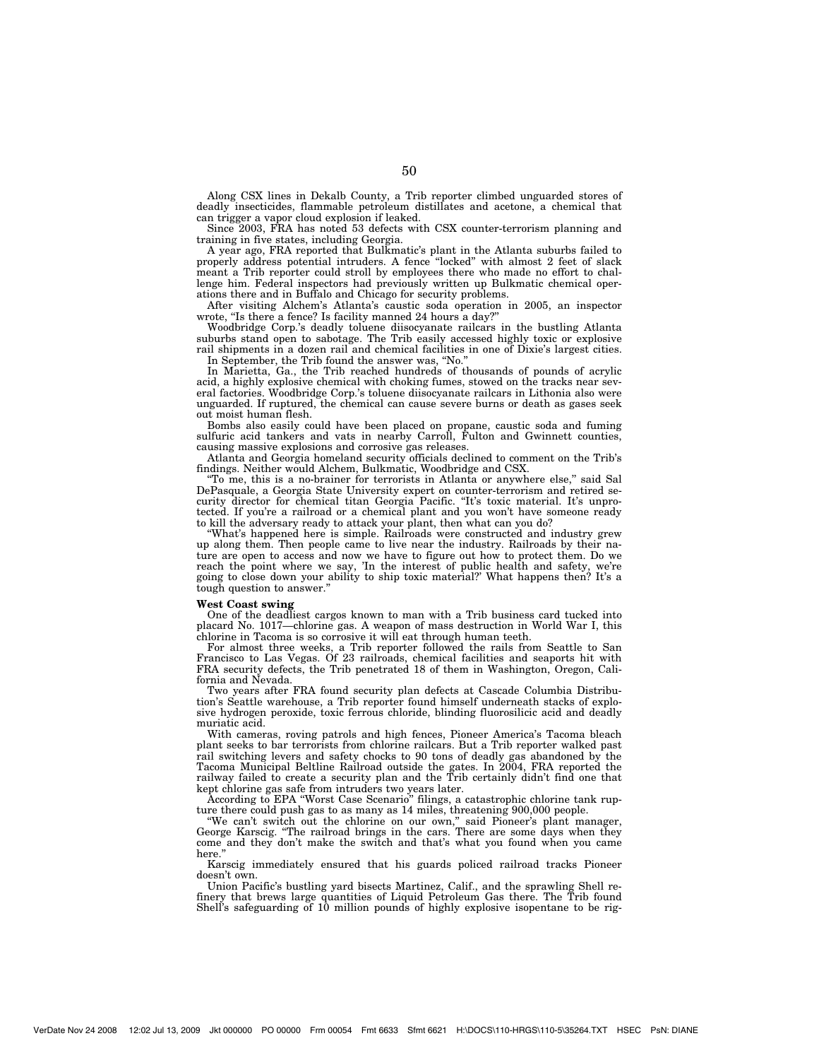Along CSX lines in Dekalb County, a Trib reporter climbed unguarded stores of deadly insecticides, flammable petroleum distillates and acetone, a chemical that can trigger a vapor cloud explosion if leaked.

Since 2003, FRA has noted 53 defects with CSX counter-terrorism planning and training in five states, including Georgia.

A year ago, FRA reported that Bulkmatic's plant in the Atlanta suburbs failed to properly address potential intruders. A fence "locked" with almost 2 feet of slack meant a Trib reporter could stroll by employees there who made no effort to challenge him. Federal inspectors had previously written up Bulkmatic chemical operations there and in Buffalo and Chicago for security problems.

After visiting Alchem's Atlanta's caustic soda operation in 2005, an inspector wrote, "Is there a fence? Is facility manned 24 hours a day?"

Woodbridge Corp.'s deadly toluene diisocyanate railcars in the bustling Atlanta suburbs stand open to sabotage. The Trib easily accessed highly toxic or explosive rail shipments in a dozen rail and chemical facilities in one of Dixie's largest cities.

In September, the Trib found the answer was, "No."

In Marietta, Ga., the Trib reached hundreds of thousands of pounds of acrylic acid, a highly explosive chemical with choking fumes, stowed on the tracks near several factories. Woodbridge Corp.'s toluene diisocyanate railcars in Lithonia also were unguarded. If ruptured, the chemical can cause severe burns or death as gases seek out moist human flesh.

Bombs also easily could have been placed on propane, caustic soda and fuming sulfuric acid tankers and vats in nearby Carroll, Fulton and Gwinnett counties, causing massive explosions and corrosive gas releases.

Atlanta and Georgia homeland security officials declined to comment on the Trib's findings. Neither would Alchem, Bulkmatic, Woodbridge and CSX.

"To me, this is a no-brainer for terrorists in Atlanta or anywhere else," said Sal DePasquale, a Georgia State University expert on counter-terrorism and retired security director for chemical titan Georgia Pacific. "It's toxic material. It's unprotected. If you're a railroad or a chemical plant and you won't have someone ready to kill the adversary ready to attack your plant, then what can you do?

"What's happened here is simple. Railroads were constructed and industry grew up along them. Then people came to live near the industry. Railroads by their nature are open to access and now we have to figure out how to protect them. Do we reach the point where we say, 'In the interest of public health and safety, we're going to close down your ability to ship toxic material?' What happens then? It's a tough question to answer."

**West Coast swing**

One of the deadliest cargos known to man with a Trib business card tucked into placard No. 1017—chlorine gas. A weapon of mass destruction in World War I, this chlorine in Tacoma is so corrosive it will eat through human teeth.

For almost three weeks, a Trib reporter followed the rails from Seattle to San Francisco to Las Vegas. Of 23 railroads, chemical facilities and seaports hit with FRA security defects, the Trib penetrated 18 of them in Washington, Oregon, California and Nevada.

Two years after FRA found security plan defects at Cascade Columbia Distribution's Seattle warehouse, a Trib reporter found himself underneath stacks of explosive hydrogen peroxide, toxic ferrous chloride, blinding fluorosilicic acid and deadly muriatic acid.

With cameras, roving patrols and high fences, Pioneer America's Tacoma bleach plant seeks to bar terrorists from chlorine railcars. But a Trib reporter walked past rail switching levers and safety chocks to 90 tons of deadly gas abandoned by the Tacoma Municipal Beltline Railroad outside the gates. In 2004, FRA reported the railway failed to create a security plan and the Trib certainly didn't find one that kept chlorine gas safe from intruders two years later.

According to EPA "Worst Case Scenario" filings, a catastrophic chlorine tank rupture there could push gas to as many as 14 miles, threatening 900,000 people.

"We can't switch out the chlorine on our own," said Pioneer's plant manager, George Karscig. "The railroad brings in the cars. There are some days when they come and they don't make the switch and that's what you found when you came here."

Karscig immediately ensured that his guards policed railroad tracks Pioneer doesn't own.

Union Pacific's bustling yard bisects Martinez, Calif., and the sprawling Shell refinery that brews large quantities of Liquid Petroleum Gas there. The Trib found Shell's safeguarding of 10 million pounds of highly explosive isopentane to be rig-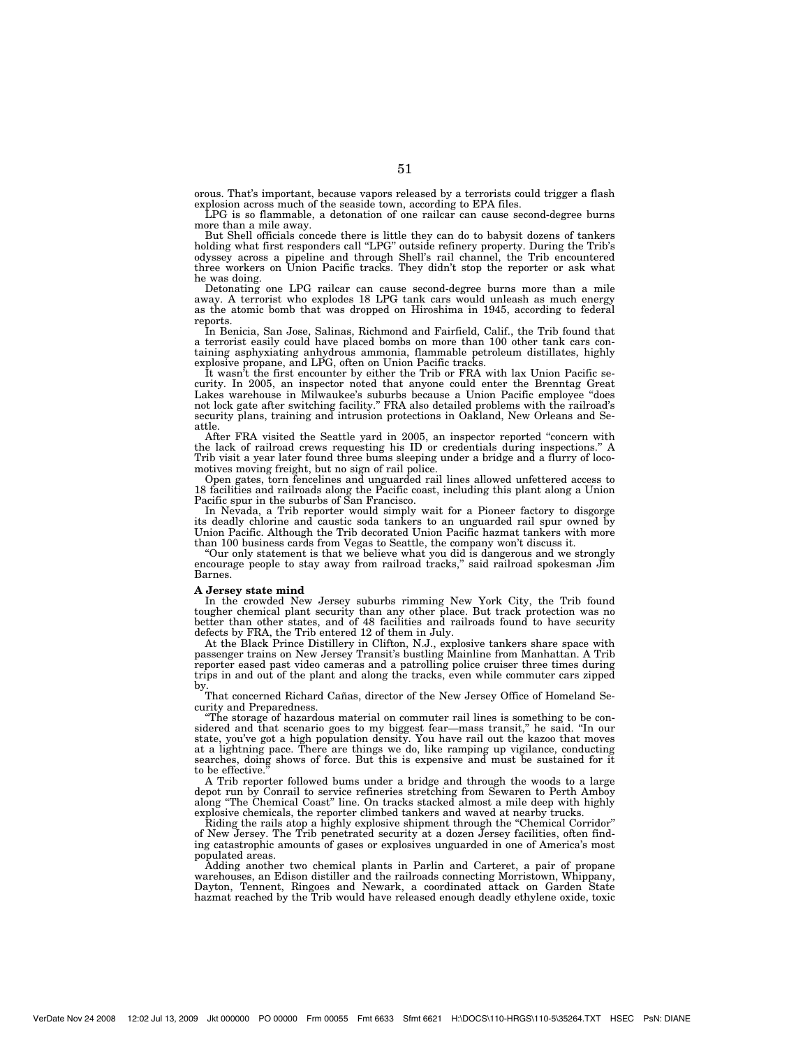orous. That's important, because vapors released by a terrorists could trigger a flash explosion across much of the seaside town, according to EPA files.

LPG is so flammable, a detonation of one railcar can cause second-degree burns more than a mile away.

But Shell officials concede there is little they can do to babysit dozens of tankers holding what first responders call "LPG" outside refinery property. During the Trib's odyssey across a pipeline and through Shell's rail channel, the Trib encountered three workers on Union Pacific tracks. They didn't stop the reporter or ask what he was doing.

Detonating one LPG railcar can cause second-degree burns more than a mile away. A terrorist who explodes 18 LPG tank cars would unleash as much energy as the atomic bomb that was dropped on Hiroshima in 1945, according to federal reports.

In Benicia, San Jose, Salinas, Richmond and Fairfield, Calif., the Trib found that a terrorist easily could have placed bombs on more than 100 other tank cars containing asphyxiating anhydrous ammonia, flammable petroleum distillates, highly explosive propane, and LPG, often on Union Pacific tracks.

It wasn't the first encounter by either the Trib or FRA with lax Union Pacific security. In 2005, an inspector noted that anyone could enter the Brenntag Great Lakes warehouse in Milwaukee's suburbs because a Union Pacific employee "does not lock gate after switching facility." FRA also detailed problems with the railroad's security plans, training and intrusion protections in Oakland, New Orleans and Seattle.

After FRA visited the Seattle yard in 2005, an inspector reported "concern with the lack of railroad crews requesting his ID or credentials during inspections." A Trib visit a year later found three bums sleeping under a bridge and a flurry of locomotives moving freight, but no sign of rail police.

Open gates, torn fencelines and unguarded rail lines allowed unfettered access to 18 facilities and railroads along the Pacific coast, including this plant along a Union Pacific spur in the suburbs of San Francisco.

In Nevada, a Trib reporter would simply wait for a Pioneer factory to disgorge its deadly chlorine and caustic soda tankers to an unguarded rail spur owned by Union Pacific. Although the Trib decorated Union Pacific hazmat tankers with more than 100 business cards from Vegas to Seattle, the company won't discuss it.

"Our only statement is that we believe what you did is dangerous and we strongly encourage people to stay away from railroad tracks," said railroad spokesman Jim Barnes.

**A Jersey state mind**

In the crowded New Jersey suburbs rimming New York City, the Trib found tougher chemical plant security than any other place. But track protection was no better than other states, and of 48 facilities and railroads found to have security defects by FRA, the Trib entered 12 of them in July.

At the Black Prince Distillery in Clifton, N.J., explosive tankers share space with passenger trains on New Jersey Transit's bustling Mainline from Manhattan. A Trib reporter eased past video cameras and a patrolling police cruiser three times during trips in and out of the plant and along the tracks, even while commuter cars zipped by.

That concerned Richard Cañas, director of the New Jersey Office of Homeland Security and Preparedness.

"The storage of hazardous material on commuter rail lines is something to be considered and that scenario goes to my biggest fear—mass transit," he said. "In our state, you've got a high population density. You have rail out the kazoo that moves at a lightning pace. There are things we do, like ramping up vigilance, conducting searches, doing shows of force. But this is expensive and must be sustained for it to be effective."

A Trib reporter followed bums under a bridge and through the woods to a large depot run by Conrail to service refineries stretching from Sewaren to Perth Amboy along "The Chemical Coast" line. On tracks stacked almost a mile deep with highly explosive chemicals, the reporter climbed tankers and waved at nearby trucks.

Riding the rails atop a highly explosive shipment through the "Chemical Corridor" of New Jersey. The Trib penetrated security at a dozen Jersey facilities, often finding catastrophic amounts of gases or explosives unguarded in one of America's most populated areas.

Adding another two chemical plants in Parlin and Carteret, a pair of propane warehouses, an Edison distiller and the railroads connecting Morristown, Whippany, Dayton, Tennent, Ringoes and Newark, a coordinated attack on Garden State hazmat reached by the Trib would have released enough deadly ethylene oxide, toxic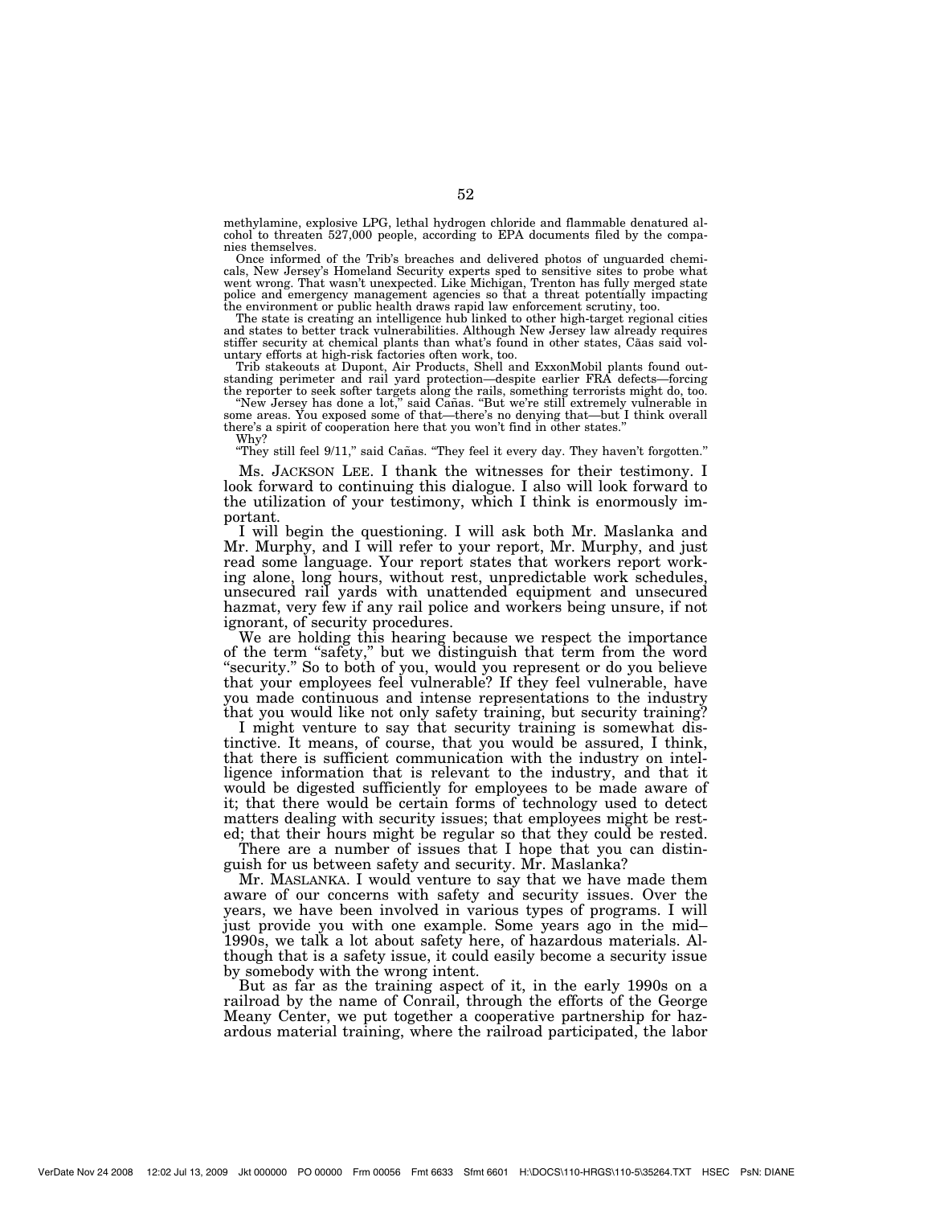methylamine, explosive LPG, lethal hydrogen chloride and flammable denatured alcohol to threaten 527,000 people, according to EPA documents filed by the companies themselves.

Once informed of the Trib's breaches and delivered photos of unguarded chemicals, New Jersey's Homeland Security experts sped to sensitive sites to probe what went wrong. That wasn't unexpected. Like Michigan, Trenton has fully merged state police and emergency management agencies so that a threat potentially impacting the environment or public health draws rapid law enforcement scrutiny, too.

The state is creating an intelligence hub linked to other high-target regional cities and states to better track vulnerabilities. Although New Jersey law already requires stiffer security at chemical plants than what's found in other states, Cãas said voluntary efforts at high-risk factories often work, too.

Trib stakeouts at Dupont, Air Products, Shell and ExxonMobil plants found outstanding perimeter and rail yard protection—despite earlier FRA defects—forcing the reporter to seek softer targets along the rails, something terrorists might do, too.

"New Jersey has done a lot," said Cañas. "But we're still extremely vulnerable in some areas. You exposed some of that—there's no denying that—but I think overall there's a spirit of cooperation here that you won't find in other states."

Why?

"They still feel 9/11," said Cañas. "They feel it every day. They haven't forgotten."

Ms. JACKSON LEE. I thank the witnesses for their testimony. I look forward to continuing this dialogue. I also will look forward to the utilization of your testimony, which I think is enormously important.

I will begin the questioning. I will ask both Mr. Maslanka and Mr. Murphy, and I will refer to your report, Mr. Murphy, and just read some language. Your report states that workers report working alone, long hours, without rest, unpredictable work schedules, unsecured rail yards with unattended equipment and unsecured hazmat, very few if any rail police and workers being unsure, if not ignorant, of security procedures.

We are holding this hearing because we respect the importance of the term "safety," but we distinguish that term from the word "security." So to both of you, would you represent or do you believe that your employees feel vulnerable? If they feel vulnerable, have you made continuous and intense representations to the industry that you would like not only safety training, but security training?

I might venture to say that security training is somewhat distinctive. It means, of course, that you would be assured, I think, that there is sufficient communication with the industry on intelligence information that is relevant to the industry, and that it would be digested sufficiently for employees to be made aware of it; that there would be certain forms of technology used to detect matters dealing with security issues; that employees might be rested; that their hours might be regular so that they could be rested.

There are a number of issues that I hope that you can distinguish for us between safety and security. Mr. Maslanka?

Mr. MASLANKA. I would venture to say that we have made them aware of our concerns with safety and security issues. Over the years, we have been involved in various types of programs. I will just provide you with one example. Some years ago in the mid–1990s, we talk a lot about safety here, of hazardous materials. Although that is a safety issue, it could easily become a security issue by somebody with the wrong intent.

But as far as the training aspect of it, in the early 1990s on a railroad by the name of Conrail, through the efforts of the George Meany Center, we put together a cooperative partnership for hazardous material training, where the railroad participated, the labor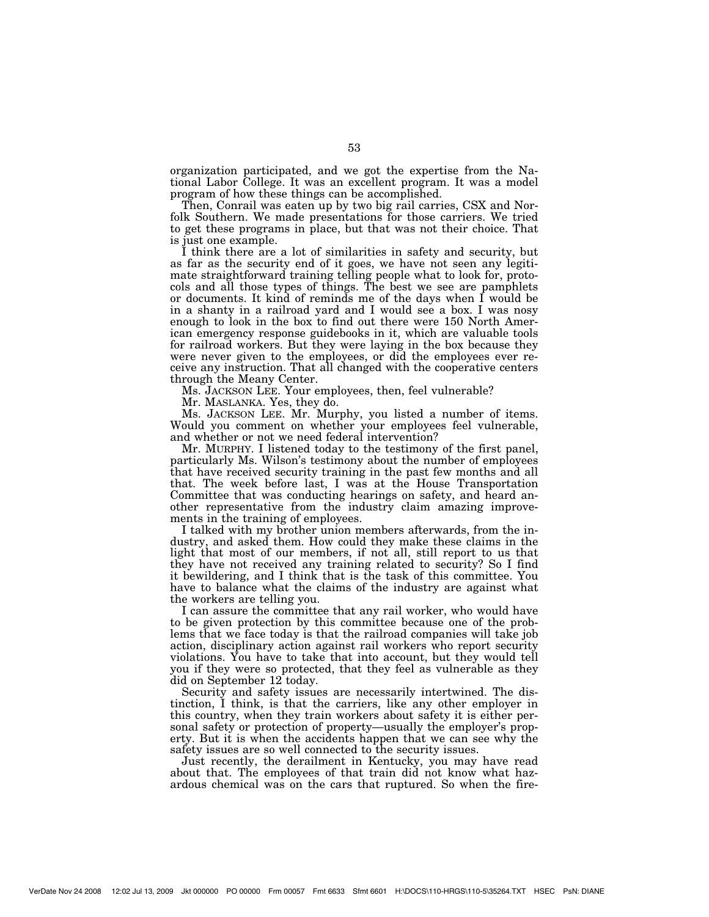organization participated, and we got the expertise from the National Labor College. It was an excellent program. It was a model program of how these things can be accomplished.

Then, Conrail was eaten up by two big rail carries, CSX and Norfolk Southern. We made presentations for those carriers. We tried to get these programs in place, but that was not their choice. That is just one example.

I think there are a lot of similarities in safety and security, but as far as the security end of it goes, we have not seen any legitimate straightforward training telling people what to look for, protocols and all those types of things. The best we see are pamphlets or documents. It kind of reminds me of the days when I would be in a shanty in a railroad yard and I would see a box. I was nosy enough to look in the box to find out there were 150 North American emergency response guidebooks in it, which are valuable tools for railroad workers. But they were laying in the box because they were never given to the employees, or did the employees ever receive any instruction. That all changed with the cooperative centers through the Meany Center.

Ms. JACKSON LEE. Your employees, then, feel vulnerable?

Mr. MASLANKA. Yes, they do.

Ms. JACKSON LEE. Mr. Murphy, you listed a number of items. Would you comment on whether your employees feel vulnerable, and whether or not we need federal intervention?

Mr. MURPHY. I listened today to the testimony of the first panel, particularly Ms. Wilson's testimony about the number of employees that have received security training in the past few months and all that. The week before last, I was at the House Transportation Committee that was conducting hearings on safety, and heard another representative from the industry claim amazing improvements in the training of employees.

I talked with my brother union members afterwards, from the industry, and asked them. How could they make these claims in the light that most of our members, if not all, still report to us that they have not received any training related to security? So I find it bewildering, and I think that is the task of this committee. You have to balance what the claims of the industry are against what the workers are telling you.

I can assure the committee that any rail worker, who would have to be given protection by this committee because one of the problems that we face today is that the railroad companies will take job action, disciplinary action against rail workers who report security violations. You have to take that into account, but they would tell you if they were so protected, that they feel as vulnerable as they did on September 12 today.

Security and safety issues are necessarily intertwined. The distinction, I think, is that the carriers, like any other employer in this country, when they train workers about safety it is either personal safety or protection of property—usually the employer's property. But it is when the accidents happen that we can see why the safety issues are so well connected to the security issues.

Just recently, the derailment in Kentucky, you may have read about that. The employees of that train did not know what hazardous chemical was on the cars that ruptured. So when the fire-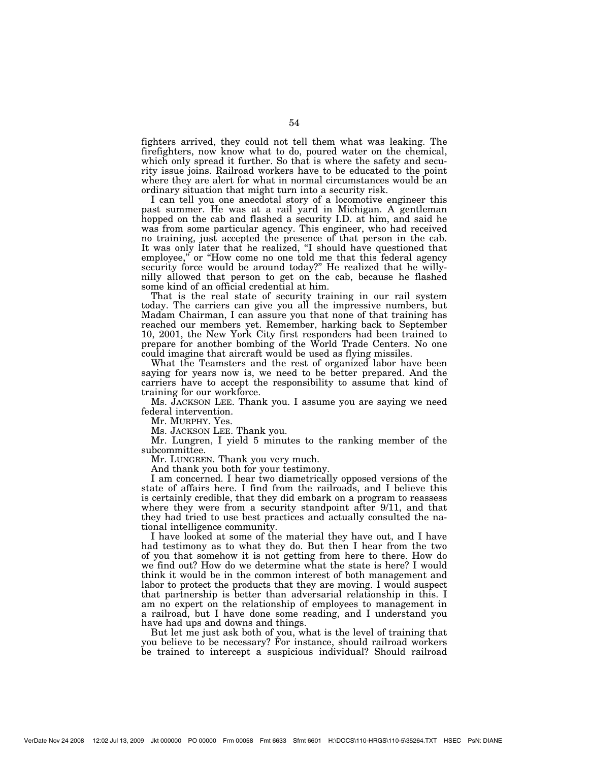fighters arrived, they could not tell them what was leaking. The firefighters, now know what to do, poured water on the chemical, which only spread it further. So that is where the safety and security issue joins. Railroad workers have to be educated to the point where they are alert for what in normal circumstances would be an ordinary situation that might turn into a security risk.

I can tell you one anecdotal story of a locomotive engineer this past summer. He was at a rail yard in Michigan. A gentleman hopped on the cab and flashed a security I.D. at him, and said he was from some particular agency. This engineer, who had received no training, just accepted the presence of that person in the cab. It was only later that he realized, "I should have questioned that employee," or "How come no one told me that this federal agency security force would be around today?" He realized that he willy-nilly allowed that person to get on the cab, because he flashed some kind of an official credential at him.

That is the real state of security training in our rail system today. The carriers can give you all the impressive numbers, but Madam Chairman, I can assure you that none of that training has reached our members yet. Remember, harking back to September 10, 2001, the New York City first responders had been trained to prepare for another bombing of the World Trade Centers. No one could imagine that aircraft would be used as flying missiles.

What the Teamsters and the rest of organized labor have been saying for years now is, we need to be better prepared. And the carriers have to accept the responsibility to assume that kind of training for our workforce.

Ms. JACKSON LEE. Thank you. I assume you are saying we need federal intervention.

Mr. MURPHY. Yes.

Ms. JACKSON LEE. Thank you.

Mr. Lungren, I yield 5 minutes to the ranking member of the subcommittee.

Mr. LUNGREN. Thank you very much.

And thank you both for your testimony.

I am concerned. I hear two diametrically opposed versions of the state of affairs here. I find from the railroads, and I believe this is certainly credible, that they did embark on a program to reassess where they were from a security standpoint after 9/11, and that they had tried to use best practices and actually consulted the national intelligence community.

I have looked at some of the material they have out, and I have had testimony as to what they do. But then I hear from the two of you that somehow it is not getting from here to there. How do we find out? How do we determine what the state is here? I would think it would be in the common interest of both management and labor to protect the products that they are moving. I would suspect that partnership is better than adversarial relationship in this. I am no expert on the relationship of employees to management in a railroad, but I have done some reading, and I understand you have had ups and downs and things.

But let me just ask both of you, what is the level of training that you believe to be necessary? For instance, should railroad workers be trained to intercept a suspicious individual? Should railroad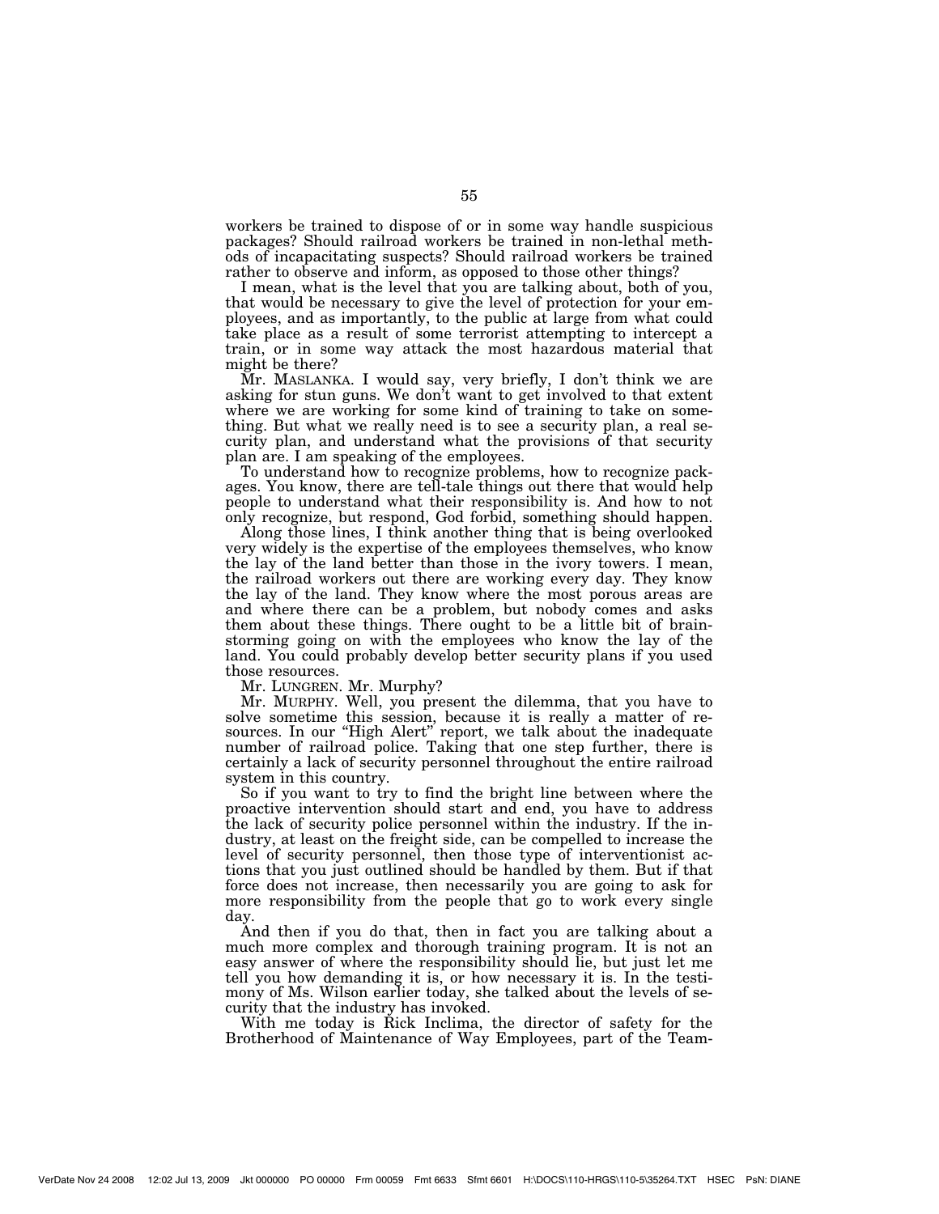workers be trained to dispose of or in some way handle suspicious packages? Should railroad workers be trained in non-lethal methods of incapacitating suspects? Should railroad workers be trained rather to observe and inform, as opposed to those other things?

I mean, what is the level that you are talking about, both of you, that would be necessary to give the level of protection for your employees, and as importantly, to the public at large from what could take place as a result of some terrorist attempting to intercept a train, or in some way attack the most hazardous material that might be there?

Mr. MASLANKA. I would say, very briefly, I don't think we are asking for stun guns. We don't want to get involved to that extent where we are working for some kind of training to take on something. But what we really need is to see a security plan, a real security plan, and understand what the provisions of that security plan are. I am speaking of the employees.

To understand how to recognize problems, how to recognize packages. You know, there are tell-tale things out there that would help people to understand what their responsibility is. And how to not only recognize, but respond, God forbid, something should happen.

Along those lines, I think another thing that is being overlooked very widely is the expertise of the employees themselves, who know the lay of the land better than those in the ivory towers. I mean, the railroad workers out there are working every day. They know the lay of the land. They know where the most porous areas are and where there can be a problem, but nobody comes and asks them about these things. There ought to be a little bit of brainstorming going on with the employees who know the lay of the land. You could probably develop better security plans if you used those resources.

Mr. LUNGREN. Mr. Murphy?

Mr. MURPHY. Well, you present the dilemma, that you have to solve sometime this session, because it is really a matter of resources. In our "High Alert" report, we talk about the inadequate number of railroad police. Taking that one step further, there is certainly a lack of security personnel throughout the entire railroad system in this country.

So if you want to try to find the bright line between where the proactive intervention should start and end, you have to address the lack of security police personnel within the industry. If the industry, at least on the freight side, can be compelled to increase the level of security personnel, then those type of interventionist actions that you just outlined should be handled by them. But if that force does not increase, then necessarily you are going to ask for more responsibility from the people that go to work every single day.

And then if you do that, then in fact you are talking about a much more complex and thorough training program. It is not an easy answer of where the responsibility should lie, but just let me tell you how demanding it is, or how necessary it is. In the testimony of Ms. Wilson earlier today, she talked about the levels of security that the industry has invoked.

With me today is Rick Inclima, the director of safety for the Brotherhood of Maintenance of Way Employees, part of the Team-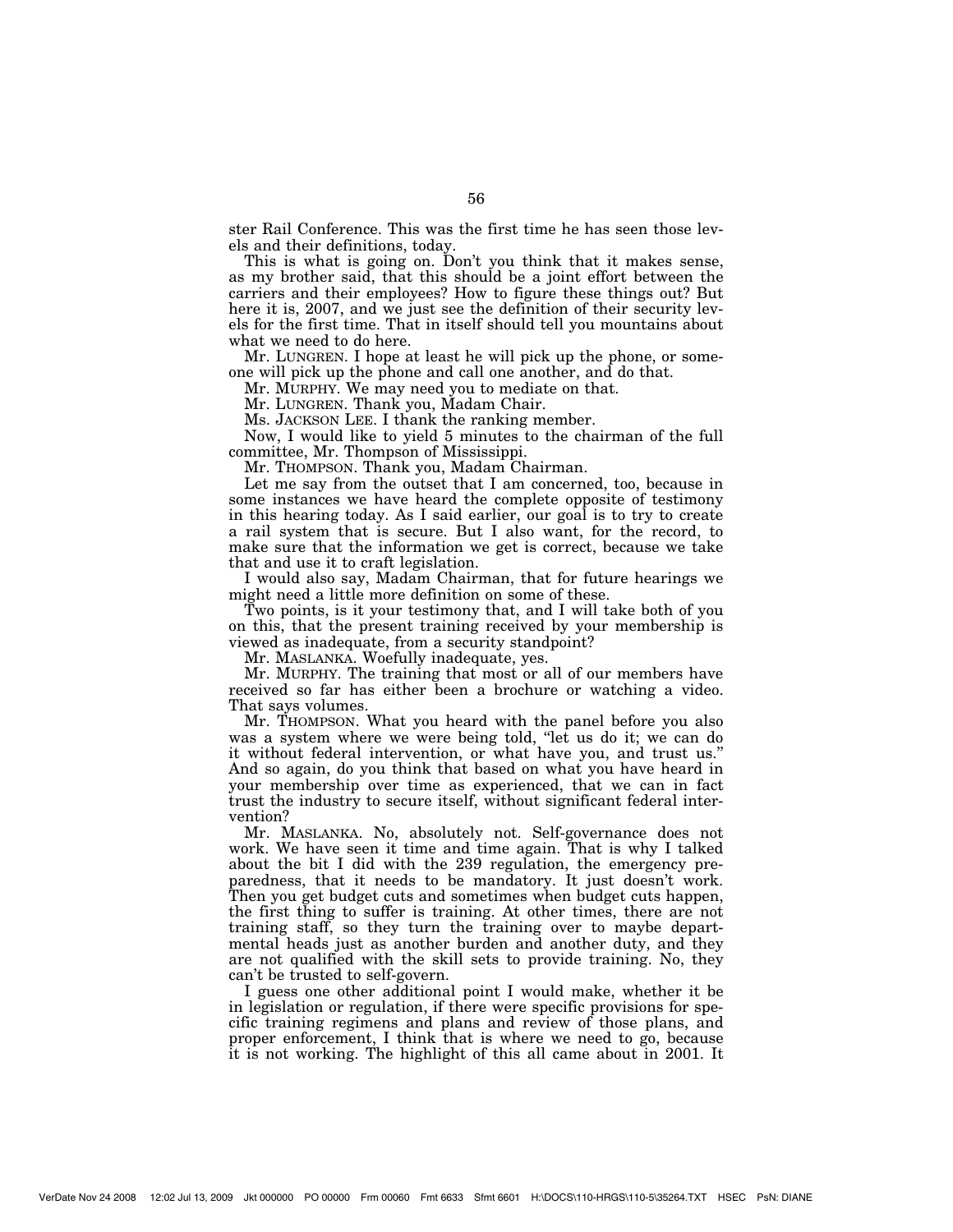ster Rail Conference. This was the first time he has seen those levels and their definitions, today.

This is what is going on. Don't you think that it makes sense, as my brother said, that this should be a joint effort between the carriers and their employees? How to figure these things out? But here it is, 2007, and we just see the definition of their security levels for the first time. That in itself should tell you mountains about what we need to do here.

Mr. LUNGREN. I hope at least he will pick up the phone, or someone will pick up the phone and call one another, and do that.

Mr. MURPHY. We may need you to mediate on that.

Mr. LUNGREN. Thank you, Madam Chair.

Ms. JACKSON LEE. I thank the ranking member.

Now, I would like to yield 5 minutes to the chairman of the full committee, Mr. Thompson of Mississippi.

Mr. THOMPSON. Thank you, Madam Chairman.

Let me say from the outset that I am concerned, too, because in some instances we have heard the complete opposite of testimony in this hearing today. As I said earlier, our goal is to try to create a rail system that is secure. But I also want, for the record, to make sure that the information we get is correct, because we take that and use it to craft legislation.

I would also say, Madam Chairman, that for future hearings we might need a little more definition on some of these.

Two points, is it your testimony that, and I will take both of you on this, that the present training received by your membership is viewed as inadequate, from a security standpoint?

Mr. MASLANKA. Woefully inadequate, yes.

Mr. MURPHY. The training that most or all of our members have received so far has either been a brochure or watching a video. That says volumes.

Mr. THOMPSON. What you heard with the panel before you also was a system where we were being told, "let us do it; we can do it without federal intervention, or what have you, and trust us." And so again, do you think that based on what you have heard in your membership over time as experienced, that we can in fact trust the industry to secure itself, without significant federal intervention?

Mr. MASLANKA. No, absolutely not. Self-governance does not work. We have seen it time and time again. That is why I talked about the bit I did with the 239 regulation, the emergency preparedness, that it needs to be mandatory. It just doesn't work. Then you get budget cuts and sometimes when budget cuts happen, the first thing to suffer is training. At other times, there are not training staff, so they turn the training over to maybe departmental heads just as another burden and another duty, and they are not qualified with the skill sets to provide training. No, they can't be trusted to self-govern.

I guess one other additional point I would make, whether it be in legislation or regulation, if there were specific provisions for specific training regimens and plans and review of those plans, and proper enforcement, I think that is where we need to go, because it is not working. The highlight of this all came about in 2001. It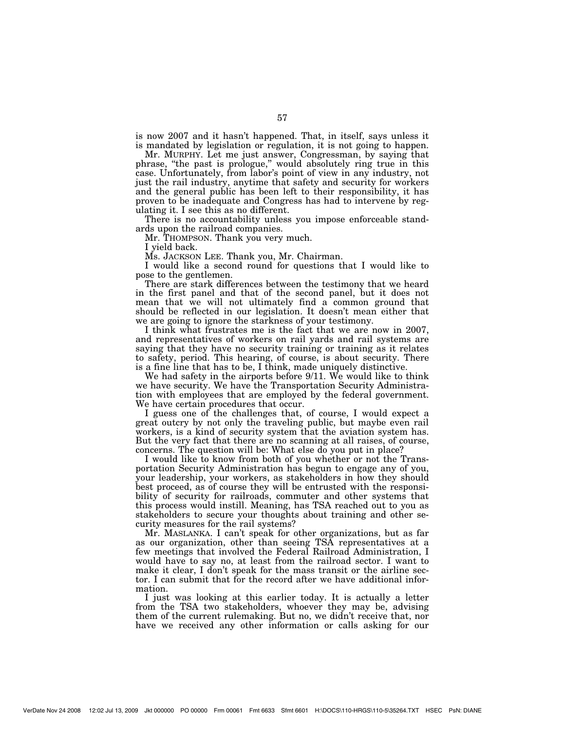is now 2007 and it hasn't happened. That, in itself, says unless it is mandated by legislation or regulation, it is not going to happen.

Mr. MURPHY. Let me just answer, Congressman, by saying that phrase, "the past is prologue," would absolutely ring true in this case. Unfortunately, from labor's point of view in any industry, not just the rail industry, anytime that safety and security for workers and the general public has been left to their responsibility, it has proven to be inadequate and Congress has had to intervene by regulating it. I see this as no different.

There is no accountability unless you impose enforceable standards upon the railroad companies.

Mr. THOMPSON. Thank you very much.

I yield back.

Ms. JACKSON LEE. Thank you, Mr. Chairman.

I would like a second round for questions that I would like to pose to the gentlemen.

There are stark differences between the testimony that we heard in the first panel and that of the second panel, but it does not mean that we will not ultimately find a common ground that should be reflected in our legislation. It doesn't mean either that we are going to ignore the starkness of your testimony.

I think what frustrates me is the fact that we are now in 2007, and representatives of workers on rail yards and rail systems are saying that they have no security training or training as it relates to safety, period. This hearing, of course, is about security. There is a fine line that has to be, I think, made uniquely distinctive.

We had safety in the airports before 9/11. We would like to think we have security. We have the Transportation Security Administration with employees that are employed by the federal government. We have certain procedures that occur.

I guess one of the challenges that, of course, I would expect a great outcry by not only the traveling public, but maybe even rail workers, is a kind of security system that the aviation system has. But the very fact that there are no scanning at all raises, of course, concerns. The question will be: What else do you put in place?

I would like to know from both of you whether or not the Transportation Security Administration has begun to engage any of you, your leadership, your workers, as stakeholders in how they should best proceed, as of course they will be entrusted with the responsibility of security for railroads, commuter and other systems that this process would instill. Meaning, has TSA reached out to you as stakeholders to secure your thoughts about training and other security measures for the rail systems?

Mr. MASLANKA. I can't speak for other organizations, but as far as our organization, other than seeing TSA representatives at a few meetings that involved the Federal Railroad Administration, I would have to say no, at least from the railroad sector. I want to make it clear, I don't speak for the mass transit or the airline sector. I can submit that for the record after we have additional information.

I just was looking at this earlier today. It is actually a letter from the TSA two stakeholders, whoever they may be, advising them of the current rulemaking. But no, we didn't receive that, nor have we received any other information or calls asking for our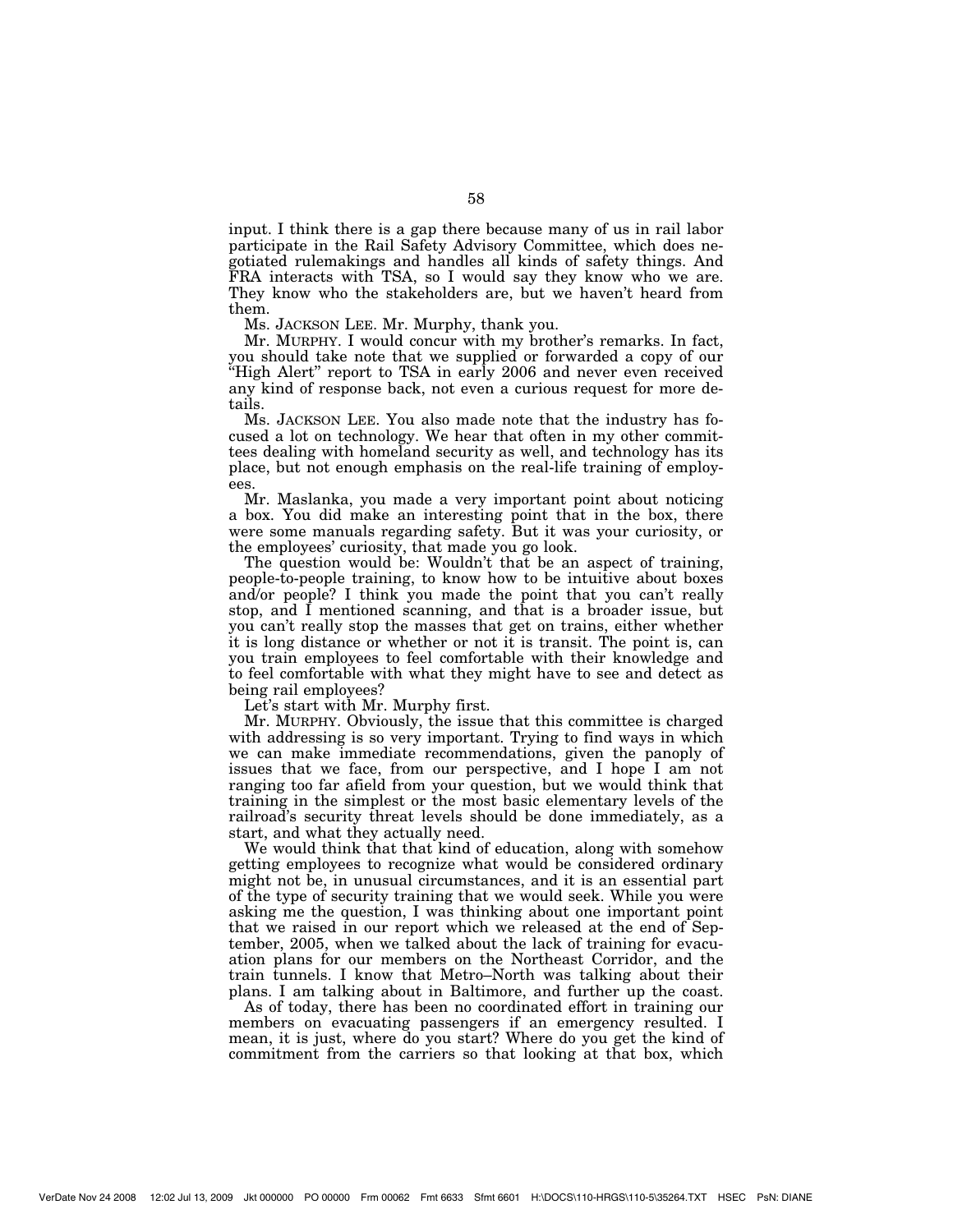input. I think there is a gap there because many of us in rail labor participate in the Rail Safety Advisory Committee, which does negotiated rulemakings and handles all kinds of safety things. And FRA interacts with TSA, so I would say they know who we are. They know who the stakeholders are, but we haven't heard from them.

Ms. JACKSON LEE. Mr. Murphy, thank you.

Mr. MURPHY. I would concur with my brother's remarks. In fact, you should take note that we supplied or forwarded a copy of our "High Alert" report to TSA in early 2006 and never even received any kind of response back, not even a curious request for more details.

Ms. JACKSON LEE. You also made note that the industry has focused a lot on technology. We hear that often in my other committees dealing with homeland security as well, and technology has its place, but not enough emphasis on the real-life training of employees.

Mr. Maslanka, you made a very important point about noticing a box. You did make an interesting point that in the box, there were some manuals regarding safety. But it was your curiosity, or the employees' curiosity, that made you go look.

The question would be: Wouldn't that be an aspect of training, people-to-people training, to know how to be intuitive about boxes and/or people? I think you made the point that you can't really stop, and I mentioned scanning, and that is a broader issue, but you can't really stop the masses that get on trains, either whether it is long distance or whether or not it is transit. The point is, can you train employees to feel comfortable with their knowledge and to feel comfortable with what they might have to see and detect as being rail employees?

Let's start with Mr. Murphy first.

Mr. MURPHY. Obviously, the issue that this committee is charged with addressing is so very important. Trying to find ways in which we can make immediate recommendations, given the panoply of issues that we face, from our perspective, and I hope I am not ranging too far afield from your question, but we would think that training in the simplest or the most basic elementary levels of the railroad's security threat levels should be done immediately, as a start, and what they actually need.

We would think that that kind of education, along with somehow getting employees to recognize what would be considered ordinary might not be, in unusual circumstances, and it is an essential part of the type of security training that we would seek. While you were asking me the question, I was thinking about one important point that we raised in our report which we released at the end of September, 2005, when we talked about the lack of training for evacuation plans for our members on the Northeast Corridor, and the train tunnels. I know that Metro–North was talking about their plans. I am talking about in Baltimore, and further up the coast.

As of today, there has been no coordinated effort in training our members on evacuating passengers if an emergency resulted. I mean, it is just, where do you start? Where do you get the kind of commitment from the carriers so that looking at that box, which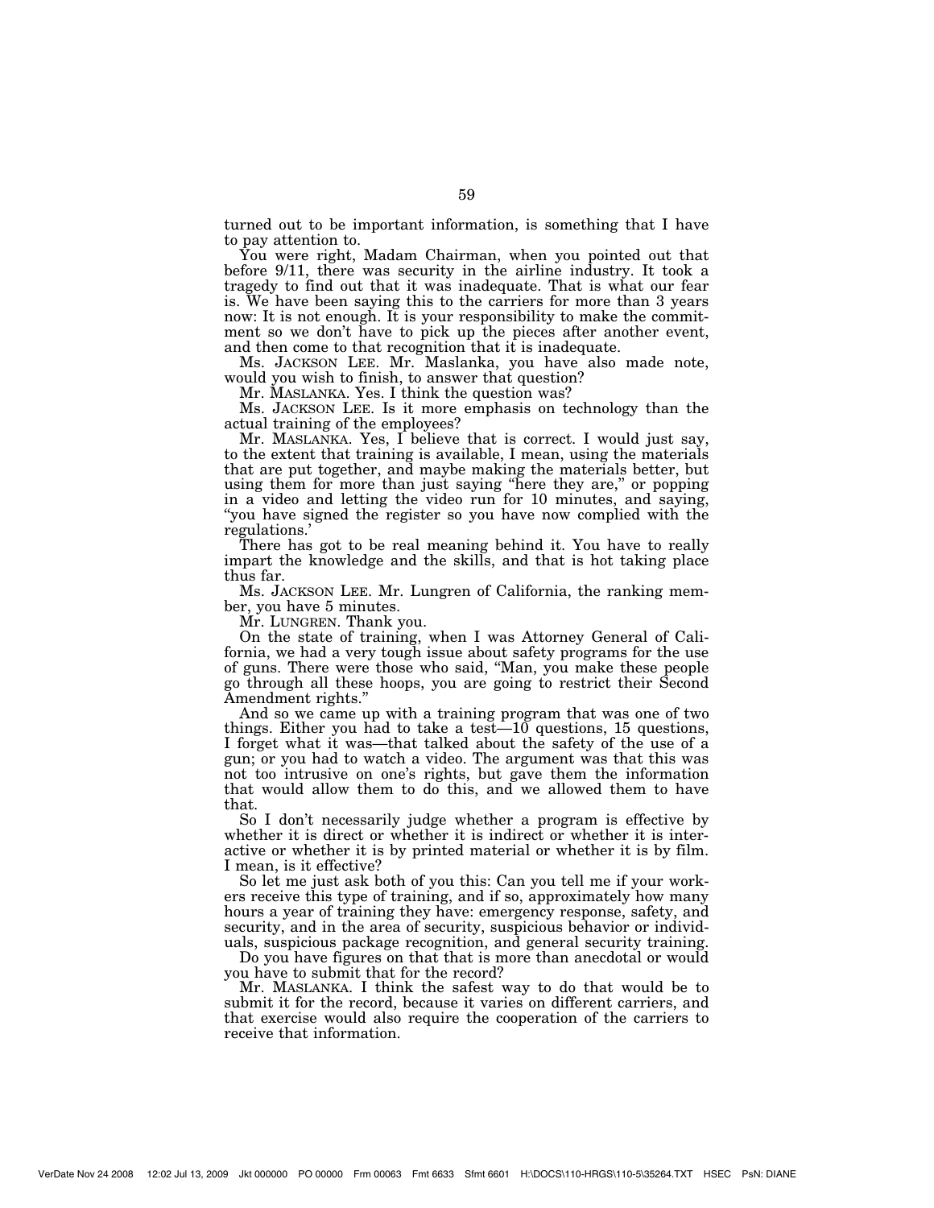turned out to be important information, is something that I have to pay attention to.

You were right, Madam Chairman, when you pointed out that before 9/11, there was security in the airline industry. It took a tragedy to find out that it was inadequate. That is what our fear is. We have been saying this to the carriers for more than 3 years now: It is not enough. It is your responsibility to make the commitment so we don't have to pick up the pieces after another event, and then come to that recognition that it is inadequate.

Ms. JACKSON LEE. Mr. Maslanka, you have also made note, would you wish to finish, to answer that question?

Mr. MASLANKA. Yes. I think the question was?

Ms. JACKSON LEE. Is it more emphasis on technology than the actual training of the employees?

Mr. MASLANKA. Yes, I believe that is correct. I would just say, to the extent that training is available, I mean, using the materials that are put together, and maybe making the materials better, but using them for more than just saying "here they are," or popping in a video and letting the video run for 10 minutes, and saying, "you have signed the register so you have now complied with the regulations.'

There has got to be real meaning behind it. You have to really impart the knowledge and the skills, and that is hot taking place thus far.

Ms. JACKSON LEE. Mr. Lungren of California, the ranking member, you have 5 minutes.

Mr. LUNGREN. Thank you.

On the state of training, when I was Attorney General of California, we had a very tough issue about safety programs for the use of guns. There were those who said, "Man, you make these people go through all these hoops, you are going to restrict their Second Amendment rights."

And so we came up with a training program that was one of two things. Either you had to take a test—10 questions, 15 questions, I forget what it was—that talked about the safety of the use of a gun; or you had to watch a video. The argument was that this was not too intrusive on one's rights, but gave them the information that would allow them to do this, and we allowed them to have that.

So I don't necessarily judge whether a program is effective by whether it is direct or whether it is indirect or whether it is interactive or whether it is by printed material or whether it is by film. I mean, is it effective?

So let me just ask both of you this: Can you tell me if your workers receive this type of training, and if so, approximately how many hours a year of training they have: emergency response, safety, and security, and in the area of security, suspicious behavior or individuals, suspicious package recognition, and general security training.

Do you have figures on that that is more than anecdotal or would you have to submit that for the record?

Mr. MASLANKA. I think the safest way to do that would be to submit it for the record, because it varies on different carriers, and that exercise would also require the cooperation of the carriers to receive that information.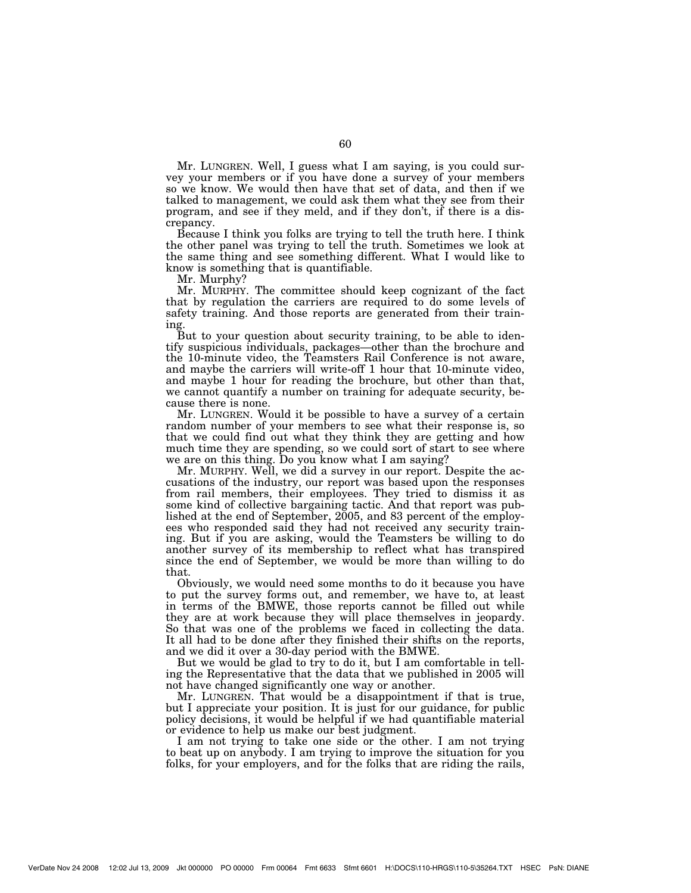Mr. LUNGREN. Well, I guess what I am saying, is you could survey your members or if you have done a survey of your members so we know. We would then have that set of data, and then if we talked to management, we could ask them what they see from their program, and see if they meld, and if they don't, if there is a discrepancy.

Because I think you folks are trying to tell the truth here. I think the other panel was trying to tell the truth. Sometimes we look at the same thing and see something different. What I would like to know is something that is quantifiable.

Mr. Murphy?

Mr. MURPHY. The committee should keep cognizant of the fact that by regulation the carriers are required to do some levels of safety training. And those reports are generated from their training.

But to your question about security training, to be able to identify suspicious individuals, packages—other than the brochure and the 10-minute video, the Teamsters Rail Conference is not aware, and maybe the carriers will write-off 1 hour that 10-minute video, and maybe 1 hour for reading the brochure, but other than that, we cannot quantify a number on training for adequate security, because there is none.

Mr. LUNGREN. Would it be possible to have a survey of a certain random number of your members to see what their response is, so that we could find out what they think they are getting and how much time they are spending, so we could sort of start to see where we are on this thing. Do you know what I am saying?

Mr. MURPHY. Well, we did a survey in our report. Despite the accusations of the industry, our report was based upon the responses from rail members, their employees. They tried to dismiss it as some kind of collective bargaining tactic. And that report was published at the end of September, 2005, and 83 percent of the employees who responded said they had not received any security training. But if you are asking, would the Teamsters be willing to do another survey of its membership to reflect what has transpired since the end of September, we would be more than willing to do that.

Obviously, we would need some months to do it because you have to put the survey forms out, and remember, we have to, at least in terms of the BMWE, those reports cannot be filled out while they are at work because they will place themselves in jeopardy. So that was one of the problems we faced in collecting the data. It all had to be done after they finished their shifts on the reports, and we did it over a 30-day period with the BMWE.

But we would be glad to try to do it, but I am comfortable in telling the Representative that the data that we published in 2005 will not have changed significantly one way or another.

Mr. LUNGREN. That would be a disappointment if that is true, but I appreciate your position. It is just for our guidance, for public policy decisions, it would be helpful if we had quantifiable material or evidence to help us make our best judgment.

I am not trying to take one side or the other. I am not trying to beat up on anybody. I am trying to improve the situation for you folks, for your employers, and for the folks that are riding the rails,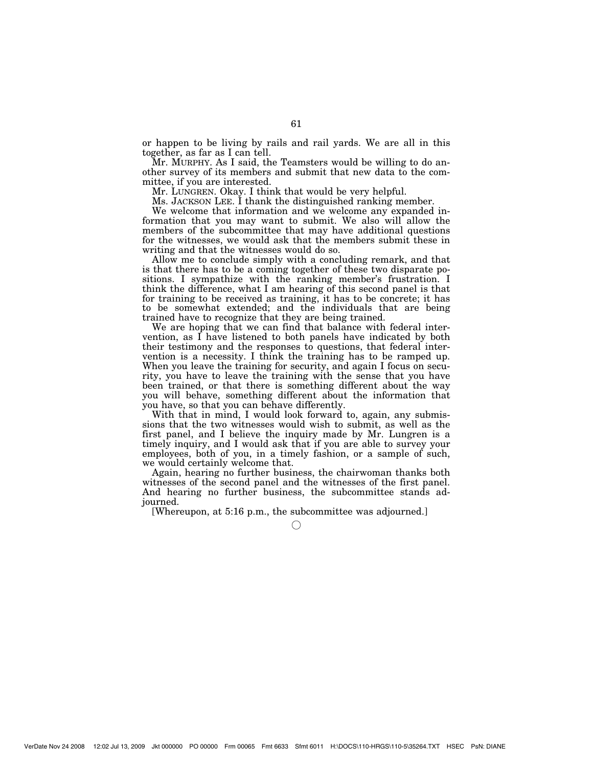or happen to be living by rails and rail yards. We are all in this together, as far as I can tell.

Mr. MURPHY. As I said, the Teamsters would be willing to do another survey of its members and submit that new data to the committee, if you are interested.

Mr. LUNGREN. Okay. I think that would be very helpful.

Ms. JACKSON LEE. I thank the distinguished ranking member.

We welcome that information and we welcome any expanded information that you may want to submit. We also will allow the members of the subcommittee that may have additional questions for the witnesses, we would ask that the members submit these in writing and that the witnesses would do so.

Allow me to conclude simply with a concluding remark, and that is that there has to be a coming together of these two disparate positions. I sympathize with the ranking member's frustration. I think the difference, what I am hearing of this second panel is that for training to be received as training, it has to be concrete; it has to be somewhat extended; and the individuals that are being trained have to recognize that they are being trained.

We are hoping that we can find that balance with federal intervention, as I have listened to both panels have indicated by both their testimony and the responses to questions, that federal intervention is a necessity. I think the training has to be ramped up. When you leave the training for security, and again I focus on security, you have to leave the training with the sense that you have been trained, or that there is something different about the way you will behave, something different about the information that you have, so that you can behave differently.

With that in mind, I would look forward to, again, any submissions that the two witnesses would wish to submit, as well as the first panel, and I believe the inquiry made by Mr. Lungren is a timely inquiry, and I would ask that if you are able to survey your employees, both of you, in a timely fashion, or a sample of such, we would certainly welcome that.

Again, hearing no further business, the chairwoman thanks both witnesses of the second panel and the witnesses of the first panel. And hearing no further business, the subcommittee stands adjourned.

[Whereupon, at 5:16 p.m., the subcommittee was adjourned.]

○